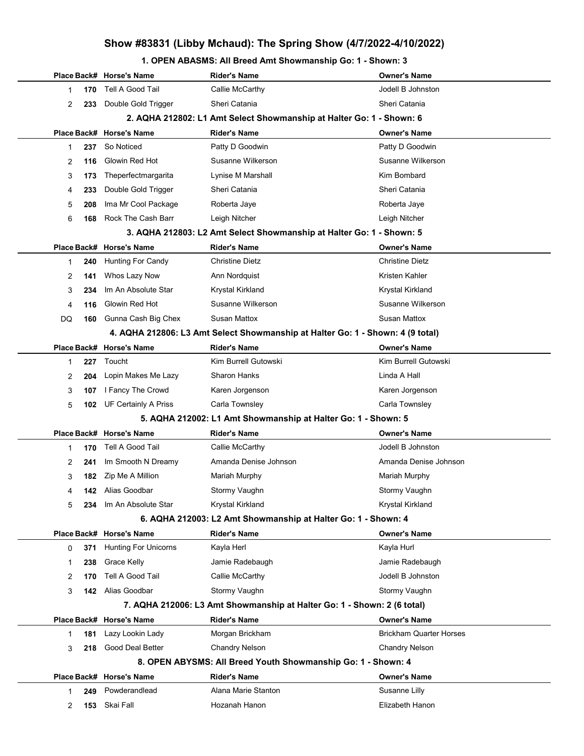# Show #83831 (Libby Mchaud): The Spring Show (4/7/2022-4/10/2022)

## 1. OPEN ABASMS: All Breed Amt Showmanship Go: 1 - Shown: 3

| Place | Back# | Horse's Name | Rider's Name | Owner's Name |
|---|---|---|---|---|
| 1 | 170 | Tell A Good Tail | Callie McCarthy | Jodell B Johnston |
| 2 | 233 | Double Gold Trigger | Sheri Catania | Sheri Catania |

## 2. AQHA 212802: L1 Amt Select Showmanship at Halter Go: 1 - Shown: 6

| Place | Back# | Horse's Name | Rider's Name | Owner's Name |
|---|---|---|---|---|
| 1 | 237 | So Noticed | Patty D Goodwin | Patty D Goodwin |
| 2 | 116 | Glowin Red Hot | Susanne Wilkerson | Susanne Wilkerson |
| 3 | 173 | Theperfectmargarita | Lynise M Marshall | Kim Bombard |
| 4 | 233 | Double Gold Trigger | Sheri Catania | Sheri Catania |
| 5 | 208 | Ima Mr Cool Package | Roberta Jaye | Roberta Jaye |
| 6 | 168 | Rock The Cash Barr | Leigh Nitcher | Leigh Nitcher |

## 3. AQHA 212803: L2 Amt Select Showmanship at Halter Go: 1 - Shown: 5

| Place | Back# | Horse's Name | Rider's Name | Owner's Name |
|---|---|---|---|---|
| 1 | 240 | Hunting For Candy | Christine Dietz | Christine Dietz |
| 2 | 141 | Whos Lazy Now | Ann Nordquist | Kristen Kahler |
| 3 | 234 | Im An Absolute Star | Krystal Kirkland | Krystal Kirkland |
| 4 | 116 | Glowin Red Hot | Susanne Wilkerson | Susanne Wilkerson |
| DQ | 160 | Gunna Cash Big Chex | Susan Mattox | Susan Mattox |

## 4. AQHA 212806: L3 Amt Select Showmanship at Halter Go: 1 - Shown: 4 (9 total)

| Place | Back# | Horse's Name | Rider's Name | Owner's Name |
|---|---|---|---|---|
| 1 | 227 | Toucht | Kim Burrell Gutowski | Kim Burrell Gutowski |
| 2 | 204 | Lopin Makes Me Lazy | Sharon Hanks | Linda A Hall |
| 3 | 107 | I Fancy The Crowd | Karen Jorgenson | Karen Jorgenson |
| 5 | 102 | UF Certainly A Priss | Carla Townsley | Carla Townsley |

## 5. AQHA 212002: L1 Amt Showmanship at Halter Go: 1 - Shown: 5

| Place | Back# | Horse's Name | Rider's Name | Owner's Name |
|---|---|---|---|---|
| 1 | 170 | Tell A Good Tail | Callie McCarthy | Jodell B Johnston |
| 2 | 241 | Im Smooth N Dreamy | Amanda Denise Johnson | Amanda Denise Johnson |
| 3 | 182 | Zip Me A Million | Mariah Murphy | Mariah Murphy |
| 4 | 142 | Alias Goodbar | Stormy Vaughn | Stormy Vaughn |
| 5 | 234 | Im An Absolute Star | Krystal Kirkland | Krystal Kirkland |

## 6. AQHA 212003: L2 Amt Showmanship at Halter Go: 1 - Shown: 4

| Place | Back# | Horse's Name | Rider's Name | Owner's Name |
|---|---|---|---|---|
| 0 | 371 | Hunting For Unicorns | Kayla Herl | Kayla Hurl |
| 1 | 238 | Grace Kelly | Jamie Radebaugh | Jamie Radebaugh |
| 2 | 170 | Tell A Good Tail | Callie McCarthy | Jodell B Johnston |
| 3 | 142 | Alias Goodbar | Stormy Vaughn | Stormy Vaughn |

## 7. AQHA 212006: L3 Amt Showmanship at Halter Go: 1 - Shown: 2 (6 total)

| Place | Back# | Horse's Name | Rider's Name | Owner's Name |
|---|---|---|---|---|
| 1 | 181 | Lazy Lookin Lady | Morgan Brickham | Brickham Quarter Horses |
| 3 | 218 | Good Deal Better | Chandry Nelson | Chandry Nelson |

## 8. OPEN ABYSMS: All Breed Youth Showmanship Go: 1 - Shown: 4

| Place | Back# | Horse's Name | Rider's Name | Owner's Name |
|---|---|---|---|---|
| 1 | 249 | Powderandlead | Alana Marie Stanton | Susanne Lilly |
| 2 | 153 | Skai Fall | Hozanah Hanon | Elizabeth Hanon |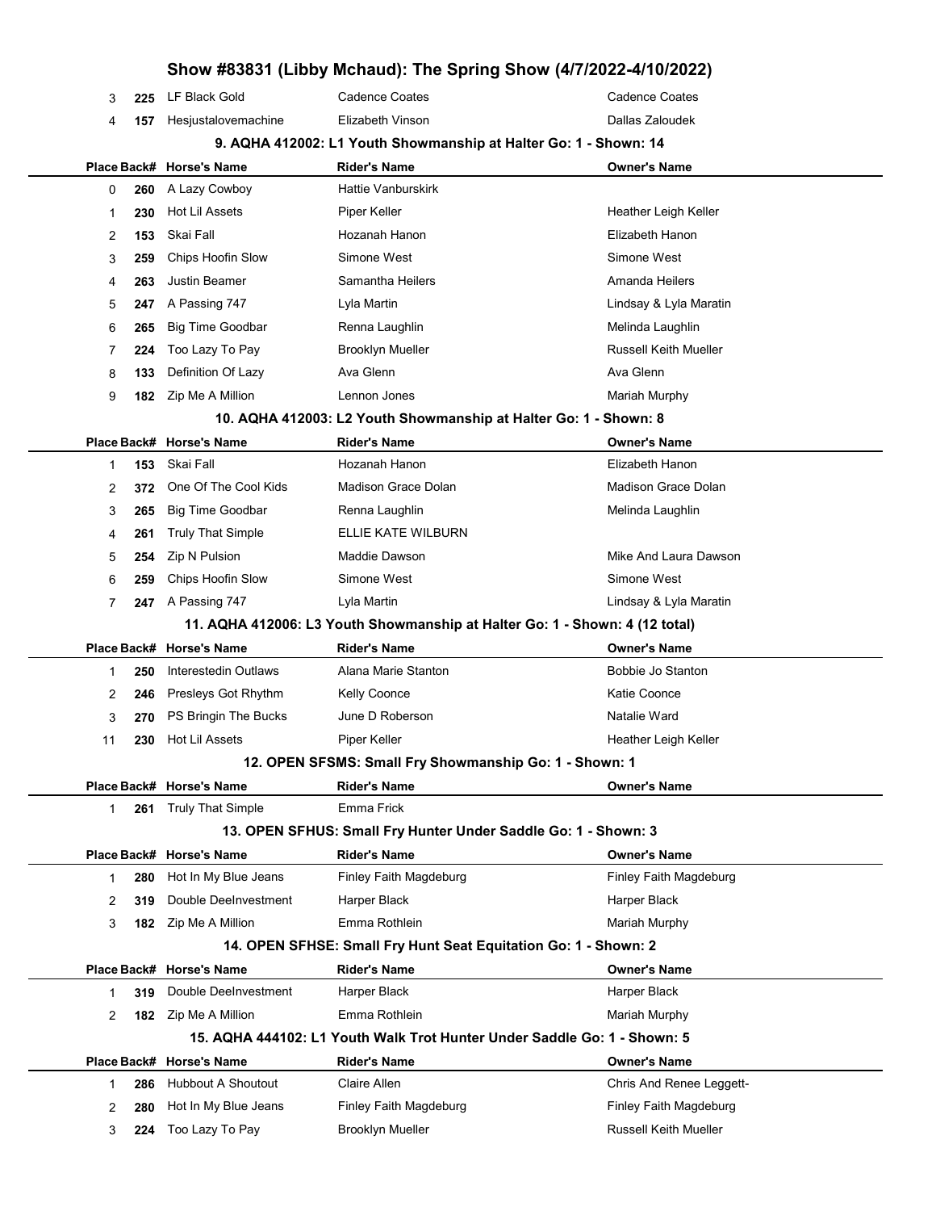# Show #83831 (Libby Mchaud): The Spring Show (4/7/2022-4/10/2022)

| Place | Back# | Horse's Name | Rider's Name | Owner's Name |
|---|---|---|---|---|
| 3 | **225** | LF Black Gold | Cadence Coates | Cadence Coates |
| 4 | **157** | Hesjustalovemachine | Elizabeth Vinson | Dallas Zaloudek |

### 9. AQHA 412002: L1 Youth Showmanship at Halter Go: 1 - Shown: 14

| Place | Back# | Horse's Name | Rider's Name | Owner's Name |
|---|---|---|---|---|
| 0 | **260** | A Lazy Cowboy | Hattie Vanburskirk | |
| 1 | **230** | Hot Lil Assets | Piper Keller | Heather Leigh Keller |
| 2 | **153** | Skai Fall | Hozanah Hanon | Elizabeth Hanon |
| 3 | **259** | Chips Hoofin Slow | Simone West | Simone West |
| 4 | **263** | Justin Beamer | Samantha Heilers | Amanda Heilers |
| 5 | **247** | A Passing 747 | Lyla Martin | Lindsay & Lyla Maratin |
| 6 | **265** | Big Time Goodbar | Renna Laughlin | Melinda Laughlin |
| 7 | **224** | Too Lazy To Pay | Brooklyn Mueller | Russell Keith Mueller |
| 8 | **133** | Definition Of Lazy | Ava Glenn | Ava Glenn |
| 9 | **182** | Zip Me A Million | Lennon Jones | Mariah Murphy |

### 10. AQHA 412003: L2 Youth Showmanship at Halter Go: 1 - Shown: 8

| Place | Back# | Horse's Name | Rider's Name | Owner's Name |
|---|---|---|---|---|
| 1 | **153** | Skai Fall | Hozanah Hanon | Elizabeth Hanon |
| 2 | **372** | One Of The Cool Kids | Madison Grace Dolan | Madison Grace Dolan |
| 3 | **265** | Big Time Goodbar | Renna Laughlin | Melinda Laughlin |
| 4 | **261** | Truly That Simple | ELLIE KATE WILBURN | |
| 5 | **254** | Zip N Pulsion | Maddie Dawson | Mike And Laura Dawson |
| 6 | **259** | Chips Hoofin Slow | Simone West | Simone West |
| 7 | **247** | A Passing 747 | Lyla Martin | Lindsay & Lyla Maratin |

### 11. AQHA 412006: L3 Youth Showmanship at Halter Go: 1 - Shown: 4 (12 total)

| Place | Back# | Horse's Name | Rider's Name | Owner's Name |
|---|---|---|---|---|
| 1 | **250** | Interestedin Outlaws | Alana Marie Stanton | Bobbie Jo Stanton |
| 2 | **246** | Presleys Got Rhythm | Kelly Coonce | Katie Coonce |
| 3 | **270** | PS Bringin The Bucks | June D Roberson | Natalie Ward |
| 11 | **230** | Hot Lil Assets | Piper Keller | Heather Leigh Keller |

### 12. OPEN SFSMS: Small Fry Showmanship Go: 1 - Shown: 1

| Place | Back# | Horse's Name | Rider's Name | Owner's Name |
|---|---|---|---|---|
| 1 | **261** | Truly That Simple | Emma Frick | |

### 13. OPEN SFHUS: Small Fry Hunter Under Saddle Go: 1 - Shown: 3

| Place | Back# | Horse's Name | Rider's Name | Owner's Name |
|---|---|---|---|---|
| 1 | **280** | Hot In My Blue Jeans | Finley Faith Magdeburg | Finley Faith Magdeburg |
| 2 | **319** | Double DeeInvestment | Harper Black | Harper Black |
| 3 | **182** | Zip Me A Million | Emma Rothlein | Mariah Murphy |

### 14. OPEN SFHSE: Small Fry Hunt Seat Equitation Go: 1 - Shown: 2

| Place | Back# | Horse's Name | Rider's Name | Owner's Name |
|---|---|---|---|---|
| 1 | **319** | Double DeeInvestment | Harper Black | Harper Black |
| 2 | **182** | Zip Me A Million | Emma Rothlein | Mariah Murphy |

### 15. AQHA 444102: L1 Youth Walk Trot Hunter Under Saddle Go: 1 - Shown: 5

| Place | Back# | Horse's Name | Rider's Name | Owner's Name |
|---|---|---|---|---|
| 1 | **286** | Hubbout A Shoutout | Claire Allen | Chris And Renee Leggett- |
| 2 | **280** | Hot In My Blue Jeans | Finley Faith Magdeburg | Finley Faith Magdeburg |
| 3 | **224** | Too Lazy To Pay | Brooklyn Mueller | Russell Keith Mueller |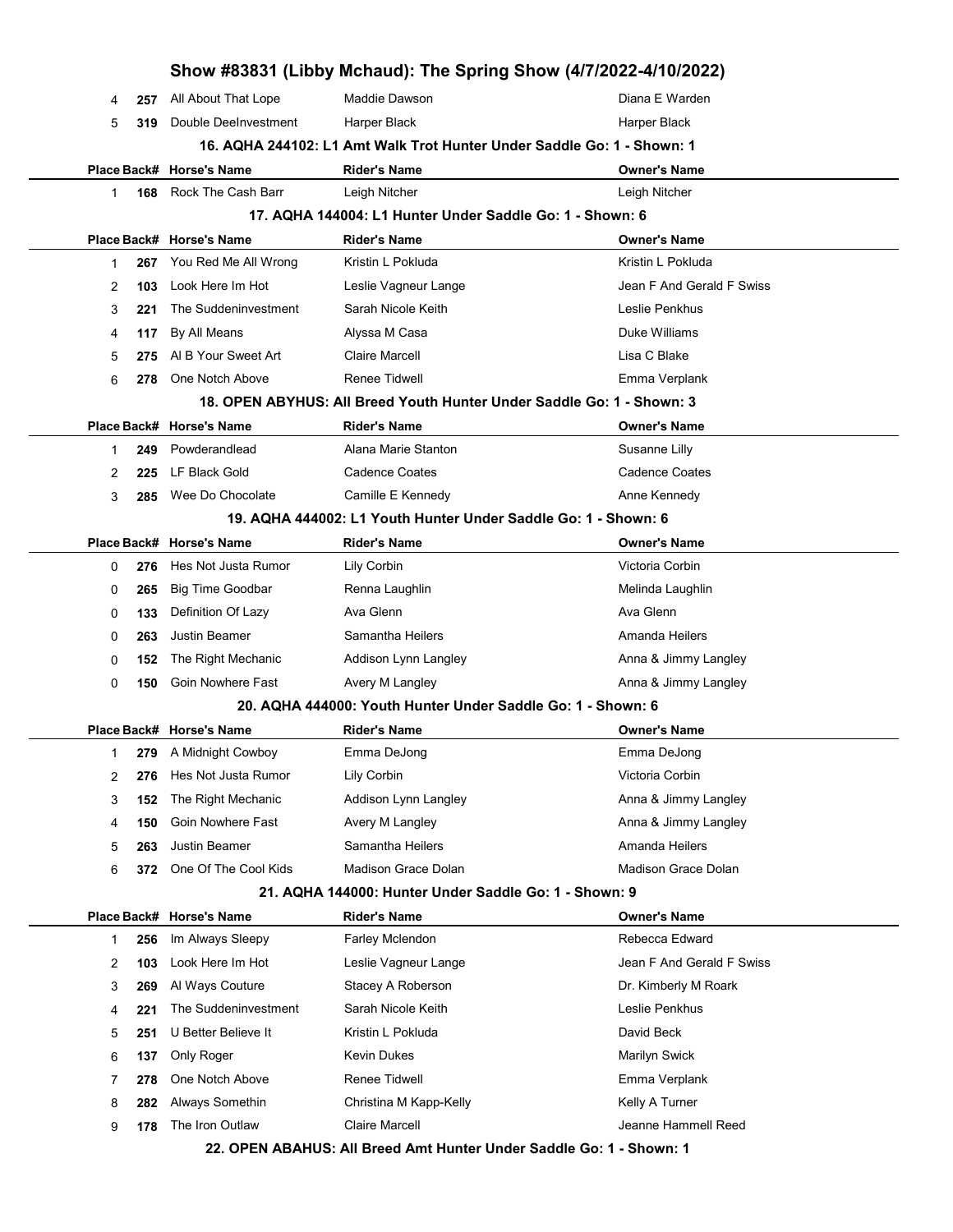| Place | Back# | Horse's Name | Rider's Name | Owner's Name |
|---|---|---|---|---|
| 4 | 257 | All About That Lope | Maddie Dawson | Diana E Warden |
| 5 | 319 | Double DeeInvestment | Harper Black | Harper Black |

### 16. AQHA 244102: L1 Amt Walk Trot Hunter Under Saddle Go: 1 - Shown: 1

| Place | Back# | Horse's Name | Rider's Name | Owner's Name |
|---|---|---|---|---|
| 1 | 168 | Rock The Cash Barr | Leigh Nitcher | Leigh Nitcher |

### 17. AQHA 144004: L1 Hunter Under Saddle Go: 1 - Shown: 6

| Place | Back# | Horse's Name | Rider's Name | Owner's Name |
|---|---|---|---|---|
| 1 | 267 | You Red Me All Wrong | Kristin L Pokluda | Kristin L Pokluda |
| 2 | 103 | Look Here Im Hot | Leslie Vagneur Lange | Jean F And Gerald F Swiss |
| 3 | 221 | The Suddeninvestment | Sarah Nicole Keith | Leslie Penkhus |
| 4 | 117 | By All Means | Alyssa M Casa | Duke Williams |
| 5 | 275 | Al B Your Sweet Art | Claire Marcell | Lisa C Blake |
| 6 | 278 | One Notch Above | Renee Tidwell | Emma Verplank |

### 18. OPEN ABYHUS: All Breed Youth Hunter Under Saddle Go: 1 - Shown: 3

| Place | Back# | Horse's Name | Rider's Name | Owner's Name |
|---|---|---|---|---|
| 1 | 249 | Powderandlead | Alana Marie Stanton | Susanne Lilly |
| 2 | 225 | LF Black Gold | Cadence Coates | Cadence Coates |
| 3 | 285 | Wee Do Chocolate | Camille E Kennedy | Anne Kennedy |

### 19. AQHA 444002: L1 Youth Hunter Under Saddle Go: 1 - Shown: 6

| Place | Back# | Horse's Name | Rider's Name | Owner's Name |
|---|---|---|---|---|
| 0 | 276 | Hes Not Justa Rumor | Lily Corbin | Victoria Corbin |
| 0 | 265 | Big Time Goodbar | Renna Laughlin | Melinda Laughlin |
| 0 | 133 | Definition Of Lazy | Ava Glenn | Ava Glenn |
| 0 | 263 | Justin Beamer | Samantha Heilers | Amanda Heilers |
| 0 | 152 | The Right Mechanic | Addison Lynn Langley | Anna & Jimmy Langley |
| 0 | 150 | Goin Nowhere Fast | Avery M Langley | Anna & Jimmy Langley |

### 20. AQHA 444000: Youth Hunter Under Saddle Go: 1 - Shown: 6

| Place | Back# | Horse's Name | Rider's Name | Owner's Name |
|---|---|---|---|---|
| 1 | 279 | A Midnight Cowboy | Emma DeJong | Emma DeJong |
| 2 | 276 | Hes Not Justa Rumor | Lily Corbin | Victoria Corbin |
| 3 | 152 | The Right Mechanic | Addison Lynn Langley | Anna & Jimmy Langley |
| 4 | 150 | Goin Nowhere Fast | Avery M Langley | Anna & Jimmy Langley |
| 5 | 263 | Justin Beamer | Samantha Heilers | Amanda Heilers |
| 6 | 372 | One Of The Cool Kids | Madison Grace Dolan | Madison Grace Dolan |

### 21. AQHA 144000: Hunter Under Saddle Go: 1 - Shown: 9

| Place | Back# | Horse's Name | Rider's Name | Owner's Name |
|---|---|---|---|---|
| 1 | 256 | Im Always Sleepy | Farley Mclendon | Rebecca Edward |
| 2 | 103 | Look Here Im Hot | Leslie Vagneur Lange | Jean F And Gerald F Swiss |
| 3 | 269 | Al Ways Couture | Stacey A Roberson | Dr. Kimberly M Roark |
| 4 | 221 | The Suddeninvestment | Sarah Nicole Keith | Leslie Penkhus |
| 5 | 251 | U Better Believe It | Kristin L Pokluda | David Beck |
| 6 | 137 | Only Roger | Kevin Dukes | Marilyn Swick |
| 7 | 278 | One Notch Above | Renee Tidwell | Emma Verplank |
| 8 | 282 | Always Somethin | Christina M Kapp-Kelly | Kelly A Turner |
| 9 | 178 | The Iron Outlaw | Claire Marcell | Jeanne Hammell Reed |

### 22. OPEN ABAHUS: All Breed Amt Hunter Under Saddle Go: 1 - Shown: 1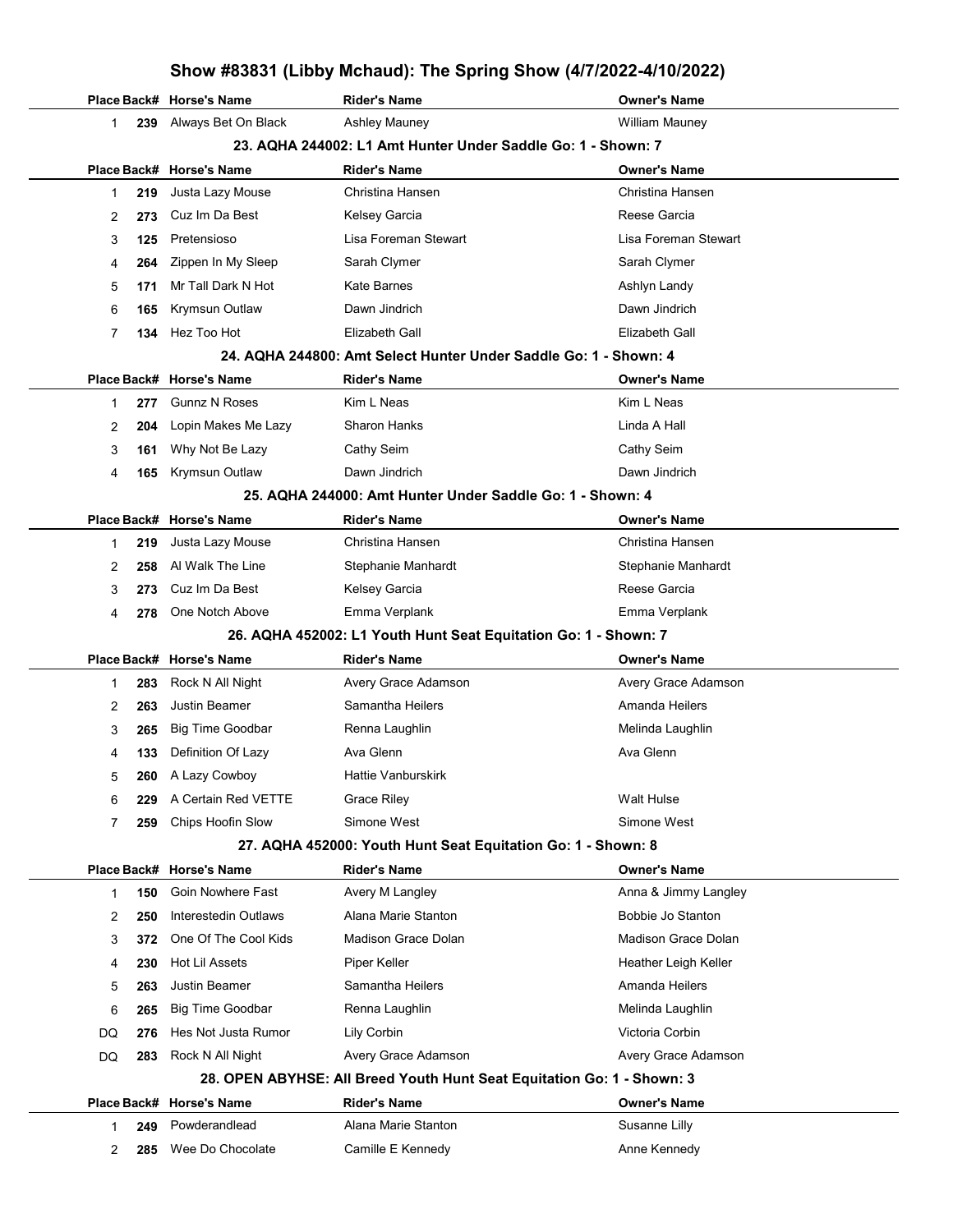## Show #83831 (Libby Mchaud): The Spring Show (4/7/2022-4/10/2022)

| Place | Back# | Horse's Name | Rider's Name | Owner's Name |
|---|---|---|---|---|
| 1 | 239 | Always Bet On Black | Ashley Mauney | William Mauney |

### 23. AQHA 244002: L1 Amt Hunter Under Saddle Go: 1 - Shown: 7

| Place | Back# | Horse's Name | Rider's Name | Owner's Name |
|---|---|---|---|---|
| 1 | 219 | Justa Lazy Mouse | Christina Hansen | Christina Hansen |
| 2 | 273 | Cuz Im Da Best | Kelsey Garcia | Reese Garcia |
| 3 | 125 | Pretensioso | Lisa Foreman Stewart | Lisa Foreman Stewart |
| 4 | 264 | Zippen In My Sleep | Sarah Clymer | Sarah Clymer |
| 5 | 171 | Mr Tall Dark N Hot | Kate Barnes | Ashlyn Landy |
| 6 | 165 | Krymsun Outlaw | Dawn Jindrich | Dawn Jindrich |
| 7 | 134 | Hez Too Hot | Elizabeth Gall | Elizabeth Gall |

### 24. AQHA 244800: Amt Select Hunter Under Saddle Go: 1 - Shown: 4

| Place | Back# | Horse's Name | Rider's Name | Owner's Name |
|---|---|---|---|---|
| 1 | 277 | Gunnz N Roses | Kim L Neas | Kim L Neas |
| 2 | 204 | Lopin Makes Me Lazy | Sharon Hanks | Linda A Hall |
| 3 | 161 | Why Not Be Lazy | Cathy Seim | Cathy Seim |
| 4 | 165 | Krymsun Outlaw | Dawn Jindrich | Dawn Jindrich |

### 25. AQHA 244000: Amt Hunter Under Saddle Go: 1 - Shown: 4

| Place | Back# | Horse's Name | Rider's Name | Owner's Name |
|---|---|---|---|---|
| 1 | 219 | Justa Lazy Mouse | Christina Hansen | Christina Hansen |
| 2 | 258 | Al Walk The Line | Stephanie Manhardt | Stephanie Manhardt |
| 3 | 273 | Cuz Im Da Best | Kelsey Garcia | Reese Garcia |
| 4 | 278 | One Notch Above | Emma Verplank | Emma Verplank |

### 26. AQHA 452002: L1 Youth Hunt Seat Equitation Go: 1 - Shown: 7

| Place | Back# | Horse's Name | Rider's Name | Owner's Name |
|---|---|---|---|---|
| 1 | 283 | Rock N All Night | Avery Grace Adamson | Avery Grace Adamson |
| 2 | 263 | Justin Beamer | Samantha Heilers | Amanda Heilers |
| 3 | 265 | Big Time Goodbar | Renna Laughlin | Melinda Laughlin |
| 4 | 133 | Definition Of Lazy | Ava Glenn | Ava Glenn |
| 5 | 260 | A Lazy Cowboy | Hattie Vanburskirk | |
| 6 | 229 | A Certain Red VETTE | Grace Riley | Walt Hulse |
| 7 | 259 | Chips Hoofin Slow | Simone West | Simone West |

### 27. AQHA 452000: Youth Hunt Seat Equitation Go: 1 - Shown: 8

| Place | Back# | Horse's Name | Rider's Name | Owner's Name |
|---|---|---|---|---|
| 1 | 150 | Goin Nowhere Fast | Avery M Langley | Anna & Jimmy Langley |
| 2 | 250 | Interestedin Outlaws | Alana Marie Stanton | Bobbie Jo Stanton |
| 3 | 372 | One Of The Cool Kids | Madison Grace Dolan | Madison Grace Dolan |
| 4 | 230 | Hot Lil Assets | Piper Keller | Heather Leigh Keller |
| 5 | 263 | Justin Beamer | Samantha Heilers | Amanda Heilers |
| 6 | 265 | Big Time Goodbar | Renna Laughlin | Melinda Laughlin |
| DQ | 276 | Hes Not Justa Rumor | Lily Corbin | Victoria Corbin |
| DQ | 283 | Rock N All Night | Avery Grace Adamson | Avery Grace Adamson |

### 28. OPEN ABYHSE: All Breed Youth Hunt Seat Equitation Go: 1 - Shown: 3

| Place | Back# | Horse's Name | Rider's Name | Owner's Name |
|---|---|---|---|---|
| 1 | 249 | Powderandlead | Alana Marie Stanton | Susanne Lilly |
| 2 | 285 | Wee Do Chocolate | Camille E Kennedy | Anne Kennedy |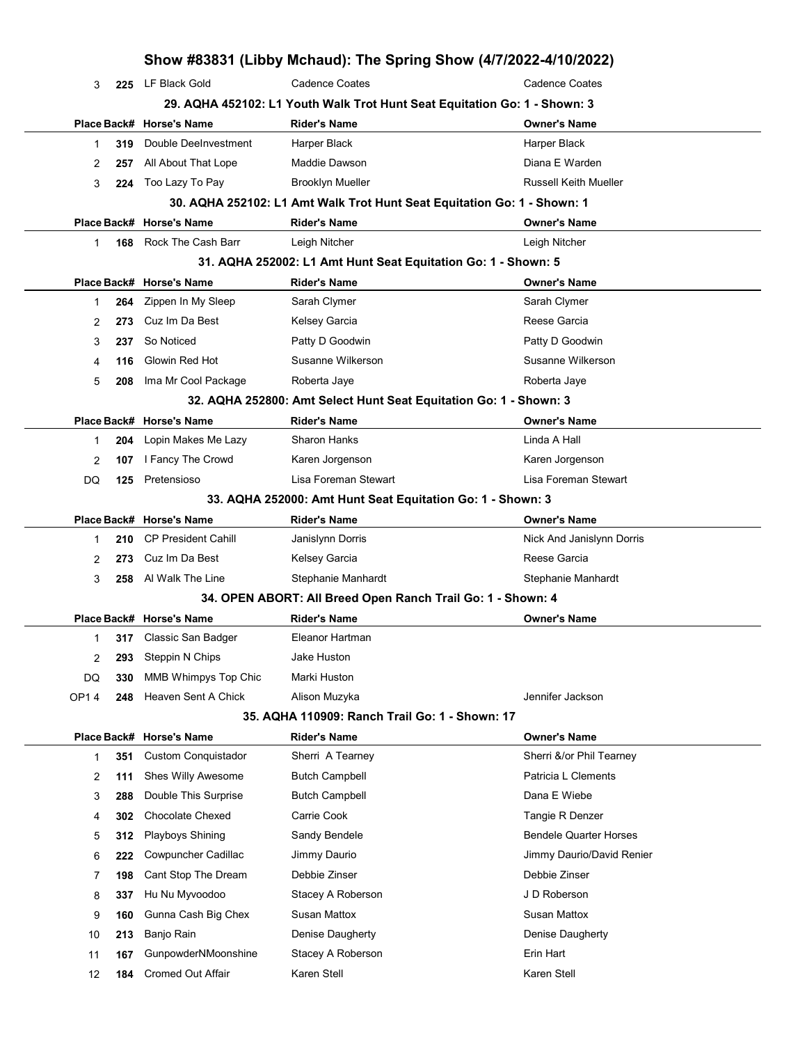| Place | Back# | Horse's Name | Rider's Name | Owner's Name |
|---|---|---|---|---|
| 3 | 225 | LF Black Gold | Cadence Coates | Cadence Coates |

### 29. AQHA 452102: L1 Youth Walk Trot Hunt Seat Equitation Go: 1 - Shown: 3

| Place | Back# | Horse's Name | Rider's Name | Owner's Name |
|---|---|---|---|---|
| 1 | 319 | Double DeeInvestment | Harper Black | Harper Black |
| 2 | 257 | All About That Lope | Maddie Dawson | Diana E Warden |
| 3 | 224 | Too Lazy To Pay | Brooklyn Mueller | Russell Keith Mueller |

### 30. AQHA 252102: L1 Amt Walk Trot Hunt Seat Equitation Go: 1 - Shown: 1

| Place | Back# | Horse's Name | Rider's Name | Owner's Name |
|---|---|---|---|---|
| 1 | 168 | Rock The Cash Barr | Leigh Nitcher | Leigh Nitcher |

### 31. AQHA 252002: L1 Amt Hunt Seat Equitation Go: 1 - Shown: 5

| Place | Back# | Horse's Name | Rider's Name | Owner's Name |
|---|---|---|---|---|
| 1 | 264 | Zippen In My Sleep | Sarah Clymer | Sarah Clymer |
| 2 | 273 | Cuz Im Da Best | Kelsey Garcia | Reese Garcia |
| 3 | 237 | So Noticed | Patty D Goodwin | Patty D Goodwin |
| 4 | 116 | Glowin Red Hot | Susanne Wilkerson | Susanne Wilkerson |
| 5 | 208 | Ima Mr Cool Package | Roberta Jaye | Roberta Jaye |

### 32. AQHA 252800: Amt Select Hunt Seat Equitation Go: 1 - Shown: 3

| Place | Back# | Horse's Name | Rider's Name | Owner's Name |
|---|---|---|---|---|
| 1 | 204 | Lopin Makes Me Lazy | Sharon Hanks | Linda A Hall |
| 2 | 107 | I Fancy The Crowd | Karen Jorgenson | Karen Jorgenson |
| DQ | 125 | Pretensioso | Lisa Foreman Stewart | Lisa Foreman Stewart |

### 33. AQHA 252000: Amt Hunt Seat Equitation Go: 1 - Shown: 3

| Place | Back# | Horse's Name | Rider's Name | Owner's Name |
|---|---|---|---|---|
| 1 | 210 | CP President Cahill | Janislynn Dorris | Nick And Janislynn Dorris |
| 2 | 273 | Cuz Im Da Best | Kelsey Garcia | Reese Garcia |
| 3 | 258 | Al Walk The Line | Stephanie Manhardt | Stephanie Manhardt |

### 34. OPEN ABORT: All Breed Open Ranch Trail Go: 1 - Shown: 4

| Place | Back# | Horse's Name | Rider's Name | Owner's Name |
|---|---|---|---|---|
| 1 | 317 | Classic San Badger | Eleanor Hartman | |
| 2 | 293 | Steppin N Chips | Jake Huston | |
| DQ | 330 | MMB Whimpys Top Chic | Marki Huston | |
| OP1 4 | 248 | Heaven Sent A Chick | Alison Muzyka | Jennifer Jackson |

### 35. AQHA 110909: Ranch Trail Go: 1 - Shown: 17

| Place | Back# | Horse's Name | Rider's Name | Owner's Name |
|---|---|---|---|---|
| 1 | 351 | Custom Conquistador | Sherri A Tearney | Sherri &/or Phil Tearney |
| 2 | 111 | Shes Willy Awesome | Butch Campbell | Patricia L Clements |
| 3 | 288 | Double This Surprise | Butch Campbell | Dana E Wiebe |
| 4 | 302 | Chocolate Chexed | Carrie Cook | Tangie R Denzer |
| 5 | 312 | Playboys Shining | Sandy Bendele | Bendele Quarter Horses |
| 6 | 222 | Cowpuncher Cadillac | Jimmy Daurio | Jimmy Daurio/David Renier |
| 7 | 198 | Cant Stop The Dream | Debbie Zinser | Debbie Zinser |
| 8 | 337 | Hu Nu Myvoodoo | Stacey A Roberson | J D Roberson |
| 9 | 160 | Gunna Cash Big Chex | Susan Mattox | Susan Mattox |
| 10 | 213 | Banjo Rain | Denise Daugherty | Denise Daugherty |
| 11 | 167 | GunpowderNMoonshine | Stacey A Roberson | Erin Hart |
| 12 | 184 | Cromed Out Affair | Karen Stell | Karen Stell |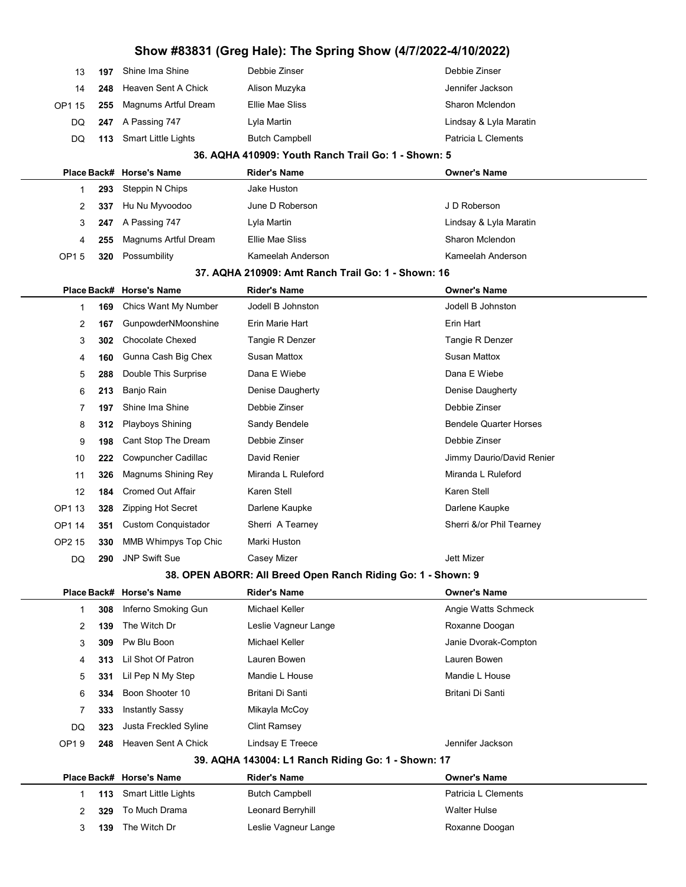# Show #83831 (Greg Hale): The Spring Show (4/7/2022-4/10/2022)

| Place | Back# | Horse's Name | Rider's Name | Owner's Name |
|---|---|---|---|---|
| 13 | 197 | Shine Ima Shine | Debbie Zinser | Debbie Zinser |
| 14 | 248 | Heaven Sent A Chick | Alison Muzyka | Jennifer Jackson |
| OP1 15 | 255 | Magnums Artful Dream | Ellie Mae Sliss | Sharon Mclendon |
| DQ | 247 | A Passing 747 | Lyla Martin | Lindsay & Lyla Maratin |
| DQ | 113 | Smart Little Lights | Butch Campbell | Patricia L Clements |

### 36. AQHA 410909: Youth Ranch Trail Go: 1 - Shown: 5

| Place | Back# | Horse's Name | Rider's Name | Owner's Name |
|---|---|---|---|---|
| 1 | 293 | Steppin N Chips | Jake Huston | |
| 2 | 337 | Hu Nu Myvoodoo | June D Roberson | J D Roberson |
| 3 | 247 | A Passing 747 | Lyla Martin | Lindsay & Lyla Maratin |
| 4 | 255 | Magnums Artful Dream | Ellie Mae Sliss | Sharon Mclendon |
| OP1 5 | 320 | Possumbility | Kameelah Anderson | Kameelah Anderson |

### 37. AQHA 210909: Amt Ranch Trail Go: 1 - Shown: 16

| Place | Back# | Horse's Name | Rider's Name | Owner's Name |
|---|---|---|---|---|
| 1 | 169 | Chics Want My Number | Jodell B Johnston | Jodell B Johnston |
| 2 | 167 | GunpowderNMoonshine | Erin Marie Hart | Erin Hart |
| 3 | 302 | Chocolate Chexed | Tangie R Denzer | Tangie R Denzer |
| 4 | 160 | Gunna Cash Big Chex | Susan Mattox | Susan Mattox |
| 5 | 288 | Double This Surprise | Dana E Wiebe | Dana E Wiebe |
| 6 | 213 | Banjo Rain | Denise Daugherty | Denise Daugherty |
| 7 | 197 | Shine Ima Shine | Debbie Zinser | Debbie Zinser |
| 8 | 312 | Playboys Shining | Sandy Bendele | Bendele Quarter Horses |
| 9 | 198 | Cant Stop The Dream | Debbie Zinser | Debbie Zinser |
| 10 | 222 | Cowpuncher Cadillac | David Renier | Jimmy Daurio/David Renier |
| 11 | 326 | Magnums Shining Rey | Miranda L Ruleford | Miranda L Ruleford |
| 12 | 184 | Cromed Out Affair | Karen Stell | Karen Stell |
| OP1 13 | 328 | Zipping Hot Secret | Darlene Kaupke | Darlene Kaupke |
| OP1 14 | 351 | Custom Conquistador | Sherri A Tearney | Sherri &/or Phil Tearney |
| OP2 15 | 330 | MMB Whimpys Top Chic | Marki Huston | |
| DQ | 290 | JNP Swift Sue | Casey Mizer | Jett Mizer |

### 38. OPEN ABORR: All Breed Open Ranch Riding Go: 1 - Shown: 9

| Place | Back# | Horse's Name | Rider's Name | Owner's Name |
|---|---|---|---|---|
| 1 | 308 | Inferno Smoking Gun | Michael Keller | Angie Watts Schmeck |
| 2 | 139 | The Witch Dr | Leslie Vagneur Lange | Roxanne Doogan |
| 3 | 309 | Pw Blu Boon | Michael Keller | Janie Dvorak-Compton |
| 4 | 313 | Lil Shot Of Patron | Lauren Bowen | Lauren Bowen |
| 5 | 331 | Lil Pep N My Step | Mandie L House | Mandie L House |
| 6 | 334 | Boon Shooter 10 | Britani Di Santi | Britani Di Santi |
| 7 | 333 | Instantly Sassy | Mikayla McCoy | |
| DQ | 323 | Justa Freckled Syline | Clint Ramsey | |
| OP1 9 | 248 | Heaven Sent A Chick | Lindsay E Treece | Jennifer Jackson |

### 39. AQHA 143004: L1 Ranch Riding Go: 1 - Shown: 17

| Place | Back# | Horse's Name | Rider's Name | Owner's Name |
|---|---|---|---|---|
| 1 | 113 | Smart Little Lights | Butch Campbell | Patricia L Clements |
| 2 | 329 | To Much Drama | Leonard Berryhill | Walter Hulse |
| 3 | 139 | The Witch Dr | Leslie Vagneur Lange | Roxanne Doogan |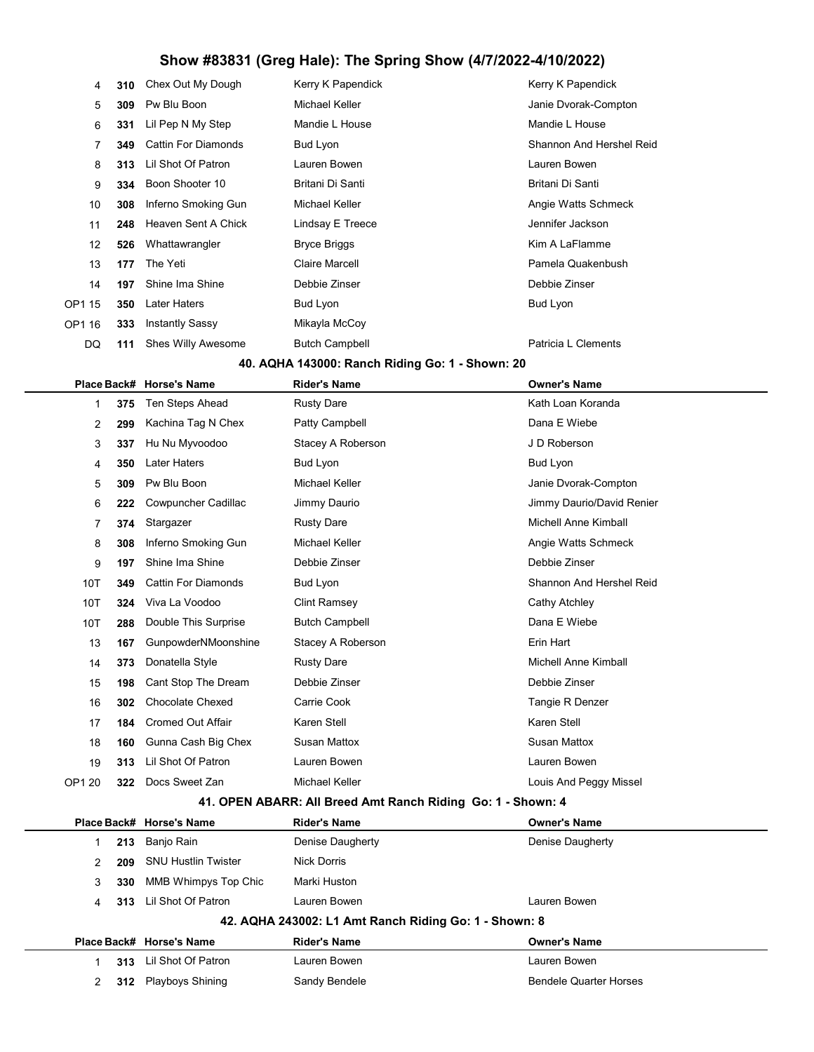| Place | Back# | Horse's Name | Rider's Name | Owner's Name |
|---|---|---|---|---|
| 4 | 310 | Chex Out My Dough | Kerry K Papendick | Kerry K Papendick |
| 5 | 309 | Pw Blu Boon | Michael Keller | Janie Dvorak-Compton |
| 6 | 331 | Lil Pep N My Step | Mandie L House | Mandie L House |
| 7 | 349 | Cattin For Diamonds | Bud Lyon | Shannon And Hershel Reid |
| 8 | 313 | Lil Shot Of Patron | Lauren Bowen | Lauren Bowen |
| 9 | 334 | Boon Shooter 10 | Britani Di Santi | Britani Di Santi |
| 10 | 308 | Inferno Smoking Gun | Michael Keller | Angie Watts Schmeck |
| 11 | 248 | Heaven Sent A Chick | Lindsay E Treece | Jennifer Jackson |
| 12 | 526 | Whattawrangler | Bryce Briggs | Kim A LaFlamme |
| 13 | 177 | The Yeti | Claire Marcell | Pamela Quakenbush |
| 14 | 197 | Shine Ima Shine | Debbie Zinser | Debbie Zinser |
| OP1 15 | 350 | Later Haters | Bud Lyon | Bud Lyon |
| OP1 16 | 333 | Instantly Sassy | Mikayla McCoy | |
| DQ | 111 | Shes Willy Awesome | Butch Campbell | Patricia L Clements |

### 40. AQHA 143000: Ranch Riding Go: 1 - Shown: 20

| Place | Back# | Horse's Name | Rider's Name | Owner's Name |
|---|---|---|---|---|
| 1 | 375 | Ten Steps Ahead | Rusty Dare | Kath Loan Koranda |
| 2 | 299 | Kachina Tag N Chex | Patty Campbell | Dana E Wiebe |
| 3 | 337 | Hu Nu Myvoodoo | Stacey A Roberson | J D Roberson |
| 4 | 350 | Later Haters | Bud Lyon | Bud Lyon |
| 5 | 309 | Pw Blu Boon | Michael Keller | Janie Dvorak-Compton |
| 6 | 222 | Cowpuncher Cadillac | Jimmy Daurio | Jimmy Daurio/David Renier |
| 7 | 374 | Stargazer | Rusty Dare | Michell Anne Kimball |
| 8 | 308 | Inferno Smoking Gun | Michael Keller | Angie Watts Schmeck |
| 9 | 197 | Shine Ima Shine | Debbie Zinser | Debbie Zinser |
| 10T | 349 | Cattin For Diamonds | Bud Lyon | Shannon And Hershel Reid |
| 10T | 324 | Viva La Voodoo | Clint Ramsey | Cathy Atchley |
| 10T | 288 | Double This Surprise | Butch Campbell | Dana E Wiebe |
| 13 | 167 | GunpowderNMoonshine | Stacey A Roberson | Erin Hart |
| 14 | 373 | Donatella Style | Rusty Dare | Michell Anne Kimball |
| 15 | 198 | Cant Stop The Dream | Debbie Zinser | Debbie Zinser |
| 16 | 302 | Chocolate Chexed | Carrie Cook | Tangie R Denzer |
| 17 | 184 | Cromed Out Affair | Karen Stell | Karen Stell |
| 18 | 160 | Gunna Cash Big Chex | Susan Mattox | Susan Mattox |
| 19 | 313 | Lil Shot Of Patron | Lauren Bowen | Lauren Bowen |
| OP1 20 | 322 | Docs Sweet Zan | Michael Keller | Louis And Peggy Missel |

### 41. OPEN ABARR: All Breed Amt Ranch Riding Go: 1 - Shown: 4

| Place | Back# | Horse's Name | Rider's Name | Owner's Name |
|---|---|---|---|---|
| 1 | 213 | Banjo Rain | Denise Daugherty | Denise Daugherty |
| 2 | 209 | SNU Hustlin Twister | Nick Dorris | |
| 3 | 330 | MMB Whimpys Top Chic | Marki Huston | |
| 4 | 313 | Lil Shot Of Patron | Lauren Bowen | Lauren Bowen |

### 42. AQHA 243002: L1 Amt Ranch Riding Go: 1 - Shown: 8

| Place | Back# | Horse's Name | Rider's Name | Owner's Name |
|---|---|---|---|---|
| 1 | 313 | Lil Shot Of Patron | Lauren Bowen | Lauren Bowen |
| 2 | 312 | Playboys Shining | Sandy Bendele | Bendele Quarter Horses |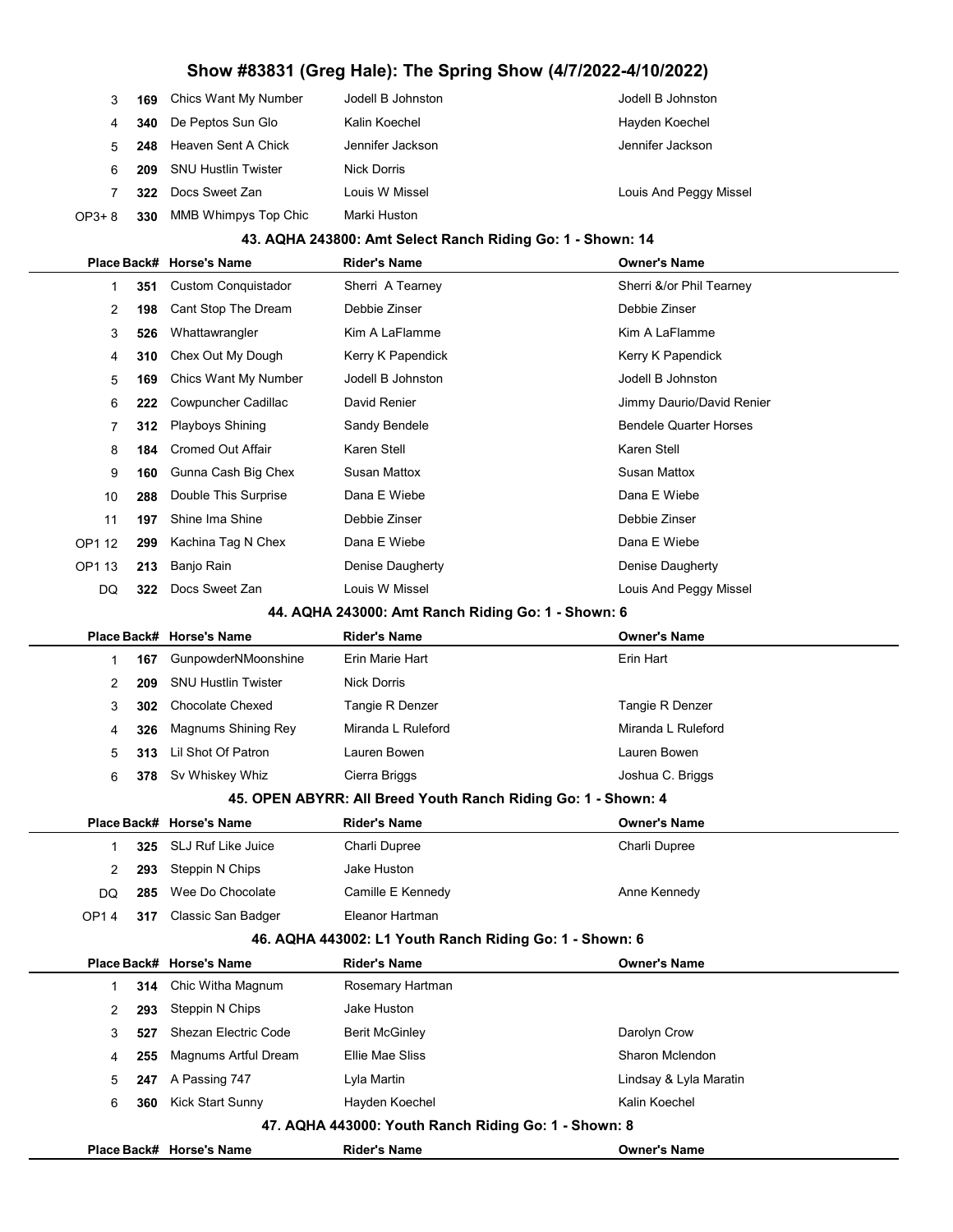# Show #83831 (Greg Hale): The Spring Show (4/7/2022-4/10/2022)

| Place | Back# | Horse's Name | Rider's Name | Owner's Name |
|---|---|---|---|---|
| 3 | 169 | Chics Want My Number | Jodell B Johnston | Jodell B Johnston |
| 4 | 340 | De Peptos Sun Glo | Kalin Koechel | Hayden Koechel |
| 5 | 248 | Heaven Sent A Chick | Jennifer Jackson | Jennifer Jackson |
| 6 | 209 | SNU Hustlin Twister | Nick Dorris | |
| 7 | 322 | Docs Sweet Zan | Louis W Missel | Louis And Peggy Missel |
| OP3+ 8 | 330 | MMB Whimpys Top Chic | Marki Huston | |

### 43. AQHA 243800: Amt Select Ranch Riding Go: 1 - Shown: 14

| Place | Back# | Horse's Name | Rider's Name | Owner's Name |
|---|---|---|---|---|
| 1 | 351 | Custom Conquistador | Sherri A Tearney | Sherri &/or Phil Tearney |
| 2 | 198 | Cant Stop The Dream | Debbie Zinser | Debbie Zinser |
| 3 | 526 | Whattawrangler | Kim A LaFlamme | Kim A LaFlamme |
| 4 | 310 | Chex Out My Dough | Kerry K Papendick | Kerry K Papendick |
| 5 | 169 | Chics Want My Number | Jodell B Johnston | Jodell B Johnston |
| 6 | 222 | Cowpuncher Cadillac | David Renier | Jimmy Daurio/David Renier |
| 7 | 312 | Playboys Shining | Sandy Bendele | Bendele Quarter Horses |
| 8 | 184 | Cromed Out Affair | Karen Stell | Karen Stell |
| 9 | 160 | Gunna Cash Big Chex | Susan Mattox | Susan Mattox |
| 10 | 288 | Double This Surprise | Dana E Wiebe | Dana E Wiebe |
| 11 | 197 | Shine Ima Shine | Debbie Zinser | Debbie Zinser |
| OP1 12 | 299 | Kachina Tag N Chex | Dana E Wiebe | Dana E Wiebe |
| OP1 13 | 213 | Banjo Rain | Denise Daugherty | Denise Daugherty |
| DQ | 322 | Docs Sweet Zan | Louis W Missel | Louis And Peggy Missel |

### 44. AQHA 243000: Amt Ranch Riding Go: 1 - Shown: 6

| Place | Back# | Horse's Name | Rider's Name | Owner's Name |
|---|---|---|---|---|
| 1 | 167 | GunpowderNMoonshine | Erin Marie Hart | Erin Hart |
| 2 | 209 | SNU Hustlin Twister | Nick Dorris | |
| 3 | 302 | Chocolate Chexed | Tangie R Denzer | Tangie R Denzer |
| 4 | 326 | Magnums Shining Rey | Miranda L Ruleford | Miranda L Ruleford |
| 5 | 313 | Lil Shot Of Patron | Lauren Bowen | Lauren Bowen |
| 6 | 378 | Sv Whiskey Whiz | Cierra Briggs | Joshua C. Briggs |

### 45. OPEN ABYRR: All Breed Youth Ranch Riding Go: 1 - Shown: 4

| Place | Back# | Horse's Name | Rider's Name | Owner's Name |
|---|---|---|---|---|
| 1 | 325 | SLJ Ruf Like Juice | Charli Dupree | Charli Dupree |
| 2 | 293 | Steppin N Chips | Jake Huston | |
| DQ | 285 | Wee Do Chocolate | Camille E Kennedy | Anne Kennedy |
| OP1 4 | 317 | Classic San Badger | Eleanor Hartman | |

### 46. AQHA 443002: L1 Youth Ranch Riding Go: 1 - Shown: 6

| Place | Back# | Horse's Name | Rider's Name | Owner's Name |
|---|---|---|---|---|
| 1 | 314 | Chic Witha Magnum | Rosemary Hartman | |
| 2 | 293 | Steppin N Chips | Jake Huston | |
| 3 | 527 | Shezan Electric Code | Berit McGinley | Darolyn Crow |
| 4 | 255 | Magnums Artful Dream | Ellie Mae Sliss | Sharon Mclendon |
| 5 | 247 | A Passing 747 | Lyla Martin | Lindsay & Lyla Maratin |
| 6 | 360 | Kick Start Sunny | Hayden Koechel | Kalin Koechel |

### 47. AQHA 443000: Youth Ranch Riding Go: 1 - Shown: 8

| Place | Back# | Horse's Name | Rider's Name | Owner's Name |
|---|---|---|---|---|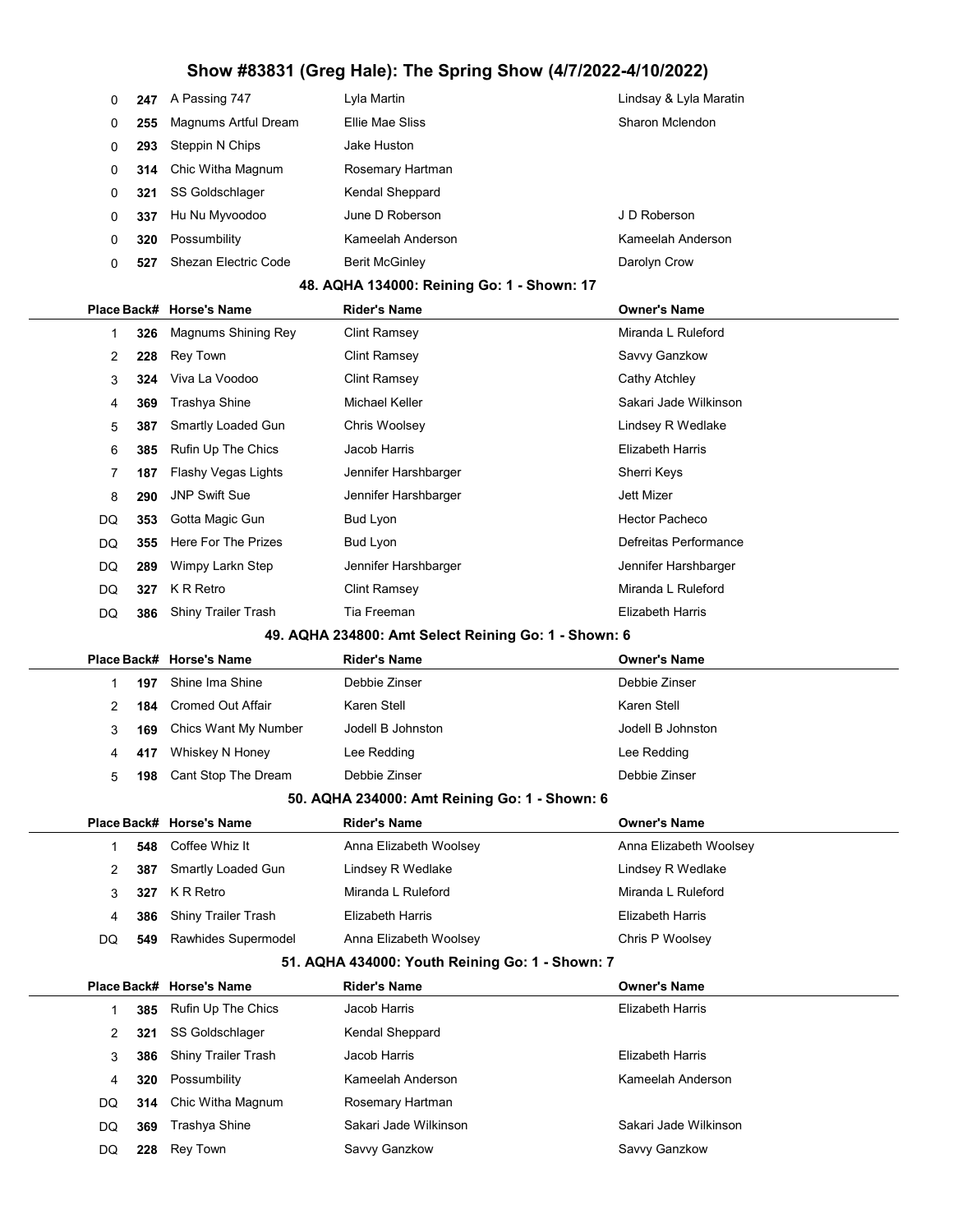## Show #83831 (Greg Hale): The Spring Show (4/7/2022-4/10/2022)

| Place | Back# | Horse's Name | Rider's Name | Owner's Name |
|---|---|---|---|---|
| 0 | 247 | A Passing 747 | Lyla Martin | Lindsay & Lyla Maratin |
| 0 | 255 | Magnums Artful Dream | Ellie Mae Sliss | Sharon Mclendon |
| 0 | 293 | Steppin N Chips | Jake Huston | |
| 0 | 314 | Chic Witha Magnum | Rosemary Hartman | |
| 0 | 321 | SS Goldschlager | Kendal Sheppard | |
| 0 | 337 | Hu Nu Myvoodoo | June D Roberson | J D Roberson |
| 0 | 320 | Possumbility | Kameelah Anderson | Kameelah Anderson |
| 0 | 527 | Shezan Electric Code | Berit McGinley | Darolyn Crow |

### 48. AQHA 134000: Reining Go: 1 - Shown: 17

| Place | Back# | Horse's Name | Rider's Name | Owner's Name |
|---|---|---|---|---|
| 1 | 326 | Magnums Shining Rey | Clint Ramsey | Miranda L Ruleford |
| 2 | 228 | Rey Town | Clint Ramsey | Savvy Ganzkow |
| 3 | 324 | Viva La Voodoo | Clint Ramsey | Cathy Atchley |
| 4 | 369 | Trashya Shine | Michael Keller | Sakari Jade Wilkinson |
| 5 | 387 | Smartly Loaded Gun | Chris Woolsey | Lindsey R Wedlake |
| 6 | 385 | Rufin Up The Chics | Jacob Harris | Elizabeth Harris |
| 7 | 187 | Flashy Vegas Lights | Jennifer Harshbarger | Sherri Keys |
| 8 | 290 | JNP Swift Sue | Jennifer Harshbarger | Jett Mizer |
| DQ | 353 | Gotta Magic Gun | Bud Lyon | Hector Pacheco |
| DQ | 355 | Here For The Prizes | Bud Lyon | Defreitas Performance |
| DQ | 289 | Wimpy Larkn Step | Jennifer Harshbarger | Jennifer Harshbarger |
| DQ | 327 | K R Retro | Clint Ramsey | Miranda L Ruleford |
| DQ | 386 | Shiny Trailer Trash | Tia Freeman | Elizabeth Harris |

### 49. AQHA 234800: Amt Select Reining Go: 1 - Shown: 6

| Place | Back# | Horse's Name | Rider's Name | Owner's Name |
|---|---|---|---|---|
| 1 | 197 | Shine Ima Shine | Debbie Zinser | Debbie Zinser |
| 2 | 184 | Cromed Out Affair | Karen Stell | Karen Stell |
| 3 | 169 | Chics Want My Number | Jodell B Johnston | Jodell B Johnston |
| 4 | 417 | Whiskey N Honey | Lee Redding | Lee Redding |
| 5 | 198 | Cant Stop The Dream | Debbie Zinser | Debbie Zinser |

### 50. AQHA 234000: Amt Reining Go: 1 - Shown: 6

| Place | Back# | Horse's Name | Rider's Name | Owner's Name |
|---|---|---|---|---|
| 1 | 548 | Coffee Whiz It | Anna Elizabeth Woolsey | Anna Elizabeth Woolsey |
| 2 | 387 | Smartly Loaded Gun | Lindsey R Wedlake | Lindsey R Wedlake |
| 3 | 327 | K R Retro | Miranda L Ruleford | Miranda L Ruleford |
| 4 | 386 | Shiny Trailer Trash | Elizabeth Harris | Elizabeth Harris |
| DQ | 549 | Rawhides Supermodel | Anna Elizabeth Woolsey | Chris P Woolsey |

### 51. AQHA 434000: Youth Reining Go: 1 - Shown: 7

| Place | Back# | Horse's Name | Rider's Name | Owner's Name |
|---|---|---|---|---|
| 1 | 385 | Rufin Up The Chics | Jacob Harris | Elizabeth Harris |
| 2 | 321 | SS Goldschlager | Kendal Sheppard | |
| 3 | 386 | Shiny Trailer Trash | Jacob Harris | Elizabeth Harris |
| 4 | 320 | Possumbility | Kameelah Anderson | Kameelah Anderson |
| DQ | 314 | Chic Witha Magnum | Rosemary Hartman | |
| DQ | 369 | Trashya Shine | Sakari Jade Wilkinson | Sakari Jade Wilkinson |
| DQ | 228 | Rey Town | Savvy Ganzkow | Savvy Ganzkow |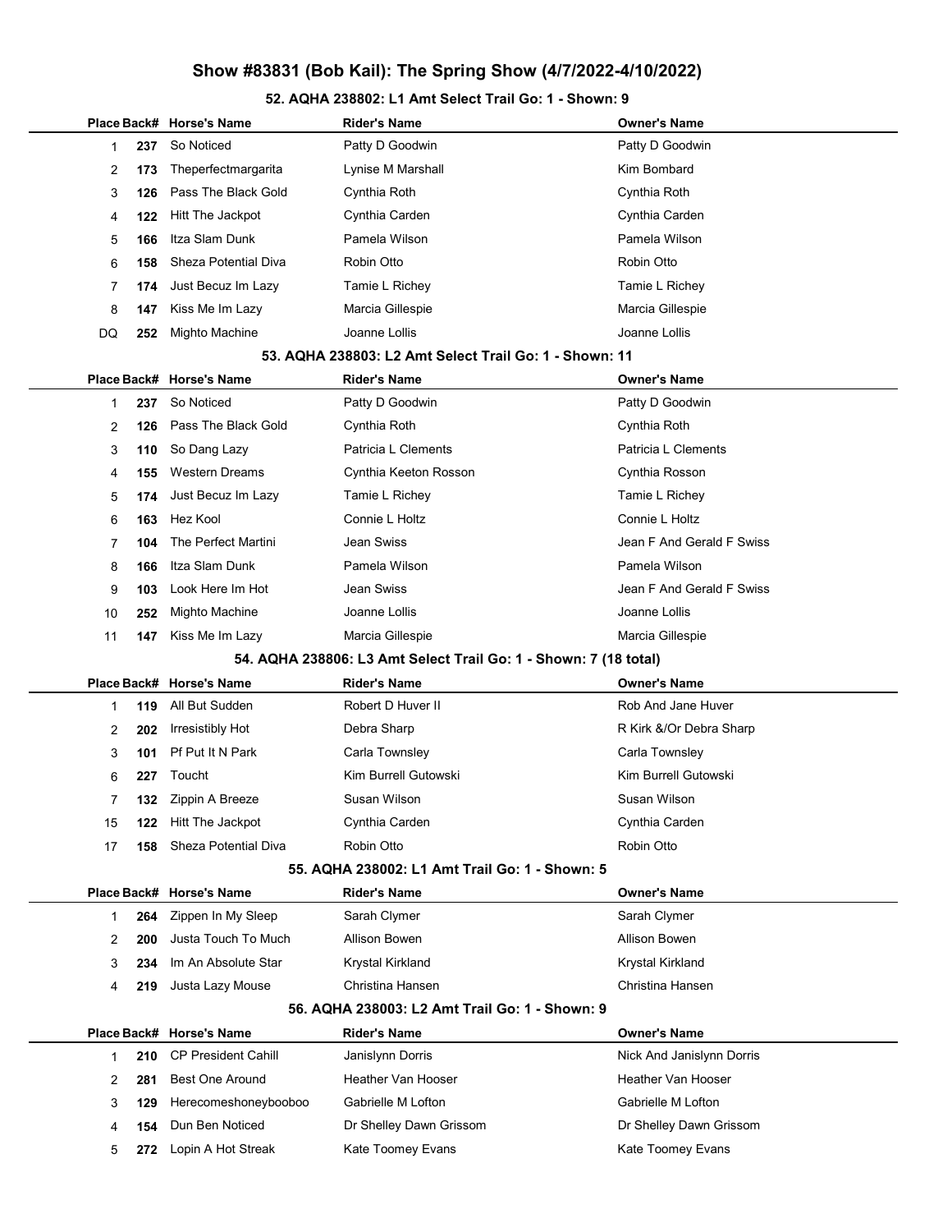# Show #83831 (Bob Kail): The Spring Show (4/7/2022-4/10/2022)

## 52. AQHA 238802: L1 Amt Select Trail Go: 1 - Shown: 9

| Place | Back# | Horse's Name | Rider's Name | Owner's Name |
|---|---|---|---|---|
| 1 | 237 | So Noticed | Patty D Goodwin | Patty D Goodwin |
| 2 | 173 | Theperfectmargarita | Lynise M Marshall | Kim Bombard |
| 3 | 126 | Pass The Black Gold | Cynthia Roth | Cynthia Roth |
| 4 | 122 | Hitt The Jackpot | Cynthia Carden | Cynthia Carden |
| 5 | 166 | Itza Slam Dunk | Pamela Wilson | Pamela Wilson |
| 6 | 158 | Sheza Potential Diva | Robin Otto | Robin Otto |
| 7 | 174 | Just Becuz Im Lazy | Tamie L Richey | Tamie L Richey |
| 8 | 147 | Kiss Me Im Lazy | Marcia Gillespie | Marcia Gillespie |
| DQ | 252 | Mighto Machine | Joanne Lollis | Joanne Lollis |

## 53. AQHA 238803: L2 Amt Select Trail Go: 1 - Shown: 11

| Place | Back# | Horse's Name | Rider's Name | Owner's Name |
|---|---|---|---|---|
| 1 | 237 | So Noticed | Patty D Goodwin | Patty D Goodwin |
| 2 | 126 | Pass The Black Gold | Cynthia Roth | Cynthia Roth |
| 3 | 110 | So Dang Lazy | Patricia L Clements | Patricia L Clements |
| 4 | 155 | Western Dreams | Cynthia Keeton Rosson | Cynthia Rosson |
| 5 | 174 | Just Becuz Im Lazy | Tamie L Richey | Tamie L Richey |
| 6 | 163 | Hez Kool | Connie L Holtz | Connie L Holtz |
| 7 | 104 | The Perfect Martini | Jean Swiss | Jean F And Gerald F Swiss |
| 8 | 166 | Itza Slam Dunk | Pamela Wilson | Pamela Wilson |
| 9 | 103 | Look Here Im Hot | Jean Swiss | Jean F And Gerald F Swiss |
| 10 | 252 | Mighto Machine | Joanne Lollis | Joanne Lollis |
| 11 | 147 | Kiss Me Im Lazy | Marcia Gillespie | Marcia Gillespie |

## 54. AQHA 238806: L3 Amt Select Trail Go: 1 - Shown: 7 (18 total)

| Place | Back# | Horse's Name | Rider's Name | Owner's Name |
|---|---|---|---|---|
| 1 | 119 | All But Sudden | Robert D Huver II | Rob And Jane Huver |
| 2 | 202 | Irresistibly Hot | Debra Sharp | R Kirk &/Or Debra Sharp |
| 3 | 101 | Pf Put It N Park | Carla Townsley | Carla Townsley |
| 6 | 227 | Toucht | Kim Burrell Gutowski | Kim Burrell Gutowski |
| 7 | 132 | Zippin A Breeze | Susan Wilson | Susan Wilson |
| 15 | 122 | Hitt The Jackpot | Cynthia Carden | Cynthia Carden |
| 17 | 158 | Sheza Potential Diva | Robin Otto | Robin Otto |

## 55. AQHA 238002: L1 Amt Trail Go: 1 - Shown: 5

| Place | Back# | Horse's Name | Rider's Name | Owner's Name |
|---|---|---|---|---|
| 1 | 264 | Zippen In My Sleep | Sarah Clymer | Sarah Clymer |
| 2 | 200 | Justa Touch To Much | Allison Bowen | Allison Bowen |
| 3 | 234 | Im An Absolute Star | Krystal Kirkland | Krystal Kirkland |
| 4 | 219 | Justa Lazy Mouse | Christina Hansen | Christina Hansen |

## 56. AQHA 238003: L2 Amt Trail Go: 1 - Shown: 9

| Place | Back# | Horse's Name | Rider's Name | Owner's Name |
|---|---|---|---|---|
| 1 | 210 | CP President Cahill | Janislynn Dorris | Nick And Janislynn Dorris |
| 2 | 281 | Best One Around | Heather Van Hooser | Heather Van Hooser |
| 3 | 129 | Herecomeshoneybooboo | Gabrielle M Lofton | Gabrielle M Lofton |
| 4 | 154 | Dun Ben Noticed | Dr Shelley Dawn Grissom | Dr Shelley Dawn Grissom |
| 5 | 272 | Lopin A Hot Streak | Kate Toomey Evans | Kate Toomey Evans |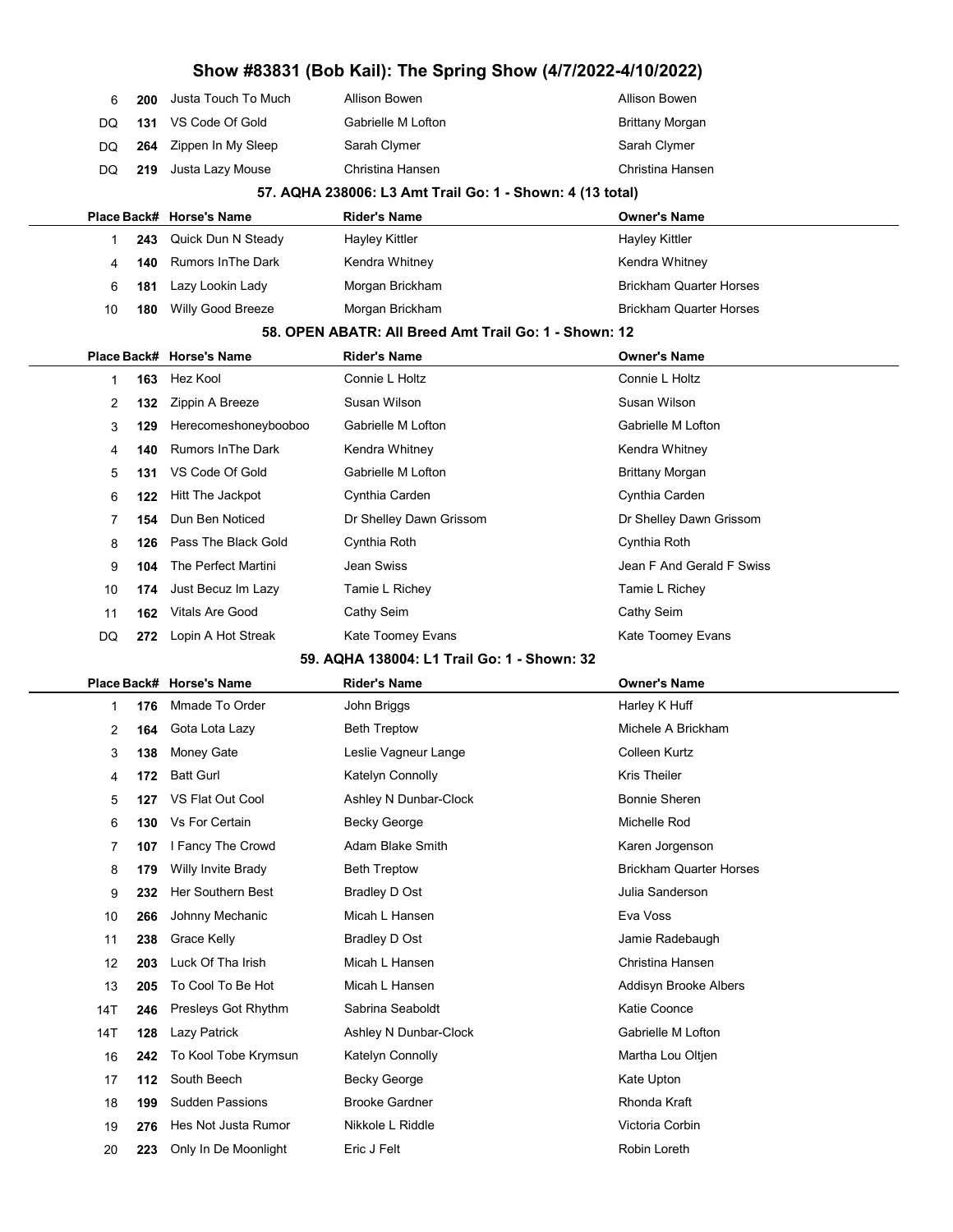# Show #83831 (Bob Kail): The Spring Show (4/7/2022-4/10/2022)

| Place | Back# | Horse's Name | Rider's Name | Owner's Name |
|---|---|---|---|---|
| 6 | 200 | Justa Touch To Much | Allison Bowen | Allison Bowen |
| DQ | 131 | VS Code Of Gold | Gabrielle M Lofton | Brittany Morgan |
| DQ | 264 | Zippen In My Sleep | Sarah Clymer | Sarah Clymer |
| DQ | 219 | Justa Lazy Mouse | Christina Hansen | Christina Hansen |

### 57. AQHA 238006: L3 Amt Trail Go: 1 - Shown: 4 (13 total)

| Place | Back# | Horse's Name | Rider's Name | Owner's Name |
|---|---|---|---|---|
| 1 | 243 | Quick Dun N Steady | Hayley Kittler | Hayley Kittler |
| 4 | 140 | Rumors InThe Dark | Kendra Whitney | Kendra Whitney |
| 6 | 181 | Lazy Lookin Lady | Morgan Brickham | Brickham Quarter Horses |
| 10 | 180 | Willy Good Breeze | Morgan Brickham | Brickham Quarter Horses |

### 58. OPEN ABATR: All Breed Amt Trail Go: 1 - Shown: 12

| Place | Back# | Horse's Name | Rider's Name | Owner's Name |
|---|---|---|---|---|
| 1 | 163 | Hez Kool | Connie L Holtz | Connie L Holtz |
| 2 | 132 | Zippin A Breeze | Susan Wilson | Susan Wilson |
| 3 | 129 | Herecomeshoneybooboo | Gabrielle M Lofton | Gabrielle M Lofton |
| 4 | 140 | Rumors InThe Dark | Kendra Whitney | Kendra Whitney |
| 5 | 131 | VS Code Of Gold | Gabrielle M Lofton | Brittany Morgan |
| 6 | 122 | Hitt The Jackpot | Cynthia Carden | Cynthia Carden |
| 7 | 154 | Dun Ben Noticed | Dr Shelley Dawn Grissom | Dr Shelley Dawn Grissom |
| 8 | 126 | Pass The Black Gold | Cynthia Roth | Cynthia Roth |
| 9 | 104 | The Perfect Martini | Jean Swiss | Jean F And Gerald F Swiss |
| 10 | 174 | Just Becuz Im Lazy | Tamie L Richey | Tamie L Richey |
| 11 | 162 | Vitals Are Good | Cathy Seim | Cathy Seim |
| DQ | 272 | Lopin A Hot Streak | Kate Toomey Evans | Kate Toomey Evans |

### 59. AQHA 138004: L1 Trail Go: 1 - Shown: 32

| Place | Back# | Horse's Name | Rider's Name | Owner's Name |
|---|---|---|---|---|
| 1 | 176 | Mmade To Order | John Briggs | Harley K Huff |
| 2 | 164 | Gota Lota Lazy | Beth Treptow | Michele A Brickham |
| 3 | 138 | Money Gate | Leslie Vagneur Lange | Colleen Kurtz |
| 4 | 172 | Batt Gurl | Katelyn Connolly | Kris Theiler |
| 5 | 127 | VS Flat Out Cool | Ashley N Dunbar-Clock | Bonnie Sheren |
| 6 | 130 | Vs For Certain | Becky George | Michelle Rod |
| 7 | 107 | I Fancy The Crowd | Adam Blake Smith | Karen Jorgenson |
| 8 | 179 | Willy Invite Brady | Beth Treptow | Brickham Quarter Horses |
| 9 | 232 | Her Southern Best | Bradley D Ost | Julia Sanderson |
| 10 | 266 | Johnny Mechanic | Micah L Hansen | Eva Voss |
| 11 | 238 | Grace Kelly | Bradley D Ost | Jamie Radebaugh |
| 12 | 203 | Luck Of Tha Irish | Micah L Hansen | Christina Hansen |
| 13 | 205 | To Cool To Be Hot | Micah L Hansen | Addisyn Brooke Albers |
| 14T | 246 | Presleys Got Rhythm | Sabrina Seaboldt | Katie Coonce |
| 14T | 128 | Lazy Patrick | Ashley N Dunbar-Clock | Gabrielle M Lofton |
| 16 | 242 | To Kool Tobe Krymsun | Katelyn Connolly | Martha Lou Oltjen |
| 17 | 112 | South Beech | Becky George | Kate Upton |
| 18 | 199 | Sudden Passions | Brooke Gardner | Rhonda Kraft |
| 19 | 276 | Hes Not Justa Rumor | Nikkole L Riddle | Victoria Corbin |
| 20 | 223 | Only In De Moonlight | Eric J Felt | Robin Loreth |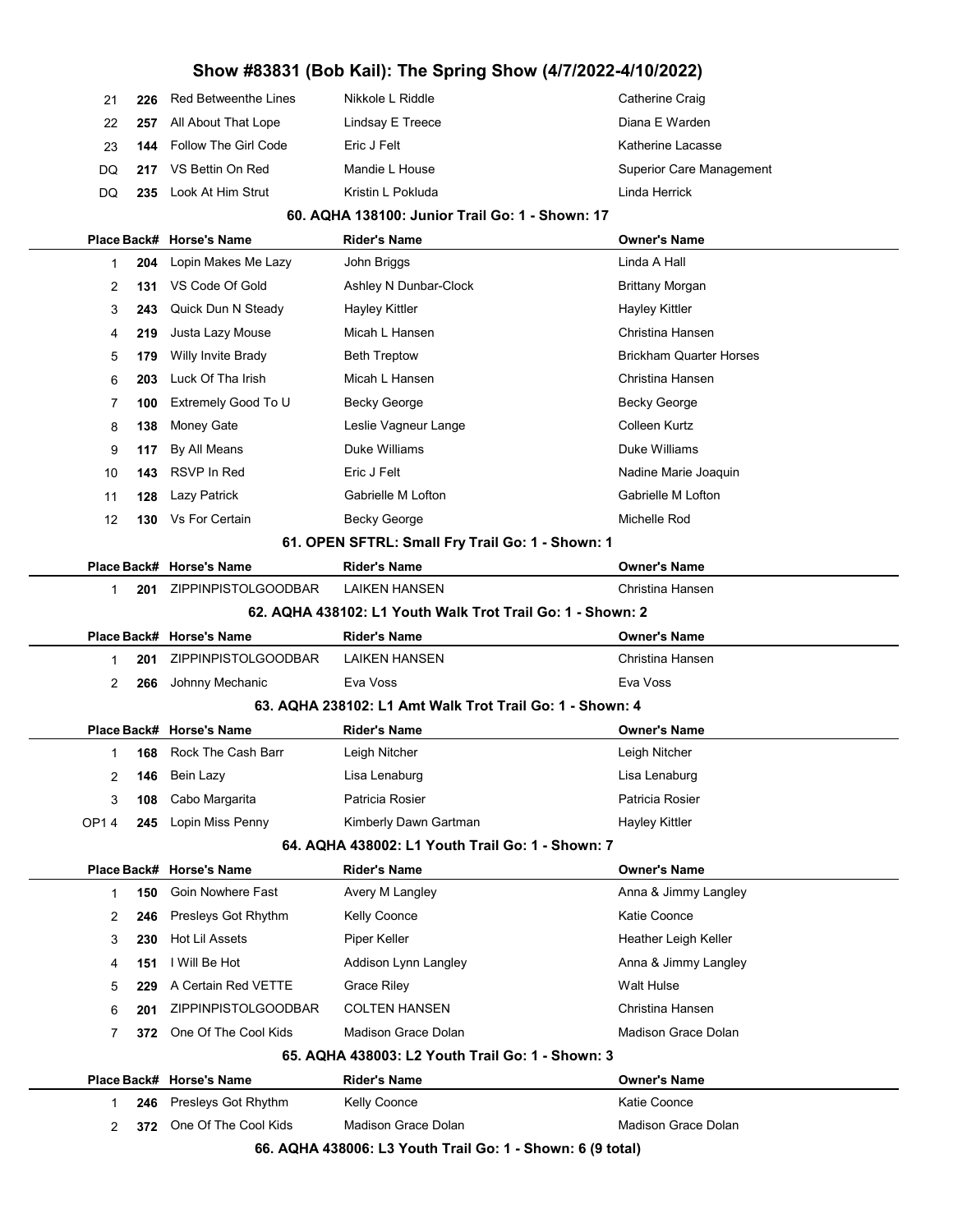| Place | Back# | Horse's Name | Rider's Name | Owner's Name |
|---|---|---|---|---|
| 21 | 226 | Red Betweenthe Lines | Nikkole L Riddle | Catherine Craig |
| 22 | 257 | All About That Lope | Lindsay E Treece | Diana E Warden |
| 23 | 144 | Follow The Girl Code | Eric J Felt | Katherine Lacasse |
| DQ | 217 | VS Bettin On Red | Mandie L House | Superior Care Management |
| DQ | 235 | Look At Him Strut | Kristin L Pokluda | Linda Herrick |

### 60. AQHA 138100: Junior Trail Go: 1 - Shown: 17

| Place | Back# | Horse's Name | Rider's Name | Owner's Name |
|---|---|---|---|---|
| 1 | 204 | Lopin Makes Me Lazy | John Briggs | Linda A Hall |
| 2 | 131 | VS Code Of Gold | Ashley N Dunbar-Clock | Brittany Morgan |
| 3 | 243 | Quick Dun N Steady | Hayley Kittler | Hayley Kittler |
| 4 | 219 | Justa Lazy Mouse | Micah L Hansen | Christina Hansen |
| 5 | 179 | Willy Invite Brady | Beth Treptow | Brickham Quarter Horses |
| 6 | 203 | Luck Of Tha Irish | Micah L Hansen | Christina Hansen |
| 7 | 100 | Extremely Good To U | Becky George | Becky George |
| 8 | 138 | Money Gate | Leslie Vagneur Lange | Colleen Kurtz |
| 9 | 117 | By All Means | Duke Williams | Duke Williams |
| 10 | 143 | RSVP In Red | Eric J Felt | Nadine Marie Joaquin |
| 11 | 128 | Lazy Patrick | Gabrielle M Lofton | Gabrielle M Lofton |
| 12 | 130 | Vs For Certain | Becky George | Michelle Rod |

### 61. OPEN SFTRL: Small Fry Trail Go: 1 - Shown: 1

| Place | Back# | Horse's Name | Rider's Name | Owner's Name |
|---|---|---|---|---|
| 1 | 201 | ZIPPINPISTOLGOODBAR | LAIKEN HANSEN | Christina Hansen |

### 62. AQHA 438102: L1 Youth Walk Trot Trail Go: 1 - Shown: 2

| Place | Back# | Horse's Name | Rider's Name | Owner's Name |
|---|---|---|---|---|
| 1 | 201 | ZIPPINPISTOLGOODBAR | LAIKEN HANSEN | Christina Hansen |
| 2 | 266 | Johnny Mechanic | Eva Voss | Eva Voss |

### 63. AQHA 238102: L1 Amt Walk Trot Trail Go: 1 - Shown: 4

| Place | Back# | Horse's Name | Rider's Name | Owner's Name |
|---|---|---|---|---|
| 1 | 168 | Rock The Cash Barr | Leigh Nitcher | Leigh Nitcher |
| 2 | 146 | Bein Lazy | Lisa Lenaburg | Lisa Lenaburg |
| 3 | 108 | Cabo Margarita | Patricia Rosier | Patricia Rosier |
| OP1 4 | 245 | Lopin Miss Penny | Kimberly Dawn Gartman | Hayley Kittler |

### 64. AQHA 438002: L1 Youth Trail Go: 1 - Shown: 7

| Place | Back# | Horse's Name | Rider's Name | Owner's Name |
|---|---|---|---|---|
| 1 | 150 | Goin Nowhere Fast | Avery M Langley | Anna & Jimmy Langley |
| 2 | 246 | Presleys Got Rhythm | Kelly Coonce | Katie Coonce |
| 3 | 230 | Hot Lil Assets | Piper Keller | Heather Leigh Keller |
| 4 | 151 | I Will Be Hot | Addison Lynn Langley | Anna & Jimmy Langley |
| 5 | 229 | A Certain Red VETTE | Grace Riley | Walt Hulse |
| 6 | 201 | ZIPPINPISTOLGOODBAR | COLTEN HANSEN | Christina Hansen |
| 7 | 372 | One Of The Cool Kids | Madison Grace Dolan | Madison Grace Dolan |

### 65. AQHA 438003: L2 Youth Trail Go: 1 - Shown: 3

| Place | Back# | Horse's Name | Rider's Name | Owner's Name |
|---|---|---|---|---|
| 1 | 246 | Presleys Got Rhythm | Kelly Coonce | Katie Coonce |
| 2 | 372 | One Of The Cool Kids | Madison Grace Dolan | Madison Grace Dolan |

### 66. AQHA 438006: L3 Youth Trail Go: 1 - Shown: 6 (9 total)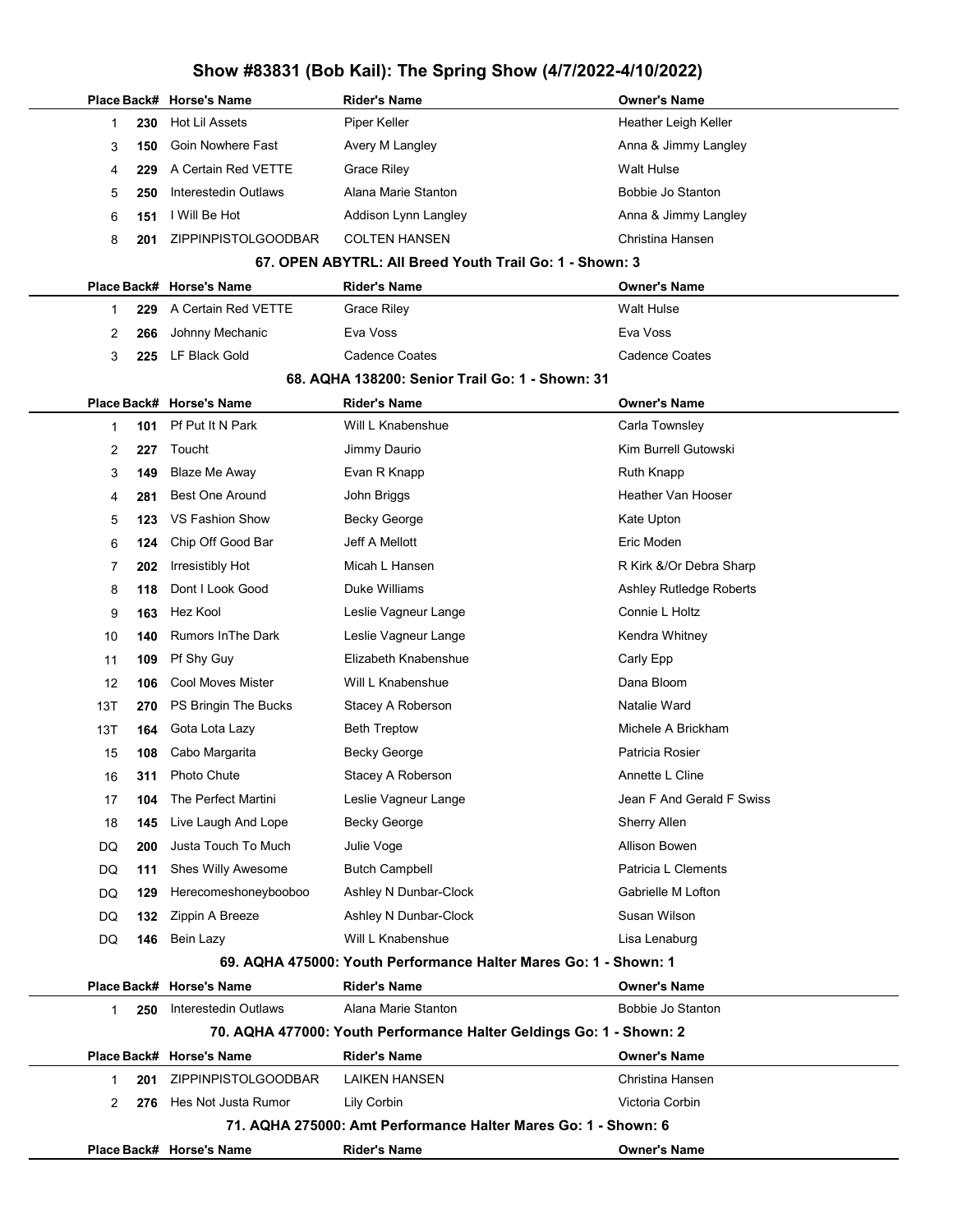# Show #83831 (Bob Kail): The Spring Show (4/7/2022-4/10/2022)

| Place | Back# | Horse's Name | Rider's Name | Owner's Name |
|---|---|---|---|---|
| 1 | 230 | Hot Lil Assets | Piper Keller | Heather Leigh Keller |
| 3 | 150 | Goin Nowhere Fast | Avery M Langley | Anna & Jimmy Langley |
| 4 | 229 | A Certain Red VETTE | Grace Riley | Walt Hulse |
| 5 | 250 | Interestedin Outlaws | Alana Marie Stanton | Bobbie Jo Stanton |
| 6 | 151 | I Will Be Hot | Addison Lynn Langley | Anna & Jimmy Langley |
| 8 | 201 | ZIPPINPISTOLGOODBAR | COLTEN HANSEN | Christina Hansen |

### 67. OPEN ABYTRL: All Breed Youth Trail Go: 1 - Shown: 3

| Place | Back# | Horse's Name | Rider's Name | Owner's Name |
|---|---|---|---|---|
| 1 | 229 | A Certain Red VETTE | Grace Riley | Walt Hulse |
| 2 | 266 | Johnny Mechanic | Eva Voss | Eva Voss |
| 3 | 225 | LF Black Gold | Cadence Coates | Cadence Coates |

### 68. AQHA 138200: Senior Trail Go: 1 - Shown: 31

| Place | Back# | Horse's Name | Rider's Name | Owner's Name |
|---|---|---|---|---|
| 1 | 101 | Pf Put It N Park | Will L Knabenshue | Carla Townsley |
| 2 | 227 | Toucht | Jimmy Daurio | Kim Burrell Gutowski |
| 3 | 149 | Blaze Me Away | Evan R Knapp | Ruth Knapp |
| 4 | 281 | Best One Around | John Briggs | Heather Van Hooser |
| 5 | 123 | VS Fashion Show | Becky George | Kate Upton |
| 6 | 124 | Chip Off Good Bar | Jeff A Mellott | Eric Moden |
| 7 | 202 | Irresistibly Hot | Micah L Hansen | R Kirk &/Or Debra Sharp |
| 8 | 118 | Dont I Look Good | Duke Williams | Ashley Rutledge Roberts |
| 9 | 163 | Hez Kool | Leslie Vagneur Lange | Connie L Holtz |
| 10 | 140 | Rumors InThe Dark | Leslie Vagneur Lange | Kendra Whitney |
| 11 | 109 | Pf Shy Guy | Elizabeth Knabenshue | Carly Epp |
| 12 | 106 | Cool Moves Mister | Will L Knabenshue | Dana Bloom |
| 13T | 270 | PS Bringin The Bucks | Stacey A Roberson | Natalie Ward |
| 13T | 164 | Gota Lota Lazy | Beth Treptow | Michele A Brickham |
| 15 | 108 | Cabo Margarita | Becky George | Patricia Rosier |
| 16 | 311 | Photo Chute | Stacey A Roberson | Annette L Cline |
| 17 | 104 | The Perfect Martini | Leslie Vagneur Lange | Jean F And Gerald F Swiss |
| 18 | 145 | Live Laugh And Lope | Becky George | Sherry Allen |
| DQ | 200 | Justa Touch To Much | Julie Voge | Allison Bowen |
| DQ | 111 | Shes Willy Awesome | Butch Campbell | Patricia L Clements |
| DQ | 129 | Herecomeshoneybooboo | Ashley N Dunbar-Clock | Gabrielle M Lofton |
| DQ | 132 | Zippin A Breeze | Ashley N Dunbar-Clock | Susan Wilson |
| DQ | 146 | Bein Lazy | Will L Knabenshue | Lisa Lenaburg |

### 69. AQHA 475000: Youth Performance Halter Mares Go: 1 - Shown: 1

| Place | Back# | Horse's Name | Rider's Name | Owner's Name |
|---|---|---|---|---|
| 1 | 250 | Interestedin Outlaws | Alana Marie Stanton | Bobbie Jo Stanton |

### 70. AQHA 477000: Youth Performance Halter Geldings Go: 1 - Shown: 2

| Place | Back# | Horse's Name | Rider's Name | Owner's Name |
|---|---|---|---|---|
| 1 | 201 | ZIPPINPISTOLGOODBAR | LAIKEN HANSEN | Christina Hansen |
| 2 | 276 | Hes Not Justa Rumor | Lily Corbin | Victoria Corbin |

### 71. AQHA 275000: Amt Performance Halter Mares Go: 1 - Shown: 6

| Place | Back# | Horse's Name | Rider's Name | Owner's Name |
|---|---|---|---|---|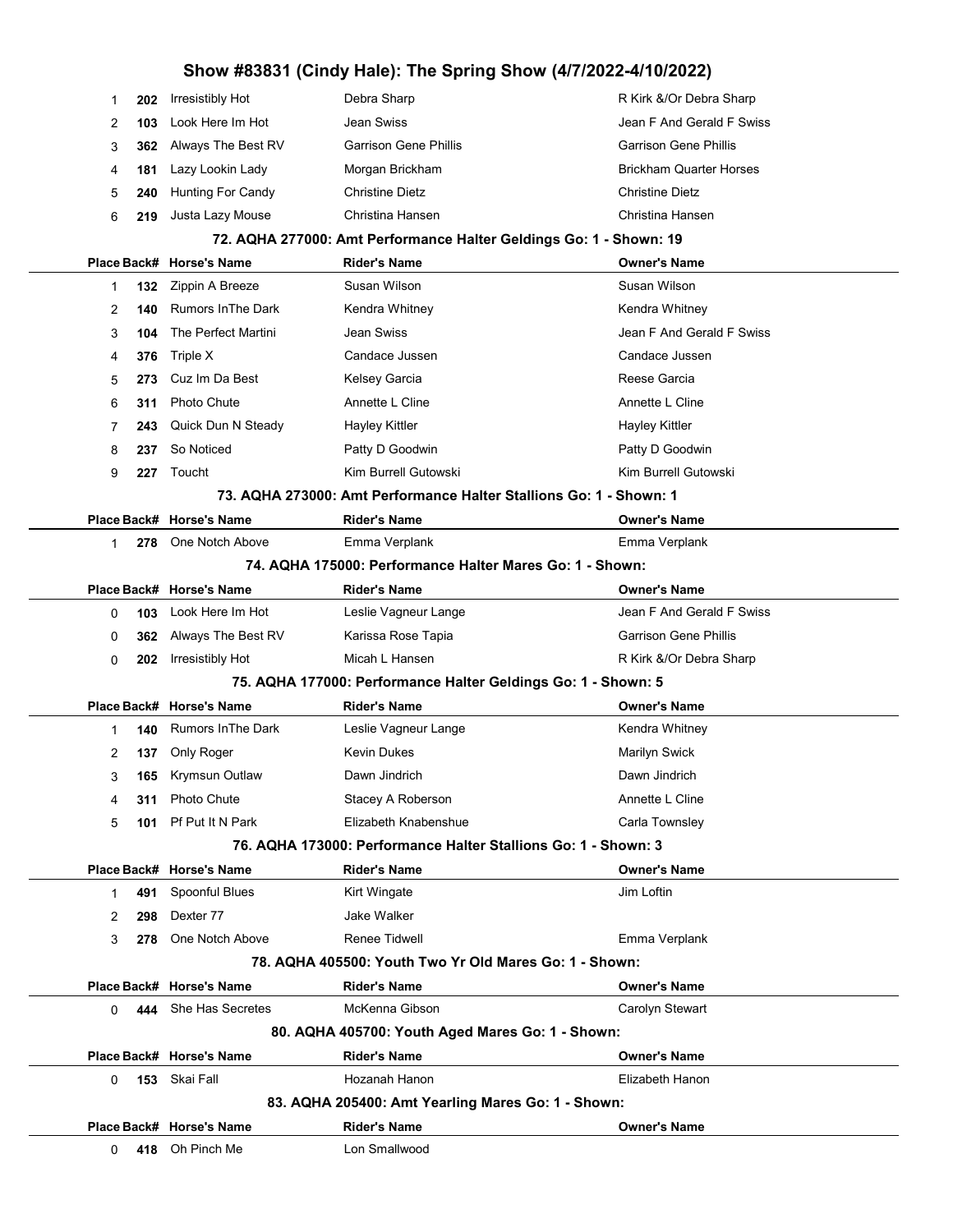# Show #83831 (Cindy Hale): The Spring Show (4/7/2022-4/10/2022)

| Place | Back# | Horse's Name | Rider's Name | Owner's Name |
|---|---|---|---|---|
| 1 | 202 | Irresistibly Hot | Debra Sharp | R Kirk &/Or Debra Sharp |
| 2 | 103 | Look Here Im Hot | Jean Swiss | Jean F And Gerald F Swiss |
| 3 | 362 | Always The Best RV | Garrison Gene Phillis | Garrison Gene Phillis |
| 4 | 181 | Lazy Lookin Lady | Morgan Brickham | Brickham Quarter Horses |
| 5 | 240 | Hunting For Candy | Christine Dietz | Christine Dietz |
| 6 | 219 | Justa Lazy Mouse | Christina Hansen | Christina Hansen |

### 72. AQHA 277000: Amt Performance Halter Geldings Go: 1 - Shown: 19

| Place | Back# | Horse's Name | Rider's Name | Owner's Name |
|---|---|---|---|---|
| 1 | 132 | Zippin A Breeze | Susan Wilson | Susan Wilson |
| 2 | 140 | Rumors InThe Dark | Kendra Whitney | Kendra Whitney |
| 3 | 104 | The Perfect Martini | Jean Swiss | Jean F And Gerald F Swiss |
| 4 | 376 | Triple X | Candace Jussen | Candace Jussen |
| 5 | 273 | Cuz Im Da Best | Kelsey Garcia | Reese Garcia |
| 6 | 311 | Photo Chute | Annette L Cline | Annette L Cline |
| 7 | 243 | Quick Dun N Steady | Hayley Kittler | Hayley Kittler |
| 8 | 237 | So Noticed | Patty D Goodwin | Patty D Goodwin |
| 9 | 227 | Toucht | Kim Burrell Gutowski | Kim Burrell Gutowski |

### 73. AQHA 273000: Amt Performance Halter Stallions Go: 1 - Shown: 1

| Place | Back# | Horse's Name | Rider's Name | Owner's Name |
|---|---|---|---|---|
| 1 | 278 | One Notch Above | Emma Verplank | Emma Verplank |

### 74. AQHA 175000: Performance Halter Mares Go: 1 - Shown:

| Place | Back# | Horse's Name | Rider's Name | Owner's Name |
|---|---|---|---|---|
| 0 | 103 | Look Here Im Hot | Leslie Vagneur Lange | Jean F And Gerald F Swiss |
| 0 | 362 | Always The Best RV | Karissa Rose Tapia | Garrison Gene Phillis |
| 0 | 202 | Irresistibly Hot | Micah L Hansen | R Kirk &/Or Debra Sharp |

### 75. AQHA 177000: Performance Halter Geldings Go: 1 - Shown: 5

| Place | Back# | Horse's Name | Rider's Name | Owner's Name |
|---|---|---|---|---|
| 1 | 140 | Rumors InThe Dark | Leslie Vagneur Lange | Kendra Whitney |
| 2 | 137 | Only Roger | Kevin Dukes | Marilyn Swick |
| 3 | 165 | Krymsun Outlaw | Dawn Jindrich | Dawn Jindrich |
| 4 | 311 | Photo Chute | Stacey A Roberson | Annette L Cline |
| 5 | 101 | Pf Put It N Park | Elizabeth Knabenshue | Carla Townsley |

### 76. AQHA 173000: Performance Halter Stallions Go: 1 - Shown: 3

| Place | Back# | Horse's Name | Rider's Name | Owner's Name |
|---|---|---|---|---|
| 1 | 491 | Spoonful Blues | Kirt Wingate | Jim Loftin |
| 2 | 298 | Dexter 77 | Jake Walker | |
| 3 | 278 | One Notch Above | Renee Tidwell | Emma Verplank |

### 78. AQHA 405500: Youth Two Yr Old Mares Go: 1 - Shown:

| Place | Back# | Horse's Name | Rider's Name | Owner's Name |
|---|---|---|---|---|
| 0 | 444 | She Has Secretes | McKenna Gibson | Carolyn Stewart |

### 80. AQHA 405700: Youth Aged Mares Go: 1 - Shown:

| Place | Back# | Horse's Name | Rider's Name | Owner's Name |
|---|---|---|---|---|
| 0 | 153 | Skai Fall | Hozanah Hanon | Elizabeth Hanon |

### 83. AQHA 205400: Amt Yearling Mares Go: 1 - Shown:

| Place | Back# | Horse's Name | Rider's Name | Owner's Name |
|---|---|---|---|---|
| 0 | 418 | Oh Pinch Me | Lon Smallwood | |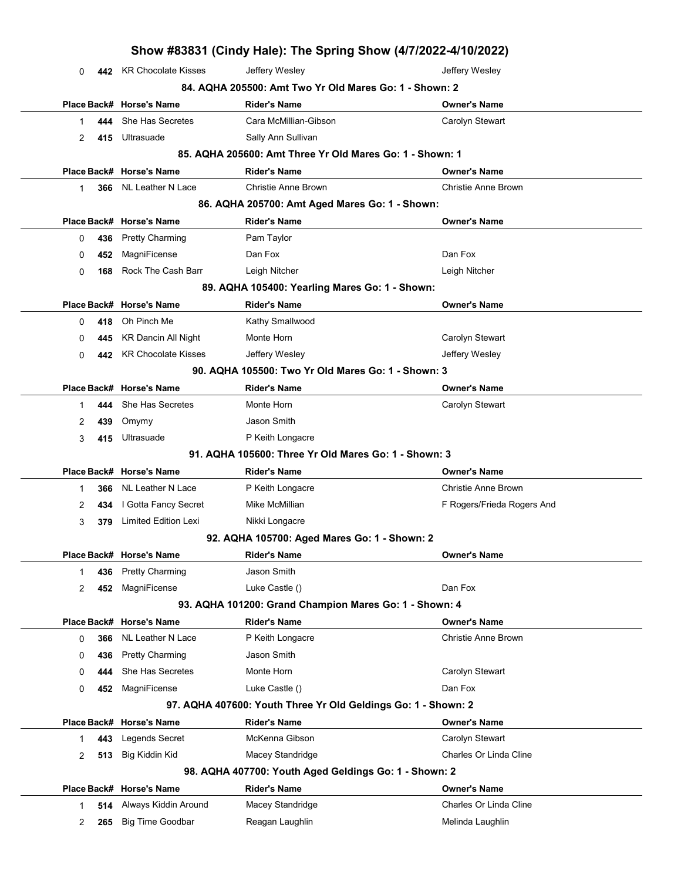# Show #83831 (Cindy Hale): The Spring Show (4/7/2022-4/10/2022)

| Place | Back# | Horse's Name | Rider's Name | Owner's Name |
|---|---|---|---|---|
| 0 | 442 | KR Chocolate Kisses | Jeffery Wesley | Jeffery Wesley |

### 84. AQHA 205500: Amt Two Yr Old Mares Go: 1 - Shown: 2

| Place | Back# | Horse's Name | Rider's Name | Owner's Name |
|---|---|---|---|---|
| 1 | 444 | She Has Secretes | Cara McMillian-Gibson | Carolyn Stewart |
| 2 | 415 | Ultrasuade | Sally Ann Sullivan | |

### 85. AQHA 205600: Amt Three Yr Old Mares Go: 1 - Shown: 1

| Place | Back# | Horse's Name | Rider's Name | Owner's Name |
|---|---|---|---|---|
| 1 | 366 | NL Leather N Lace | Christie Anne Brown | Christie Anne Brown |

### 86. AQHA 205700: Amt Aged Mares Go: 1 - Shown:

| Place | Back# | Horse's Name | Rider's Name | Owner's Name |
|---|---|---|---|---|
| 0 | 436 | Pretty Charming | Pam Taylor | |
| 0 | 452 | MagniFicense | Dan Fox | Dan Fox |
| 0 | 168 | Rock The Cash Barr | Leigh Nitcher | Leigh Nitcher |

### 89. AQHA 105400: Yearling Mares Go: 1 - Shown:

| Place | Back# | Horse's Name | Rider's Name | Owner's Name |
|---|---|---|---|---|
| 0 | 418 | Oh Pinch Me | Kathy Smallwood | |
| 0 | 445 | KR Dancin All Night | Monte Horn | Carolyn Stewart |
| 0 | 442 | KR Chocolate Kisses | Jeffery Wesley | Jeffery Wesley |

### 90. AQHA 105500: Two Yr Old Mares Go: 1 - Shown: 3

| Place | Back# | Horse's Name | Rider's Name | Owner's Name |
|---|---|---|---|---|
| 1 | 444 | She Has Secretes | Monte Horn | Carolyn Stewart |
| 2 | 439 | Omymy | Jason Smith | |
| 3 | 415 | Ultrasuade | P Keith Longacre | |

### 91. AQHA 105600: Three Yr Old Mares Go: 1 - Shown: 3

| Place | Back# | Horse's Name | Rider's Name | Owner's Name |
|---|---|---|---|---|
| 1 | 366 | NL Leather N Lace | P Keith Longacre | Christie Anne Brown |
| 2 | 434 | I Gotta Fancy Secret | Mike McMillian | F Rogers/Frieda Rogers And |
| 3 | 379 | Limited Edition Lexi | Nikki Longacre | |

### 92. AQHA 105700: Aged Mares Go: 1 - Shown: 2

| Place | Back# | Horse's Name | Rider's Name | Owner's Name |
|---|---|---|---|---|
| 1 | 436 | Pretty Charming | Jason Smith | |
| 2 | 452 | MagniFicense | Luke Castle () | Dan Fox |

### 93. AQHA 101200: Grand Champion Mares Go: 1 - Shown: 4

| Place | Back# | Horse's Name | Rider's Name | Owner's Name |
|---|---|---|---|---|
| 0 | 366 | NL Leather N Lace | P Keith Longacre | Christie Anne Brown |
| 0 | 436 | Pretty Charming | Jason Smith | |
| 0 | 444 | She Has Secretes | Monte Horn | Carolyn Stewart |
| 0 | 452 | MagniFicense | Luke Castle () | Dan Fox |

### 97. AQHA 407600: Youth Three Yr Old Geldings Go: 1 - Shown: 2

| Place | Back# | Horse's Name | Rider's Name | Owner's Name |
|---|---|---|---|---|
| 1 | 443 | Legends Secret | McKenna Gibson | Carolyn Stewart |
| 2 | 513 | Big Kiddin Kid | Macey Standridge | Charles Or Linda Cline |

### 98. AQHA 407700: Youth Aged Geldings Go: 1 - Shown: 2

| Place | Back# | Horse's Name | Rider's Name | Owner's Name |
|---|---|---|---|---|
| 1 | 514 | Always Kiddin Around | Macey Standridge | Charles Or Linda Cline |
| 2 | 265 | Big Time Goodbar | Reagan Laughlin | Melinda Laughlin |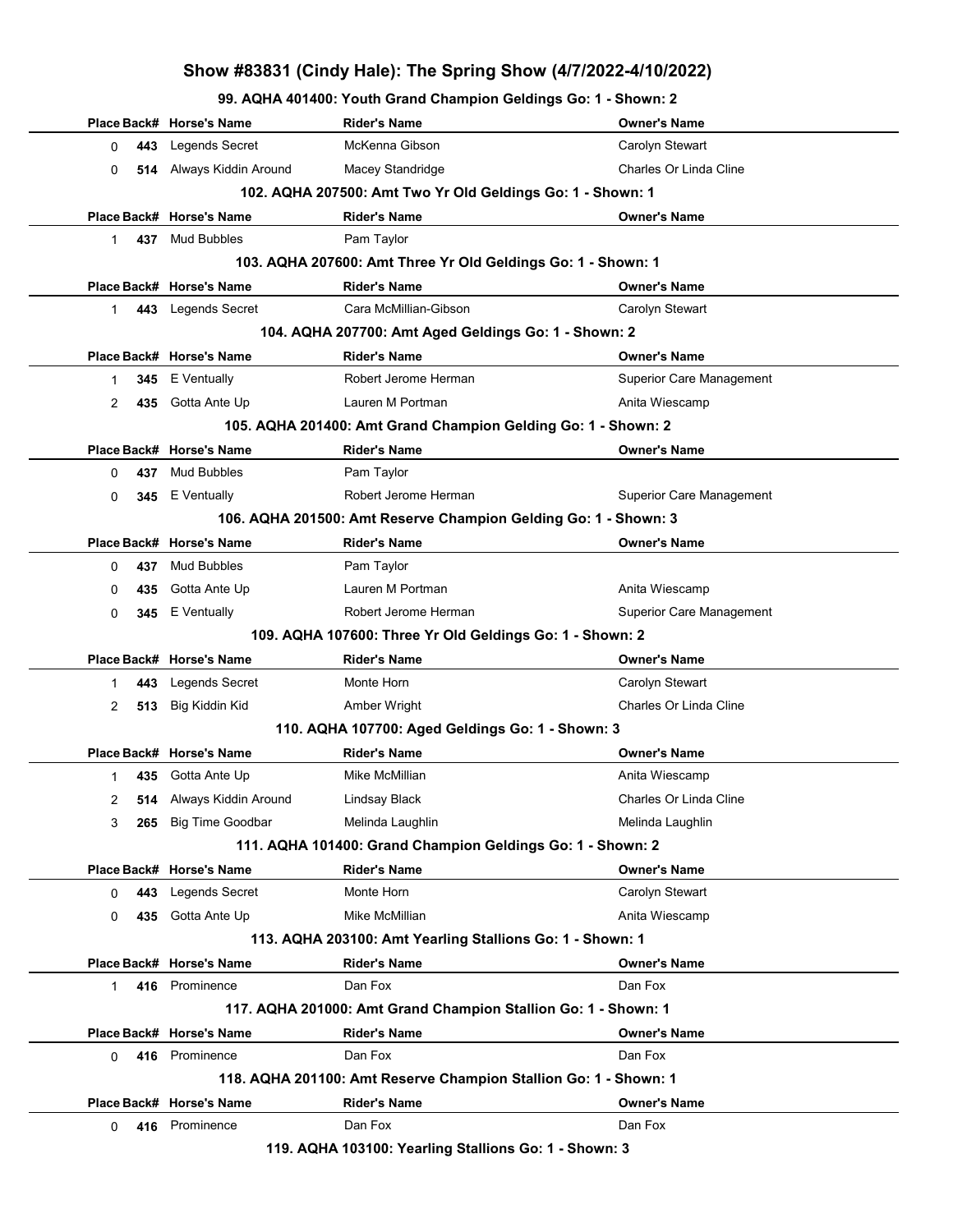# Show #83831 (Cindy Hale): The Spring Show (4/7/2022-4/10/2022)

### 99. AQHA 401400: Youth Grand Champion Geldings Go: 1 - Shown: 2

| Place | Back# | Horse's Name | Rider's Name | Owner's Name |
|---|---|---|---|---|
| 0 | 443 | Legends Secret | McKenna Gibson | Carolyn Stewart |
| 0 | 514 | Always Kiddin Around | Macey Standridge | Charles Or Linda Cline |

### 102. AQHA 207500: Amt Two Yr Old Geldings Go: 1 - Shown: 1

| Place | Back# | Horse's Name | Rider's Name | Owner's Name |
|---|---|---|---|---|
| 1 | 437 | Mud Bubbles | Pam Taylor | |

### 103. AQHA 207600: Amt Three Yr Old Geldings Go: 1 - Shown: 1

| Place | Back# | Horse's Name | Rider's Name | Owner's Name |
|---|---|---|---|---|
| 1 | 443 | Legends Secret | Cara McMillian-Gibson | Carolyn Stewart |

### 104. AQHA 207700: Amt Aged Geldings Go: 1 - Shown: 2

| Place | Back# | Horse's Name | Rider's Name | Owner's Name |
|---|---|---|---|---|
| 1 | 345 | E Ventually | Robert Jerome Herman | Superior Care Management |
| 2 | 435 | Gotta Ante Up | Lauren M Portman | Anita Wiescamp |

### 105. AQHA 201400: Amt Grand Champion Gelding Go: 1 - Shown: 2

| Place | Back# | Horse's Name | Rider's Name | Owner's Name |
|---|---|---|---|---|
| 0 | 437 | Mud Bubbles | Pam Taylor | |
| 0 | 345 | E Ventually | Robert Jerome Herman | Superior Care Management |

### 106. AQHA 201500: Amt Reserve Champion Gelding Go: 1 - Shown: 3

| Place | Back# | Horse's Name | Rider's Name | Owner's Name |
|---|---|---|---|---|
| 0 | 437 | Mud Bubbles | Pam Taylor | |
| 0 | 435 | Gotta Ante Up | Lauren M Portman | Anita Wiescamp |
| 0 | 345 | E Ventually | Robert Jerome Herman | Superior Care Management |

### 109. AQHA 107600: Three Yr Old Geldings Go: 1 - Shown: 2

| Place | Back# | Horse's Name | Rider's Name | Owner's Name |
|---|---|---|---|---|
| 1 | 443 | Legends Secret | Monte Horn | Carolyn Stewart |
| 2 | 513 | Big Kiddin Kid | Amber Wright | Charles Or Linda Cline |

### 110. AQHA 107700: Aged Geldings Go: 1 - Shown: 3

| Place | Back# | Horse's Name | Rider's Name | Owner's Name |
|---|---|---|---|---|
| 1 | 435 | Gotta Ante Up | Mike McMillian | Anita Wiescamp |
| 2 | 514 | Always Kiddin Around | Lindsay Black | Charles Or Linda Cline |
| 3 | 265 | Big Time Goodbar | Melinda Laughlin | Melinda Laughlin |

### 111. AQHA 101400: Grand Champion Geldings Go: 1 - Shown: 2

| Place | Back# | Horse's Name | Rider's Name | Owner's Name |
|---|---|---|---|---|
| 0 | 443 | Legends Secret | Monte Horn | Carolyn Stewart |
| 0 | 435 | Gotta Ante Up | Mike McMillian | Anita Wiescamp |

### 113. AQHA 203100: Amt Yearling Stallions Go: 1 - Shown: 1

| Place | Back# | Horse's Name | Rider's Name | Owner's Name |
|---|---|---|---|---|
| 1 | 416 | Prominence | Dan Fox | Dan Fox |

### 117. AQHA 201000: Amt Grand Champion Stallion Go: 1 - Shown: 1

| Place | Back# | Horse's Name | Rider's Name | Owner's Name |
|---|---|---|---|---|
| 0 | 416 | Prominence | Dan Fox | Dan Fox |

### 118. AQHA 201100: Amt Reserve Champion Stallion Go: 1 - Shown: 1

| Place | Back# | Horse's Name | Rider's Name | Owner's Name |
|---|---|---|---|---|
| 0 | 416 | Prominence | Dan Fox | Dan Fox |

### 119. AQHA 103100: Yearling Stallions Go: 1 - Shown: 3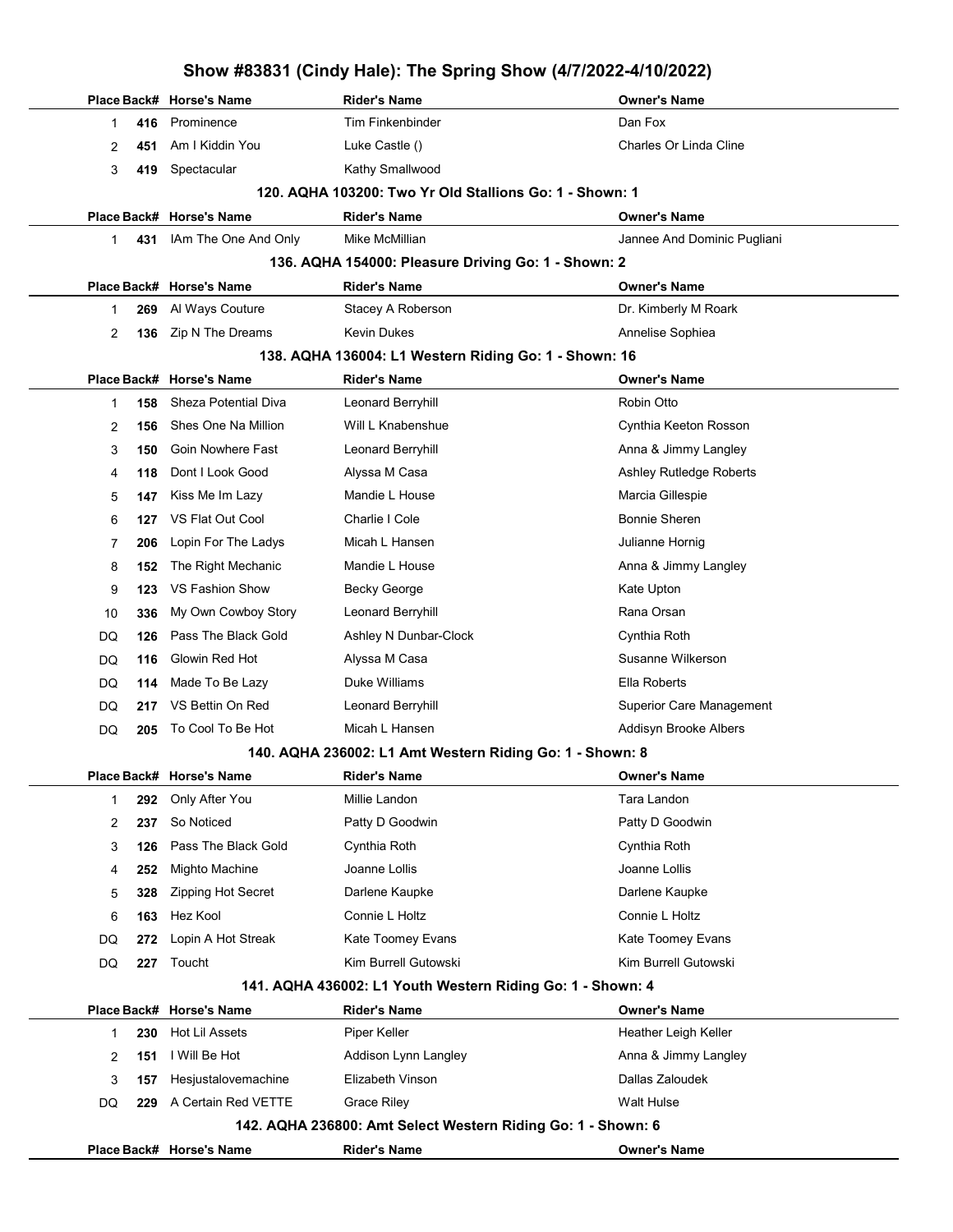# Show #83831 (Cindy Hale): The Spring Show (4/7/2022-4/10/2022)

| Place | Back# | Horse's Name | Rider's Name | Owner's Name |
|---|---|---|---|---|
| 1 | 416 | Prominence | Tim Finkenbinder | Dan Fox |
| 2 | 451 | Am I Kiddin You | Luke Castle () | Charles Or Linda Cline |
| 3 | 419 | Spectacular | Kathy Smallwood | |

### 120. AQHA 103200: Two Yr Old Stallions Go: 1 - Shown: 1

| Place | Back# | Horse's Name | Rider's Name | Owner's Name |
|---|---|---|---|---|
| 1 | 431 | IAm The One And Only | Mike McMillian | Jannee And Dominic Pugliani |

### 136. AQHA 154000: Pleasure Driving Go: 1 - Shown: 2

| Place | Back# | Horse's Name | Rider's Name | Owner's Name |
|---|---|---|---|---|
| 1 | 269 | Al Ways Couture | Stacey A Roberson | Dr. Kimberly M Roark |
| 2 | 136 | Zip N The Dreams | Kevin Dukes | Annelise Sophiea |

### 138. AQHA 136004: L1 Western Riding Go: 1 - Shown: 16

| Place | Back# | Horse's Name | Rider's Name | Owner's Name |
|---|---|---|---|---|
| 1 | 158 | Sheza Potential Diva | Leonard Berryhill | Robin Otto |
| 2 | 156 | Shes One Na Million | Will L Knabenshue | Cynthia Keeton Rosson |
| 3 | 150 | Goin Nowhere Fast | Leonard Berryhill | Anna & Jimmy Langley |
| 4 | 118 | Dont I Look Good | Alyssa M Casa | Ashley Rutledge Roberts |
| 5 | 147 | Kiss Me Im Lazy | Mandie L House | Marcia Gillespie |
| 6 | 127 | VS Flat Out Cool | Charlie I Cole | Bonnie Sheren |
| 7 | 206 | Lopin For The Ladys | Micah L Hansen | Julianne Hornig |
| 8 | 152 | The Right Mechanic | Mandie L House | Anna & Jimmy Langley |
| 9 | 123 | VS Fashion Show | Becky George | Kate Upton |
| 10 | 336 | My Own Cowboy Story | Leonard Berryhill | Rana Orsan |
| DQ | 126 | Pass The Black Gold | Ashley N Dunbar-Clock | Cynthia Roth |
| DQ | 116 | Glowin Red Hot | Alyssa M Casa | Susanne Wilkerson |
| DQ | 114 | Made To Be Lazy | Duke Williams | Ella Roberts |
| DQ | 217 | VS Bettin On Red | Leonard Berryhill | Superior Care Management |
| DQ | 205 | To Cool To Be Hot | Micah L Hansen | Addisyn Brooke Albers |

### 140. AQHA 236002: L1 Amt Western Riding Go: 1 - Shown: 8

| Place | Back# | Horse's Name | Rider's Name | Owner's Name |
|---|---|---|---|---|
| 1 | 292 | Only After You | Millie Landon | Tara Landon |
| 2 | 237 | So Noticed | Patty D Goodwin | Patty D Goodwin |
| 3 | 126 | Pass The Black Gold | Cynthia Roth | Cynthia Roth |
| 4 | 252 | Mighto Machine | Joanne Lollis | Joanne Lollis |
| 5 | 328 | Zipping Hot Secret | Darlene Kaupke | Darlene Kaupke |
| 6 | 163 | Hez Kool | Connie L Holtz | Connie L Holtz |
| DQ | 272 | Lopin A Hot Streak | Kate Toomey Evans | Kate Toomey Evans |
| DQ | 227 | Toucht | Kim Burrell Gutowski | Kim Burrell Gutowski |

### 141. AQHA 436002: L1 Youth Western Riding Go: 1 - Shown: 4

| Place | Back# | Horse's Name | Rider's Name | Owner's Name |
|---|---|---|---|---|
| 1 | 230 | Hot Lil Assets | Piper Keller | Heather Leigh Keller |
| 2 | 151 | I Will Be Hot | Addison Lynn Langley | Anna & Jimmy Langley |
| 3 | 157 | Hesjustalovemachine | Elizabeth Vinson | Dallas Zaloudek |
| DQ | 229 | A Certain Red VETTE | Grace Riley | Walt Hulse |

### 142. AQHA 236800: Amt Select Western Riding Go: 1 - Shown: 6

| Place | Back# | Horse's Name | Rider's Name | Owner's Name |
|---|---|---|---|---|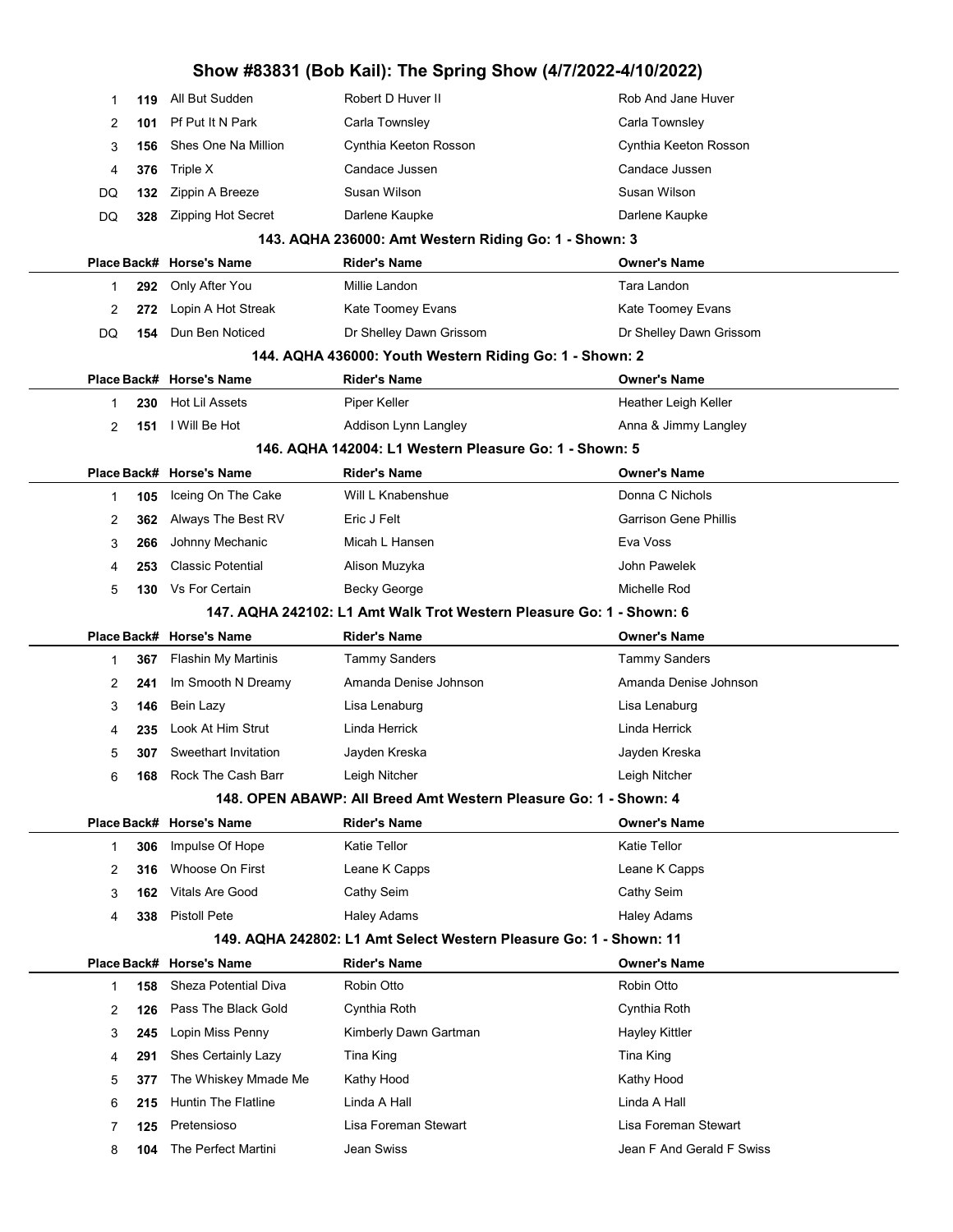| Place | Back# | Horse's Name | Rider's Name | Owner's Name |
|---|---|---|---|---|
| 1 | 119 | All But Sudden | Robert D Huver II | Rob And Jane Huver |
| 2 | 101 | Pf Put It N Park | Carla Townsley | Carla Townsley |
| 3 | 156 | Shes One Na Million | Cynthia Keeton Rosson | Cynthia Keeton Rosson |
| 4 | 376 | Triple X | Candace Jussen | Candace Jussen |
| DQ | 132 | Zippin A Breeze | Susan Wilson | Susan Wilson |
| DQ | 328 | Zipping Hot Secret | Darlene Kaupke | Darlene Kaupke |

### 143. AQHA 236000: Amt Western Riding Go: 1 - Shown: 3

| Place | Back# | Horse's Name | Rider's Name | Owner's Name |
|---|---|---|---|---|
| 1 | 292 | Only After You | Millie Landon | Tara Landon |
| 2 | 272 | Lopin A Hot Streak | Kate Toomey Evans | Kate Toomey Evans |
| DQ | 154 | Dun Ben Noticed | Dr Shelley Dawn Grissom | Dr Shelley Dawn Grissom |

### 144. AQHA 436000: Youth Western Riding Go: 1 - Shown: 2

| Place | Back# | Horse's Name | Rider's Name | Owner's Name |
|---|---|---|---|---|
| 1 | 230 | Hot Lil Assets | Piper Keller | Heather Leigh Keller |
| 2 | 151 | I Will Be Hot | Addison Lynn Langley | Anna & Jimmy Langley |

### 146. AQHA 142004: L1 Western Pleasure Go: 1 - Shown: 5

| Place | Back# | Horse's Name | Rider's Name | Owner's Name |
|---|---|---|---|---|
| 1 | 105 | Iceing On The Cake | Will L Knabenshue | Donna C Nichols |
| 2 | 362 | Always The Best RV | Eric J Felt | Garrison Gene Phillis |
| 3 | 266 | Johnny Mechanic | Micah L Hansen | Eva Voss |
| 4 | 253 | Classic Potential | Alison Muzyka | John Pawelek |
| 5 | 130 | Vs For Certain | Becky George | Michelle Rod |

### 147. AQHA 242102: L1 Amt Walk Trot Western Pleasure Go: 1 - Shown: 6

| Place | Back# | Horse's Name | Rider's Name | Owner's Name |
|---|---|---|---|---|
| 1 | 367 | Flashin My Martinis | Tammy Sanders | Tammy Sanders |
| 2 | 241 | Im Smooth N Dreamy | Amanda Denise Johnson | Amanda Denise Johnson |
| 3 | 146 | Bein Lazy | Lisa Lenaburg | Lisa Lenaburg |
| 4 | 235 | Look At Him Strut | Linda Herrick | Linda Herrick |
| 5 | 307 | Sweethart Invitation | Jayden Kreska | Jayden Kreska |
| 6 | 168 | Rock The Cash Barr | Leigh Nitcher | Leigh Nitcher |

### 148. OPEN ABAWP: All Breed Amt Western Pleasure Go: 1 - Shown: 4

| Place | Back# | Horse's Name | Rider's Name | Owner's Name |
|---|---|---|---|---|
| 1 | 306 | Impulse Of Hope | Katie Tellor | Katie Tellor |
| 2 | 316 | Whoose On First | Leane K Capps | Leane K Capps |
| 3 | 162 | Vitals Are Good | Cathy Seim | Cathy Seim |
| 4 | 338 | Pistoll Pete | Haley Adams | Haley Adams |

### 149. AQHA 242802: L1 Amt Select Western Pleasure Go: 1 - Shown: 11

| Place | Back# | Horse's Name | Rider's Name | Owner's Name |
|---|---|---|---|---|
| 1 | 158 | Sheza Potential Diva | Robin Otto | Robin Otto |
| 2 | 126 | Pass The Black Gold | Cynthia Roth | Cynthia Roth |
| 3 | 245 | Lopin Miss Penny | Kimberly Dawn Gartman | Hayley Kittler |
| 4 | 291 | Shes Certainly Lazy | Tina King | Tina King |
| 5 | 377 | The Whiskey Mmade Me | Kathy Hood | Kathy Hood |
| 6 | 215 | Huntin The Flatline | Linda A Hall | Linda A Hall |
| 7 | 125 | Pretensioso | Lisa Foreman Stewart | Lisa Foreman Stewart |
| 8 | 104 | The Perfect Martini | Jean Swiss | Jean F And Gerald F Swiss |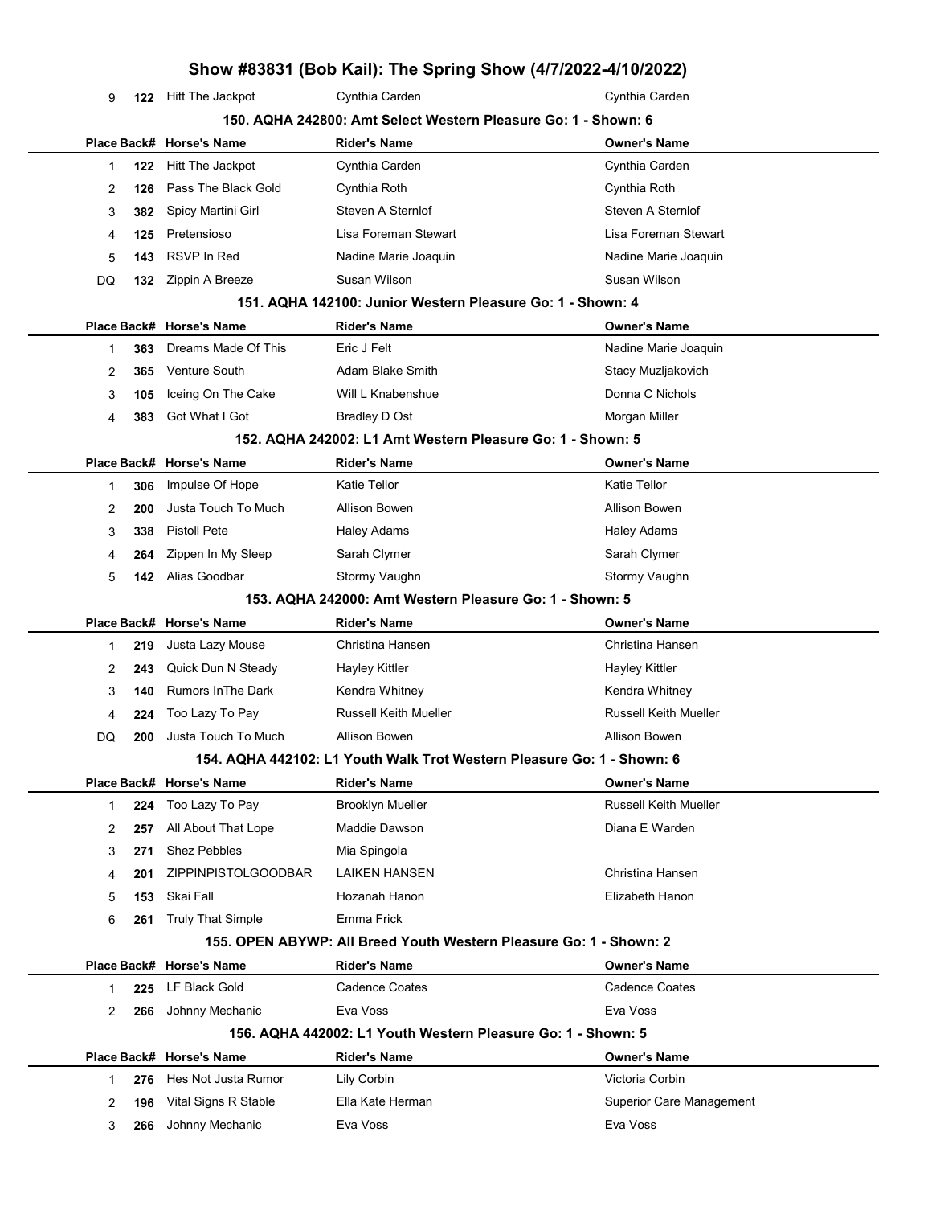# Show #83831 (Bob Kail): The Spring Show (4/7/2022-4/10/2022)

| Place | Back# | Horse's Name | Rider's Name | Owner's Name |
|---|---|---|---|---|
| 9 | 122 | Hitt The Jackpot | Cynthia Carden | Cynthia Carden |

### 150. AQHA 242800: Amt Select Western Pleasure Go: 1 - Shown: 6

| Place | Back# | Horse's Name | Rider's Name | Owner's Name |
|---|---|---|---|---|
| 1 | 122 | Hitt The Jackpot | Cynthia Carden | Cynthia Carden |
| 2 | 126 | Pass The Black Gold | Cynthia Roth | Cynthia Roth |
| 3 | 382 | Spicy Martini Girl | Steven A Sternlof | Steven A Sternlof |
| 4 | 125 | Pretensioso | Lisa Foreman Stewart | Lisa Foreman Stewart |
| 5 | 143 | RSVP In Red | Nadine Marie Joaquin | Nadine Marie Joaquin |
| DQ | 132 | Zippin A Breeze | Susan Wilson | Susan Wilson |

### 151. AQHA 142100: Junior Western Pleasure Go: 1 - Shown: 4

| Place | Back# | Horse's Name | Rider's Name | Owner's Name |
|---|---|---|---|---|
| 1 | 363 | Dreams Made Of This | Eric J Felt | Nadine Marie Joaquin |
| 2 | 365 | Venture South | Adam Blake Smith | Stacy Muzljakovich |
| 3 | 105 | Iceing On The Cake | Will L Knabenshue | Donna C Nichols |
| 4 | 383 | Got What I Got | Bradley D Ost | Morgan Miller |

### 152. AQHA 242002: L1 Amt Western Pleasure Go: 1 - Shown: 5

| Place | Back# | Horse's Name | Rider's Name | Owner's Name |
|---|---|---|---|---|
| 1 | 306 | Impulse Of Hope | Katie Tellor | Katie Tellor |
| 2 | 200 | Justa Touch To Much | Allison Bowen | Allison Bowen |
| 3 | 338 | Pistoll Pete | Haley Adams | Haley Adams |
| 4 | 264 | Zippen In My Sleep | Sarah Clymer | Sarah Clymer |
| 5 | 142 | Alias Goodbar | Stormy Vaughn | Stormy Vaughn |

### 153. AQHA 242000: Amt Western Pleasure Go: 1 - Shown: 5

| Place | Back# | Horse's Name | Rider's Name | Owner's Name |
|---|---|---|---|---|
| 1 | 219 | Justa Lazy Mouse | Christina Hansen | Christina Hansen |
| 2 | 243 | Quick Dun N Steady | Hayley Kittler | Hayley Kittler |
| 3 | 140 | Rumors InThe Dark | Kendra Whitney | Kendra Whitney |
| 4 | 224 | Too Lazy To Pay | Russell Keith Mueller | Russell Keith Mueller |
| DQ | 200 | Justa Touch To Much | Allison Bowen | Allison Bowen |

### 154. AQHA 442102: L1 Youth Walk Trot Western Pleasure Go: 1 - Shown: 6

| Place | Back# | Horse's Name | Rider's Name | Owner's Name |
|---|---|---|---|---|
| 1 | 224 | Too Lazy To Pay | Brooklyn Mueller | Russell Keith Mueller |
| 2 | 257 | All About That Lope | Maddie Dawson | Diana E Warden |
| 3 | 271 | Shez Pebbles | Mia Spingola | |
| 4 | 201 | ZIPPINPISTOLGOODBAR | LAIKEN HANSEN | Christina Hansen |
| 5 | 153 | Skai Fall | Hozanah Hanon | Elizabeth Hanon |
| 6 | 261 | Truly That Simple | Emma Frick | |

### 155. OPEN ABYWP: All Breed Youth Western Pleasure Go: 1 - Shown: 2

| Place | Back# | Horse's Name | Rider's Name | Owner's Name |
|---|---|---|---|---|
| 1 | 225 | LF Black Gold | Cadence Coates | Cadence Coates |
| 2 | 266 | Johnny Mechanic | Eva Voss | Eva Voss |

### 156. AQHA 442002: L1 Youth Western Pleasure Go: 1 - Shown: 5

| Place | Back# | Horse's Name | Rider's Name | Owner's Name |
|---|---|---|---|---|
| 1 | 276 | Hes Not Justa Rumor | Lily Corbin | Victoria Corbin |
| 2 | 196 | Vital Signs R Stable | Ella Kate Herman | Superior Care Management |
| 3 | 266 | Johnny Mechanic | Eva Voss | Eva Voss |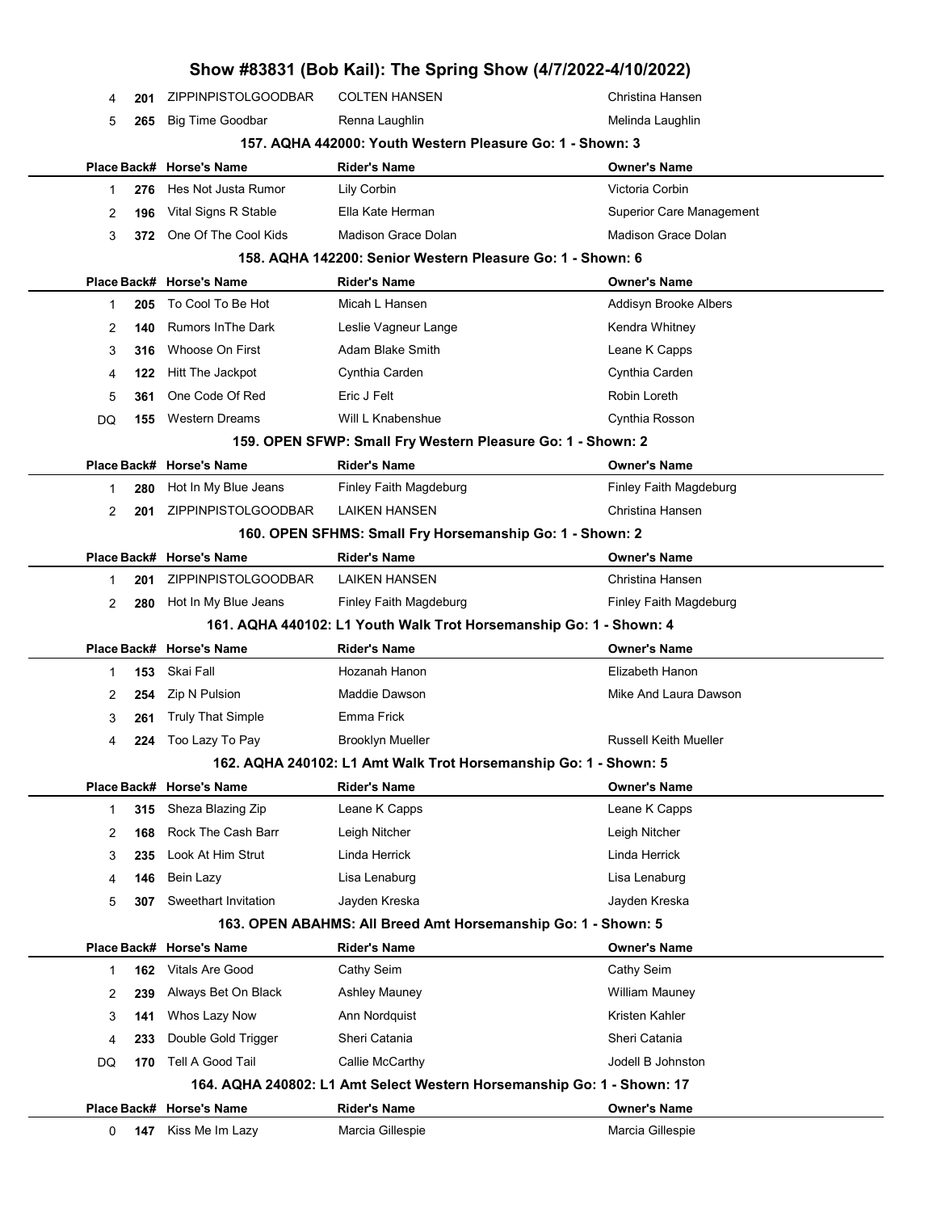| Place | Back# | Horse's Name | Rider's Name | Owner's Name |
|---|---|---|---|---|
| 4 | 201 | ZIPPINPISTOLGOODBAR | COLTEN HANSEN | Christina Hansen |
| 5 | 265 | Big Time Goodbar | Renna Laughlin | Melinda Laughlin |

### 157. AQHA 442000: Youth Western Pleasure Go: 1 - Shown: 3

| Place | Back# | Horse's Name | Rider's Name | Owner's Name |
|---|---|---|---|---|
| 1 | 276 | Hes Not Justa Rumor | Lily Corbin | Victoria Corbin |
| 2 | 196 | Vital Signs R Stable | Ella Kate Herman | Superior Care Management |
| 3 | 372 | One Of The Cool Kids | Madison Grace Dolan | Madison Grace Dolan |

### 158. AQHA 142200: Senior Western Pleasure Go: 1 - Shown: 6

| Place | Back# | Horse's Name | Rider's Name | Owner's Name |
|---|---|---|---|---|
| 1 | 205 | To Cool To Be Hot | Micah L Hansen | Addisyn Brooke Albers |
| 2 | 140 | Rumors InThe Dark | Leslie Vagneur Lange | Kendra Whitney |
| 3 | 316 | Whoose On First | Adam Blake Smith | Leane K Capps |
| 4 | 122 | Hitt The Jackpot | Cynthia Carden | Cynthia Carden |
| 5 | 361 | One Code Of Red | Eric J Felt | Robin Loreth |
| DQ | 155 | Western Dreams | Will L Knabenshue | Cynthia Rosson |

### 159. OPEN SFWP: Small Fry Western Pleasure Go: 1 - Shown: 2

| Place | Back# | Horse's Name | Rider's Name | Owner's Name |
|---|---|---|---|---|
| 1 | 280 | Hot In My Blue Jeans | Finley Faith Magdeburg | Finley Faith Magdeburg |
| 2 | 201 | ZIPPINPISTOLGOODBAR | LAIKEN HANSEN | Christina Hansen |

### 160. OPEN SFHMS: Small Fry Horsemanship Go: 1 - Shown: 2

| Place | Back# | Horse's Name | Rider's Name | Owner's Name |
|---|---|---|---|---|
| 1 | 201 | ZIPPINPISTOLGOODBAR | LAIKEN HANSEN | Christina Hansen |
| 2 | 280 | Hot In My Blue Jeans | Finley Faith Magdeburg | Finley Faith Magdeburg |

### 161. AQHA 440102: L1 Youth Walk Trot Horsemanship Go: 1 - Shown: 4

| Place | Back# | Horse's Name | Rider's Name | Owner's Name |
|---|---|---|---|---|
| 1 | 153 | Skai Fall | Hozanah Hanon | Elizabeth Hanon |
| 2 | 254 | Zip N Pulsion | Maddie Dawson | Mike And Laura Dawson |
| 3 | 261 | Truly That Simple | Emma Frick | |
| 4 | 224 | Too Lazy To Pay | Brooklyn Mueller | Russell Keith Mueller |

### 162. AQHA 240102: L1 Amt Walk Trot Horsemanship Go: 1 - Shown: 5

| Place | Back# | Horse's Name | Rider's Name | Owner's Name |
|---|---|---|---|---|
| 1 | 315 | Sheza Blazing Zip | Leane K Capps | Leane K Capps |
| 2 | 168 | Rock The Cash Barr | Leigh Nitcher | Leigh Nitcher |
| 3 | 235 | Look At Him Strut | Linda Herrick | Linda Herrick |
| 4 | 146 | Bein Lazy | Lisa Lenaburg | Lisa Lenaburg |
| 5 | 307 | Sweethart Invitation | Jayden Kreska | Jayden Kreska |

### 163. OPEN ABAHMS: All Breed Amt Horsemanship Go: 1 - Shown: 5

| Place | Back# | Horse's Name | Rider's Name | Owner's Name |
|---|---|---|---|---|
| 1 | 162 | Vitals Are Good | Cathy Seim | Cathy Seim |
| 2 | 239 | Always Bet On Black | Ashley Mauney | William Mauney |
| 3 | 141 | Whos Lazy Now | Ann Nordquist | Kristen Kahler |
| 4 | 233 | Double Gold Trigger | Sheri Catania | Sheri Catania |
| DQ | 170 | Tell A Good Tail | Callie McCarthy | Jodell B Johnston |

### 164. AQHA 240802: L1 Amt Select Western Horsemanship Go: 1 - Shown: 17

| Place | Back# | Horse's Name | Rider's Name | Owner's Name |
|---|---|---|---|---|
| 0 | 147 | Kiss Me Im Lazy | Marcia Gillespie | Marcia Gillespie |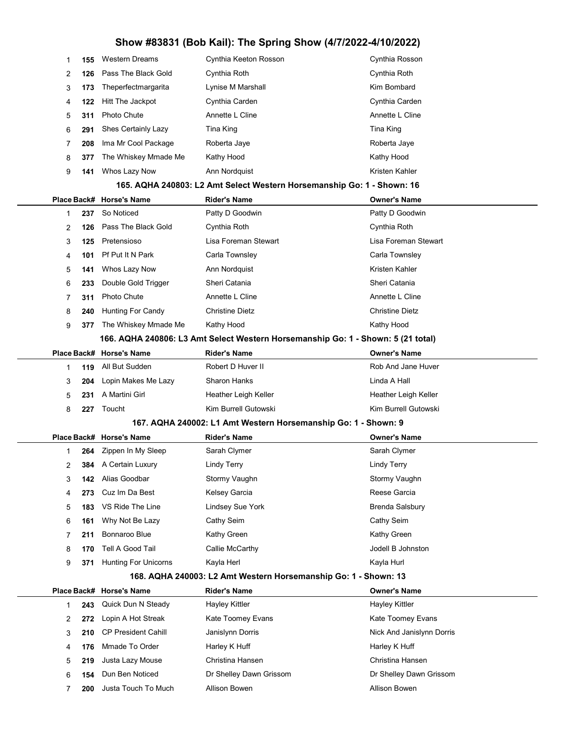| Place | Back# | Horse's Name | Rider's Name | Owner's Name |
|---|---|---|---|---|
| 1 | 155 | Western Dreams | Cynthia Keeton Rosson | Cynthia Rosson |
| 2 | 126 | Pass The Black Gold | Cynthia Roth | Cynthia Roth |
| 3 | 173 | Theperfectmargarita | Lynise M Marshall | Kim Bombard |
| 4 | 122 | Hitt The Jackpot | Cynthia Carden | Cynthia Carden |
| 5 | 311 | Photo Chute | Annette L Cline | Annette L Cline |
| 6 | 291 | Shes Certainly Lazy | Tina King | Tina King |
| 7 | 208 | Ima Mr Cool Package | Roberta Jaye | Roberta Jaye |
| 8 | 377 | The Whiskey Mmade Me | Kathy Hood | Kathy Hood |
| 9 | 141 | Whos Lazy Now | Ann Nordquist | Kristen Kahler |

## 165. AQHA 240803: L2 Amt Select Western Horsemanship Go: 1 - Shown: 16

| Place | Back# | Horse's Name | Rider's Name | Owner's Name |
|---|---|---|---|---|
| 1 | 237 | So Noticed | Patty D Goodwin | Patty D Goodwin |
| 2 | 126 | Pass The Black Gold | Cynthia Roth | Cynthia Roth |
| 3 | 125 | Pretensioso | Lisa Foreman Stewart | Lisa Foreman Stewart |
| 4 | 101 | Pf Put It N Park | Carla Townsley | Carla Townsley |
| 5 | 141 | Whos Lazy Now | Ann Nordquist | Kristen Kahler |
| 6 | 233 | Double Gold Trigger | Sheri Catania | Sheri Catania |
| 7 | 311 | Photo Chute | Annette L Cline | Annette L Cline |
| 8 | 240 | Hunting For Candy | Christine Dietz | Christine Dietz |
| 9 | 377 | The Whiskey Mmade Me | Kathy Hood | Kathy Hood |

## 166. AQHA 240806: L3 Amt Select Western Horsemanship Go: 1 - Shown: 5 (21 total)

| Place | Back# | Horse's Name | Rider's Name | Owner's Name |
|---|---|---|---|---|
| 1 | 119 | All But Sudden | Robert D Huver II | Rob And Jane Huver |
| 3 | 204 | Lopin Makes Me Lazy | Sharon Hanks | Linda A Hall |
| 5 | 231 | A Martini Girl | Heather Leigh Keller | Heather Leigh Keller |
| 8 | 227 | Toucht | Kim Burrell Gutowski | Kim Burrell Gutowski |

## 167. AQHA 240002: L1 Amt Western Horsemanship Go: 1 - Shown: 9

| Place | Back# | Horse's Name | Rider's Name | Owner's Name |
|---|---|---|---|---|
| 1 | 264 | Zippen In My Sleep | Sarah Clymer | Sarah Clymer |
| 2 | 384 | A Certain Luxury | Lindy Terry | Lindy Terry |
| 3 | 142 | Alias Goodbar | Stormy Vaughn | Stormy Vaughn |
| 4 | 273 | Cuz Im Da Best | Kelsey Garcia | Reese Garcia |
| 5 | 183 | VS Ride The Line | Lindsey Sue York | Brenda Salsbury |
| 6 | 161 | Why Not Be Lazy | Cathy Seim | Cathy Seim |
| 7 | 211 | Bonnaroo Blue | Kathy Green | Kathy Green |
| 8 | 170 | Tell A Good Tail | Callie McCarthy | Jodell B Johnston |
| 9 | 371 | Hunting For Unicorns | Kayla Herl | Kayla Hurl |

## 168. AQHA 240003: L2 Amt Western Horsemanship Go: 1 - Shown: 13

| Place | Back# | Horse's Name | Rider's Name | Owner's Name |
|---|---|---|---|---|
| 1 | 243 | Quick Dun N Steady | Hayley Kittler | Hayley Kittler |
| 2 | 272 | Lopin A Hot Streak | Kate Toomey Evans | Kate Toomey Evans |
| 3 | 210 | CP President Cahill | Janislynn Dorris | Nick And Janislynn Dorris |
| 4 | 176 | Mmade To Order | Harley K Huff | Harley K Huff |
| 5 | 219 | Justa Lazy Mouse | Christina Hansen | Christina Hansen |
| 6 | 154 | Dun Ben Noticed | Dr Shelley Dawn Grissom | Dr Shelley Dawn Grissom |
| 7 | 200 | Justa Touch To Much | Allison Bowen | Allison Bowen |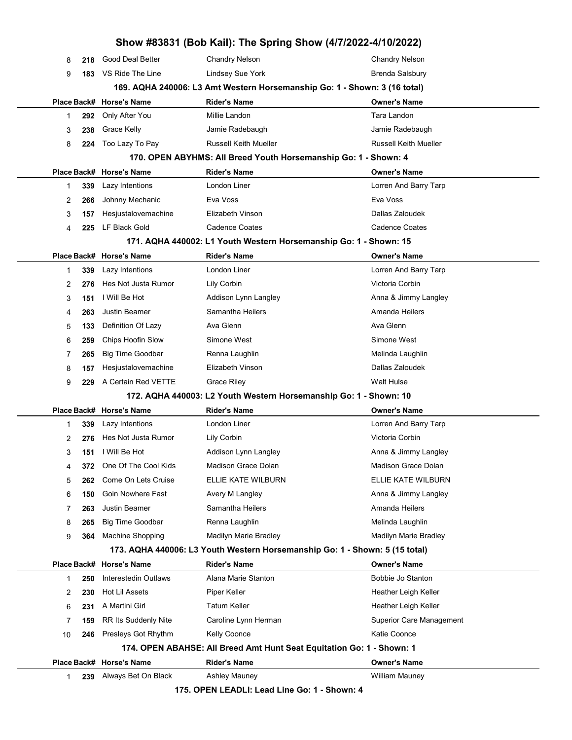# Show #83831 (Bob Kail): The Spring Show (4/7/2022-4/10/2022)

| Place | Back# | Horse's Name | Rider's Name | Owner's Name |
|---|---|---|---|---|
| 8 | 218 | Good Deal Better | Chandry Nelson | Chandry Nelson |
| 9 | 183 | VS Ride The Line | Lindsey Sue York | Brenda Salsbury |

### 169. AQHA 240006: L3 Amt Western Horsemanship Go: 1 - Shown: 3 (16 total)

| Place | Back# | Horse's Name | Rider's Name | Owner's Name |
|---|---|---|---|---|
| 1 | 292 | Only After You | Millie Landon | Tara Landon |
| 3 | 238 | Grace Kelly | Jamie Radebaugh | Jamie Radebaugh |
| 8 | 224 | Too Lazy To Pay | Russell Keith Mueller | Russell Keith Mueller |

### 170. OPEN ABYHMS: All Breed Youth Horsemanship Go: 1 - Shown: 4

| Place | Back# | Horse's Name | Rider's Name | Owner's Name |
|---|---|---|---|---|
| 1 | 339 | Lazy Intentions | London Liner | Lorren And Barry Tarp |
| 2 | 266 | Johnny Mechanic | Eva Voss | Eva Voss |
| 3 | 157 | Hesjustalovemachine | Elizabeth Vinson | Dallas Zaloudek |
| 4 | 225 | LF Black Gold | Cadence Coates | Cadence Coates |

### 171. AQHA 440002: L1 Youth Western Horsemanship Go: 1 - Shown: 15

| Place | Back# | Horse's Name | Rider's Name | Owner's Name |
|---|---|---|---|---|
| 1 | 339 | Lazy Intentions | London Liner | Lorren And Barry Tarp |
| 2 | 276 | Hes Not Justa Rumor | Lily Corbin | Victoria Corbin |
| 3 | 151 | I Will Be Hot | Addison Lynn Langley | Anna & Jimmy Langley |
| 4 | 263 | Justin Beamer | Samantha Heilers | Amanda Heilers |
| 5 | 133 | Definition Of Lazy | Ava Glenn | Ava Glenn |
| 6 | 259 | Chips Hoofin Slow | Simone West | Simone West |
| 7 | 265 | Big Time Goodbar | Renna Laughlin | Melinda Laughlin |
| 8 | 157 | Hesjustalovemachine | Elizabeth Vinson | Dallas Zaloudek |
| 9 | 229 | A Certain Red VETTE | Grace Riley | Walt Hulse |

### 172. AQHA 440003: L2 Youth Western Horsemanship Go: 1 - Shown: 10

| Place | Back# | Horse's Name | Rider's Name | Owner's Name |
|---|---|---|---|---|
| 1 | 339 | Lazy Intentions | London Liner | Lorren And Barry Tarp |
| 2 | 276 | Hes Not Justa Rumor | Lily Corbin | Victoria Corbin |
| 3 | 151 | I Will Be Hot | Addison Lynn Langley | Anna & Jimmy Langley |
| 4 | 372 | One Of The Cool Kids | Madison Grace Dolan | Madison Grace Dolan |
| 5 | 262 | Come On Lets Cruise | ELLIE KATE WILBURN | ELLIE KATE WILBURN |
| 6 | 150 | Goin Nowhere Fast | Avery M Langley | Anna & Jimmy Langley |
| 7 | 263 | Justin Beamer | Samantha Heilers | Amanda Heilers |
| 8 | 265 | Big Time Goodbar | Renna Laughlin | Melinda Laughlin |
| 9 | 364 | Machine Shopping | Madilyn Marie Bradley | Madilyn Marie Bradley |

### 173. AQHA 440006: L3 Youth Western Horsemanship Go: 1 - Shown: 5 (15 total)

| Place | Back# | Horse's Name | Rider's Name | Owner's Name |
|---|---|---|---|---|
| 1 | 250 | Interestedin Outlaws | Alana Marie Stanton | Bobbie Jo Stanton |
| 2 | 230 | Hot Lil Assets | Piper Keller | Heather Leigh Keller |
| 6 | 231 | A Martini Girl | Tatum Keller | Heather Leigh Keller |
| 7 | 159 | RR Its Suddenly Nite | Caroline Lynn Herman | Superior Care Management |
| 10 | 246 | Presleys Got Rhythm | Kelly Coonce | Katie Coonce |

### 174. OPEN ABAHSE: All Breed Amt Hunt Seat Equitation Go: 1 - Shown: 1

| Place | Back# | Horse's Name | Rider's Name | Owner's Name |
|---|---|---|---|---|
| 1 | 239 | Always Bet On Black | Ashley Mauney | William Mauney |

### 175. OPEN LEADLI: Lead Line Go: 1 - Shown: 4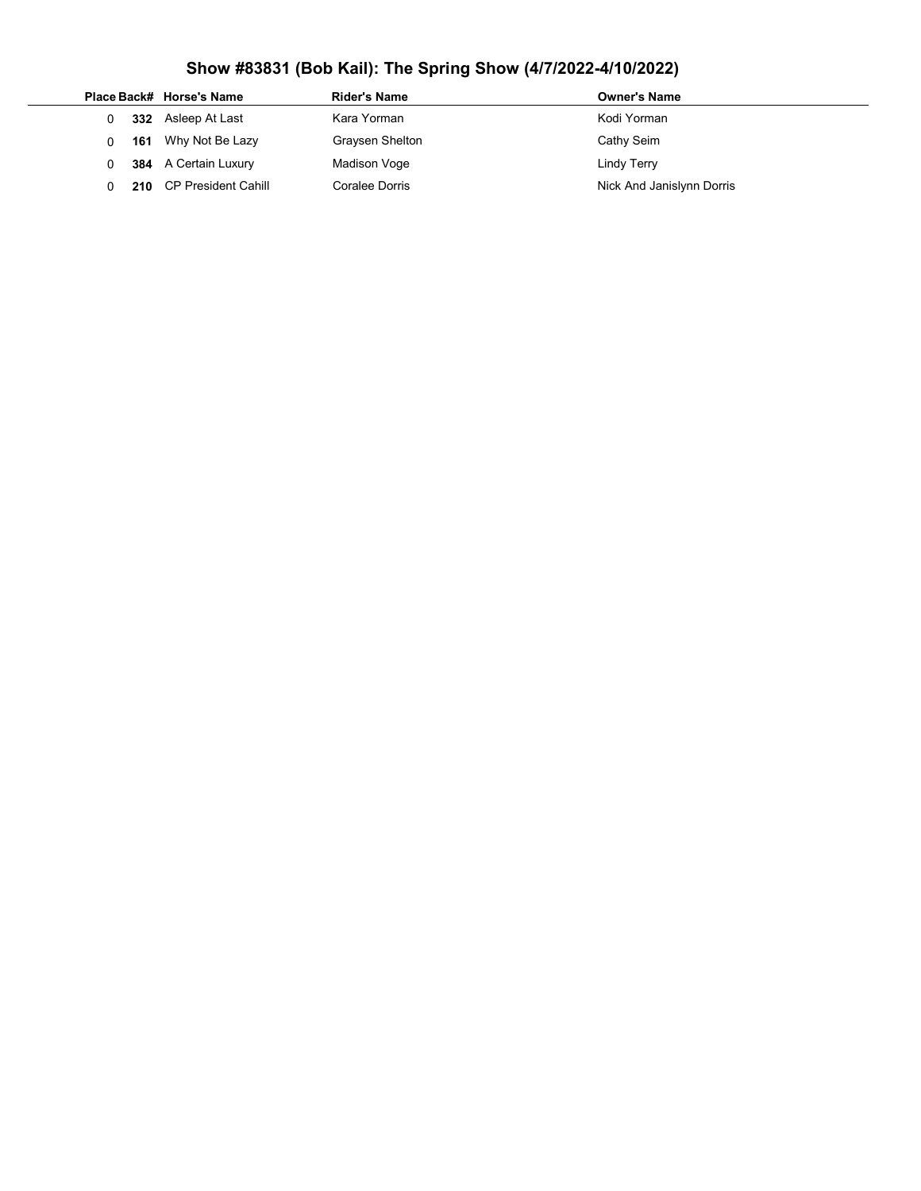## Show #83831 (Bob Kail): The Spring Show (4/7/2022-4/10/2022)

| Place | Back# | Horse's Name | Rider's Name | Owner's Name |
|---|---|---|---|---|
| 0 | **332** | Asleep At Last | Kara Yorman | Kodi Yorman |
| 0 | **161** | Why Not Be Lazy | Graysen Shelton | Cathy Seim |
| 0 | **384** | A Certain Luxury | Madison Voge | Lindy Terry |
| 0 | **210** | CP President Cahill | Coralee Dorris | Nick And Janislynn Dorris |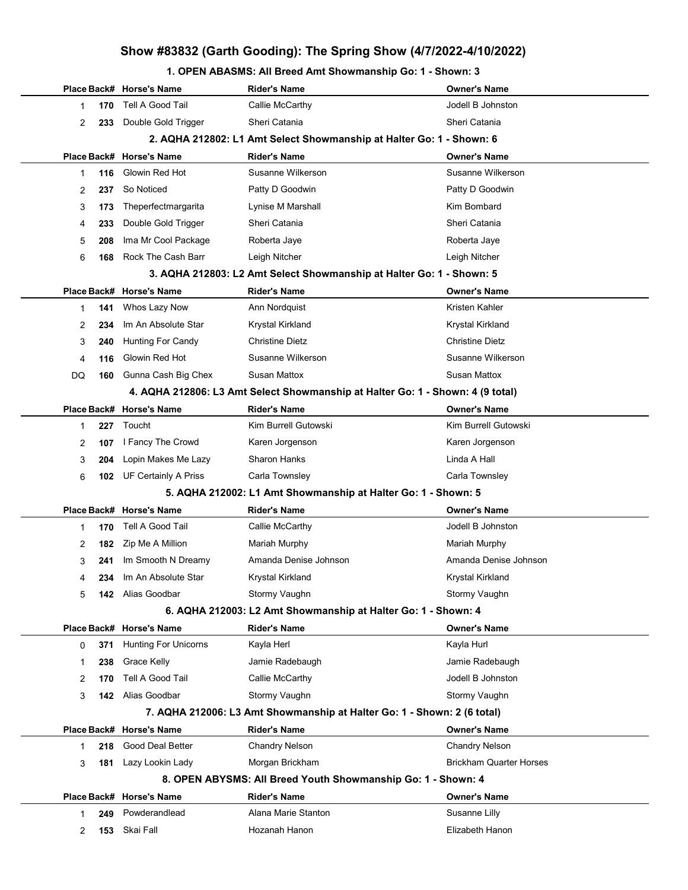# Show #83832 (Garth Gooding): The Spring Show (4/7/2022-4/10/2022)

## 1. OPEN ABASMS: All Breed Amt Showmanship Go: 1 - Shown: 3

| Place | Back# | Horse's Name | Rider's Name | Owner's Name |
|---|---|---|---|---|
| 1 | 170 | Tell A Good Tail | Callie McCarthy | Jodell B Johnston |
| 2 | 233 | Double Gold Trigger | Sheri Catania | Sheri Catania |

## 2. AQHA 212802: L1 Amt Select Showmanship at Halter Go: 1 - Shown: 6

| Place | Back# | Horse's Name | Rider's Name | Owner's Name |
|---|---|---|---|---|
| 1 | 116 | Glowin Red Hot | Susanne Wilkerson | Susanne Wilkerson |
| 2 | 237 | So Noticed | Patty D Goodwin | Patty D Goodwin |
| 3 | 173 | Theperfectmargarita | Lynise M Marshall | Kim Bombard |
| 4 | 233 | Double Gold Trigger | Sheri Catania | Sheri Catania |
| 5 | 208 | Ima Mr Cool Package | Roberta Jaye | Roberta Jaye |
| 6 | 168 | Rock The Cash Barr | Leigh Nitcher | Leigh Nitcher |

## 3. AQHA 212803: L2 Amt Select Showmanship at Halter Go: 1 - Shown: 5

| Place | Back# | Horse's Name | Rider's Name | Owner's Name |
|---|---|---|---|---|
| 1 | 141 | Whos Lazy Now | Ann Nordquist | Kristen Kahler |
| 2 | 234 | Im An Absolute Star | Krystal Kirkland | Krystal Kirkland |
| 3 | 240 | Hunting For Candy | Christine Dietz | Christine Dietz |
| 4 | 116 | Glowin Red Hot | Susanne Wilkerson | Susanne Wilkerson |
| DQ | 160 | Gunna Cash Big Chex | Susan Mattox | Susan Mattox |

## 4. AQHA 212806: L3 Amt Select Showmanship at Halter Go: 1 - Shown: 4 (9 total)

| Place | Back# | Horse's Name | Rider's Name | Owner's Name |
|---|---|---|---|---|
| 1 | 227 | Toucht | Kim Burrell Gutowski | Kim Burrell Gutowski |
| 2 | 107 | I Fancy The Crowd | Karen Jorgenson | Karen Jorgenson |
| 3 | 204 | Lopin Makes Me Lazy | Sharon Hanks | Linda A Hall |
| 6 | 102 | UF Certainly A Priss | Carla Townsley | Carla Townsley |

## 5. AQHA 212002: L1 Amt Showmanship at Halter Go: 1 - Shown: 5

| Place | Back# | Horse's Name | Rider's Name | Owner's Name |
|---|---|---|---|---|
| 1 | 170 | Tell A Good Tail | Callie McCarthy | Jodell B Johnston |
| 2 | 182 | Zip Me A Million | Mariah Murphy | Mariah Murphy |
| 3 | 241 | Im Smooth N Dreamy | Amanda Denise Johnson | Amanda Denise Johnson |
| 4 | 234 | Im An Absolute Star | Krystal Kirkland | Krystal Kirkland |
| 5 | 142 | Alias Goodbar | Stormy Vaughn | Stormy Vaughn |

## 6. AQHA 212003: L2 Amt Showmanship at Halter Go: 1 - Shown: 4

| Place | Back# | Horse's Name | Rider's Name | Owner's Name |
|---|---|---|---|---|
| 0 | 371 | Hunting For Unicorns | Kayla Herl | Kayla Hurl |
| 1 | 238 | Grace Kelly | Jamie Radebaugh | Jamie Radebaugh |
| 2 | 170 | Tell A Good Tail | Callie McCarthy | Jodell B Johnston |
| 3 | 142 | Alias Goodbar | Stormy Vaughn | Stormy Vaughn |

## 7. AQHA 212006: L3 Amt Showmanship at Halter Go: 1 - Shown: 2 (6 total)

| Place | Back# | Horse's Name | Rider's Name | Owner's Name |
|---|---|---|---|---|
| 1 | 218 | Good Deal Better | Chandry Nelson | Chandry Nelson |
| 3 | 181 | Lazy Lookin Lady | Morgan Brickham | Brickham Quarter Horses |

## 8. OPEN ABYSMS: All Breed Youth Showmanship Go: 1 - Shown: 4

| Place | Back# | Horse's Name | Rider's Name | Owner's Name |
|---|---|---|---|---|
| 1 | 249 | Powderandlead | Alana Marie Stanton | Susanne Lilly |
| 2 | 153 | Skai Fall | Hozanah Hanon | Elizabeth Hanon |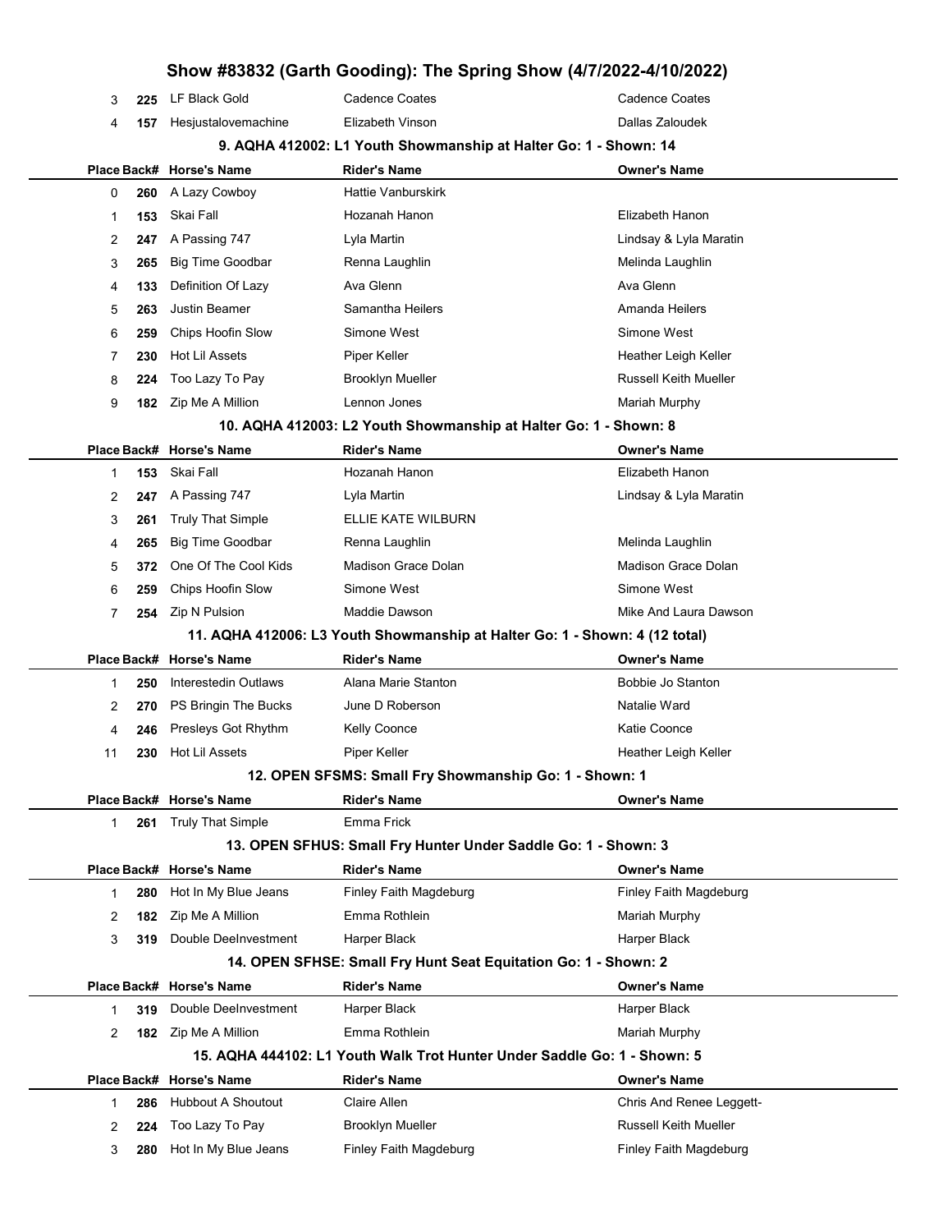# Show #83832 (Garth Gooding): The Spring Show (4/7/2022-4/10/2022)

| Place | Back# | Horse's Name | Rider's Name | Owner's Name |
|---|---|---|---|---|
| 3 | 225 | LF Black Gold | Cadence Coates | Cadence Coates |
| 4 | 157 | Hesjustalovemachine | Elizabeth Vinson | Dallas Zaloudek |

### 9. AQHA 412002: L1 Youth Showmanship at Halter Go: 1 - Shown: 14

| Place | Back# | Horse's Name | Rider's Name | Owner's Name |
|---|---|---|---|---|
| 0 | 260 | A Lazy Cowboy | Hattie Vanburskirk | |
| 1 | 153 | Skai Fall | Hozanah Hanon | Elizabeth Hanon |
| 2 | 247 | A Passing 747 | Lyla Martin | Lindsay & Lyla Maratin |
| 3 | 265 | Big Time Goodbar | Renna Laughlin | Melinda Laughlin |
| 4 | 133 | Definition Of Lazy | Ava Glenn | Ava Glenn |
| 5 | 263 | Justin Beamer | Samantha Heilers | Amanda Heilers |
| 6 | 259 | Chips Hoofin Slow | Simone West | Simone West |
| 7 | 230 | Hot Lil Assets | Piper Keller | Heather Leigh Keller |
| 8 | 224 | Too Lazy To Pay | Brooklyn Mueller | Russell Keith Mueller |
| 9 | 182 | Zip Me A Million | Lennon Jones | Mariah Murphy |

### 10. AQHA 412003: L2 Youth Showmanship at Halter Go: 1 - Shown: 8

| Place | Back# | Horse's Name | Rider's Name | Owner's Name |
|---|---|---|---|---|
| 1 | 153 | Skai Fall | Hozanah Hanon | Elizabeth Hanon |
| 2 | 247 | A Passing 747 | Lyla Martin | Lindsay & Lyla Maratin |
| 3 | 261 | Truly That Simple | ELLIE KATE WILBURN | |
| 4 | 265 | Big Time Goodbar | Renna Laughlin | Melinda Laughlin |
| 5 | 372 | One Of The Cool Kids | Madison Grace Dolan | Madison Grace Dolan |
| 6 | 259 | Chips Hoofin Slow | Simone West | Simone West |
| 7 | 254 | Zip N Pulsion | Maddie Dawson | Mike And Laura Dawson |

### 11. AQHA 412006: L3 Youth Showmanship at Halter Go: 1 - Shown: 4 (12 total)

| Place | Back# | Horse's Name | Rider's Name | Owner's Name |
|---|---|---|---|---|
| 1 | 250 | Interestedin Outlaws | Alana Marie Stanton | Bobbie Jo Stanton |
| 2 | 270 | PS Bringin The Bucks | June D Roberson | Natalie Ward |
| 4 | 246 | Presleys Got Rhythm | Kelly Coonce | Katie Coonce |
| 11 | 230 | Hot Lil Assets | Piper Keller | Heather Leigh Keller |

### 12. OPEN SFSMS: Small Fry Showmanship Go: 1 - Shown: 1

| Place | Back# | Horse's Name | Rider's Name | Owner's Name |
|---|---|---|---|---|
| 1 | 261 | Truly That Simple | Emma Frick | |

### 13. OPEN SFHUS: Small Fry Hunter Under Saddle Go: 1 - Shown: 3

| Place | Back# | Horse's Name | Rider's Name | Owner's Name |
|---|---|---|---|---|
| 1 | 280 | Hot In My Blue Jeans | Finley Faith Magdeburg | Finley Faith Magdeburg |
| 2 | 182 | Zip Me A Million | Emma Rothlein | Mariah Murphy |
| 3 | 319 | Double DeeInvestment | Harper Black | Harper Black |

### 14. OPEN SFHSE: Small Fry Hunt Seat Equitation Go: 1 - Shown: 2

| Place | Back# | Horse's Name | Rider's Name | Owner's Name |
|---|---|---|---|---|
| 1 | 319 | Double DeeInvestment | Harper Black | Harper Black |
| 2 | 182 | Zip Me A Million | Emma Rothlein | Mariah Murphy |

### 15. AQHA 444102: L1 Youth Walk Trot Hunter Under Saddle Go: 1 - Shown: 5

| Place | Back# | Horse's Name | Rider's Name | Owner's Name |
|---|---|---|---|---|
| 1 | 286 | Hubbout A Shoutout | Claire Allen | Chris And Renee Leggett- |
| 2 | 224 | Too Lazy To Pay | Brooklyn Mueller | Russell Keith Mueller |
| 3 | 280 | Hot In My Blue Jeans | Finley Faith Magdeburg | Finley Faith Magdeburg |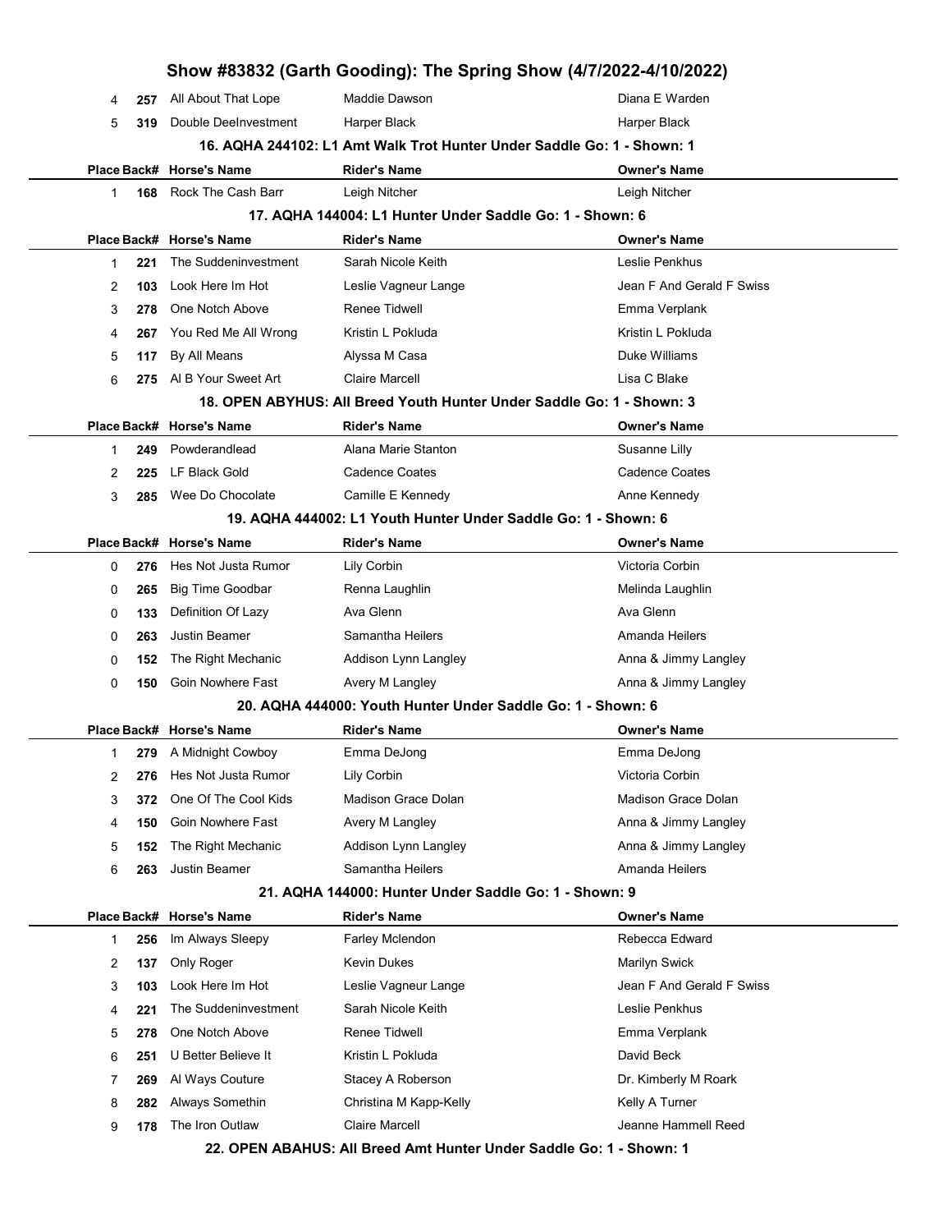# Show #83832 (Garth Gooding): The Spring Show (4/7/2022-4/10/2022)

| Place | Back# | Horse's Name | Rider's Name | Owner's Name |
|---|---|---|---|---|
| 4 | 257 | All About That Lope | Maddie Dawson | Diana E Warden |
| 5 | 319 | Double DeeInvestment | Harper Black | Harper Black |

### 16. AQHA 244102: L1 Amt Walk Trot Hunter Under Saddle Go: 1 - Shown: 1

| Place | Back# | Horse's Name | Rider's Name | Owner's Name |
|---|---|---|---|---|
| 1 | 168 | Rock The Cash Barr | Leigh Nitcher | Leigh Nitcher |

### 17. AQHA 144004: L1 Hunter Under Saddle Go: 1 - Shown: 6

| Place | Back# | Horse's Name | Rider's Name | Owner's Name |
|---|---|---|---|---|
| 1 | 221 | The Suddeninvestment | Sarah Nicole Keith | Leslie Penkhus |
| 2 | 103 | Look Here Im Hot | Leslie Vagneur Lange | Jean F And Gerald F Swiss |
| 3 | 278 | One Notch Above | Renee Tidwell | Emma Verplank |
| 4 | 267 | You Red Me All Wrong | Kristin L Pokluda | Kristin L Pokluda |
| 5 | 117 | By All Means | Alyssa M Casa | Duke Williams |
| 6 | 275 | Al B Your Sweet Art | Claire Marcell | Lisa C Blake |

### 18. OPEN ABYHUS: All Breed Youth Hunter Under Saddle Go: 1 - Shown: 3

| Place | Back# | Horse's Name | Rider's Name | Owner's Name |
|---|---|---|---|---|
| 1 | 249 | Powderandlead | Alana Marie Stanton | Susanne Lilly |
| 2 | 225 | LF Black Gold | Cadence Coates | Cadence Coates |
| 3 | 285 | Wee Do Chocolate | Camille E Kennedy | Anne Kennedy |

### 19. AQHA 444002: L1 Youth Hunter Under Saddle Go: 1 - Shown: 6

| Place | Back# | Horse's Name | Rider's Name | Owner's Name |
|---|---|---|---|---|
| 0 | 276 | Hes Not Justa Rumor | Lily Corbin | Victoria Corbin |
| 0 | 265 | Big Time Goodbar | Renna Laughlin | Melinda Laughlin |
| 0 | 133 | Definition Of Lazy | Ava Glenn | Ava Glenn |
| 0 | 263 | Justin Beamer | Samantha Heilers | Amanda Heilers |
| 0 | 152 | The Right Mechanic | Addison Lynn Langley | Anna & Jimmy Langley |
| 0 | 150 | Goin Nowhere Fast | Avery M Langley | Anna & Jimmy Langley |

### 20. AQHA 444000: Youth Hunter Under Saddle Go: 1 - Shown: 6

| Place | Back# | Horse's Name | Rider's Name | Owner's Name |
|---|---|---|---|---|
| 1 | 279 | A Midnight Cowboy | Emma DeJong | Emma DeJong |
| 2 | 276 | Hes Not Justa Rumor | Lily Corbin | Victoria Corbin |
| 3 | 372 | One Of The Cool Kids | Madison Grace Dolan | Madison Grace Dolan |
| 4 | 150 | Goin Nowhere Fast | Avery M Langley | Anna & Jimmy Langley |
| 5 | 152 | The Right Mechanic | Addison Lynn Langley | Anna & Jimmy Langley |
| 6 | 263 | Justin Beamer | Samantha Heilers | Amanda Heilers |

### 21. AQHA 144000: Hunter Under Saddle Go: 1 - Shown: 9

| Place | Back# | Horse's Name | Rider's Name | Owner's Name |
|---|---|---|---|---|
| 1 | 256 | Im Always Sleepy | Farley Mclendon | Rebecca Edward |
| 2 | 137 | Only Roger | Kevin Dukes | Marilyn Swick |
| 3 | 103 | Look Here Im Hot | Leslie Vagneur Lange | Jean F And Gerald F Swiss |
| 4 | 221 | The Suddeninvestment | Sarah Nicole Keith | Leslie Penkhus |
| 5 | 278 | One Notch Above | Renee Tidwell | Emma Verplank |
| 6 | 251 | U Better Believe It | Kristin L Pokluda | David Beck |
| 7 | 269 | Al Ways Couture | Stacey A Roberson | Dr. Kimberly M Roark |
| 8 | 282 | Always Somethin | Christina M Kapp-Kelly | Kelly A Turner |
| 9 | 178 | The Iron Outlaw | Claire Marcell | Jeanne Hammell Reed |

### 22. OPEN ABAHUS: All Breed Amt Hunter Under Saddle Go: 1 - Shown: 1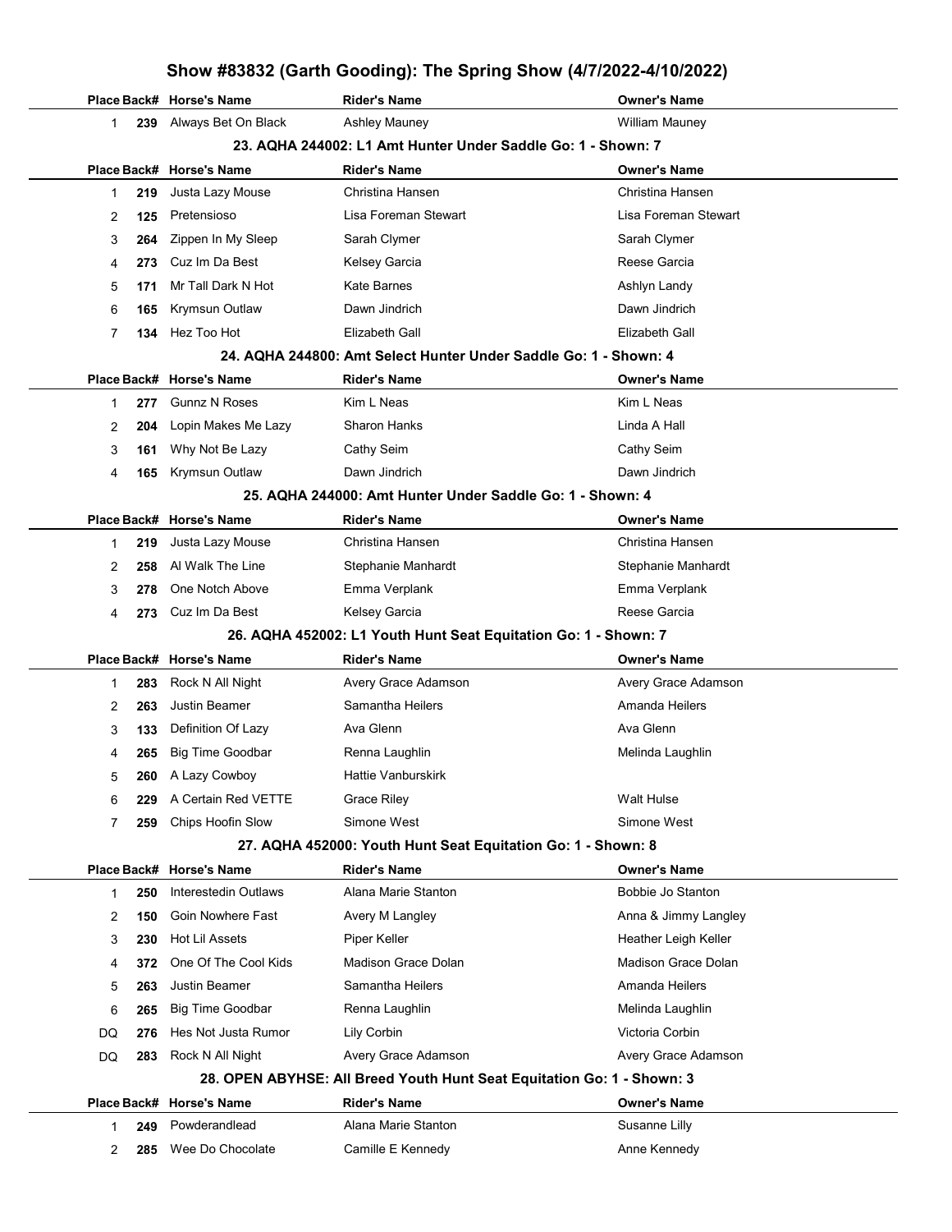# Show #83832 (Garth Gooding): The Spring Show (4/7/2022-4/10/2022)

| Place | Back# | Horse's Name | Rider's Name | Owner's Name |
|---|---|---|---|---|
| 1 | 239 | Always Bet On Black | Ashley Mauney | William Mauney |

### 23. AQHA 244002: L1 Amt Hunter Under Saddle Go: 1 - Shown: 7

| Place | Back# | Horse's Name | Rider's Name | Owner's Name |
|---|---|---|---|---|
| 1 | 219 | Justa Lazy Mouse | Christina Hansen | Christina Hansen |
| 2 | 125 | Pretensioso | Lisa Foreman Stewart | Lisa Foreman Stewart |
| 3 | 264 | Zippen In My Sleep | Sarah Clymer | Sarah Clymer |
| 4 | 273 | Cuz Im Da Best | Kelsey Garcia | Reese Garcia |
| 5 | 171 | Mr Tall Dark N Hot | Kate Barnes | Ashlyn Landy |
| 6 | 165 | Krymsun Outlaw | Dawn Jindrich | Dawn Jindrich |
| 7 | 134 | Hez Too Hot | Elizabeth Gall | Elizabeth Gall |

### 24. AQHA 244800: Amt Select Hunter Under Saddle Go: 1 - Shown: 4

| Place | Back# | Horse's Name | Rider's Name | Owner's Name |
|---|---|---|---|---|
| 1 | 277 | Gunnz N Roses | Kim L Neas | Kim L Neas |
| 2 | 204 | Lopin Makes Me Lazy | Sharon Hanks | Linda A Hall |
| 3 | 161 | Why Not Be Lazy | Cathy Seim | Cathy Seim |
| 4 | 165 | Krymsun Outlaw | Dawn Jindrich | Dawn Jindrich |

### 25. AQHA 244000: Amt Hunter Under Saddle Go: 1 - Shown: 4

| Place | Back# | Horse's Name | Rider's Name | Owner's Name |
|---|---|---|---|---|
| 1 | 219 | Justa Lazy Mouse | Christina Hansen | Christina Hansen |
| 2 | 258 | Al Walk The Line | Stephanie Manhardt | Stephanie Manhardt |
| 3 | 278 | One Notch Above | Emma Verplank | Emma Verplank |
| 4 | 273 | Cuz Im Da Best | Kelsey Garcia | Reese Garcia |

### 26. AQHA 452002: L1 Youth Hunt Seat Equitation Go: 1 - Shown: 7

| Place | Back# | Horse's Name | Rider's Name | Owner's Name |
|---|---|---|---|---|
| 1 | 283 | Rock N All Night | Avery Grace Adamson | Avery Grace Adamson |
| 2 | 263 | Justin Beamer | Samantha Heilers | Amanda Heilers |
| 3 | 133 | Definition Of Lazy | Ava Glenn | Ava Glenn |
| 4 | 265 | Big Time Goodbar | Renna Laughlin | Melinda Laughlin |
| 5 | 260 | A Lazy Cowboy | Hattie Vanburskirk | |
| 6 | 229 | A Certain Red VETTE | Grace Riley | Walt Hulse |
| 7 | 259 | Chips Hoofin Slow | Simone West | Simone West |

### 27. AQHA 452000: Youth Hunt Seat Equitation Go: 1 - Shown: 8

| Place | Back# | Horse's Name | Rider's Name | Owner's Name |
|---|---|---|---|---|
| 1 | 250 | Interestedin Outlaws | Alana Marie Stanton | Bobbie Jo Stanton |
| 2 | 150 | Goin Nowhere Fast | Avery M Langley | Anna & Jimmy Langley |
| 3 | 230 | Hot Lil Assets | Piper Keller | Heather Leigh Keller |
| 4 | 372 | One Of The Cool Kids | Madison Grace Dolan | Madison Grace Dolan |
| 5 | 263 | Justin Beamer | Samantha Heilers | Amanda Heilers |
| 6 | 265 | Big Time Goodbar | Renna Laughlin | Melinda Laughlin |
| DQ | 276 | Hes Not Justa Rumor | Lily Corbin | Victoria Corbin |
| DQ | 283 | Rock N All Night | Avery Grace Adamson | Avery Grace Adamson |

### 28. OPEN ABYHSE: All Breed Youth Hunt Seat Equitation Go: 1 - Shown: 3

| Place | Back# | Horse's Name | Rider's Name | Owner's Name |
|---|---|---|---|---|
| 1 | 249 | Powderandlead | Alana Marie Stanton | Susanne Lilly |
| 2 | 285 | Wee Do Chocolate | Camille E Kennedy | Anne Kennedy |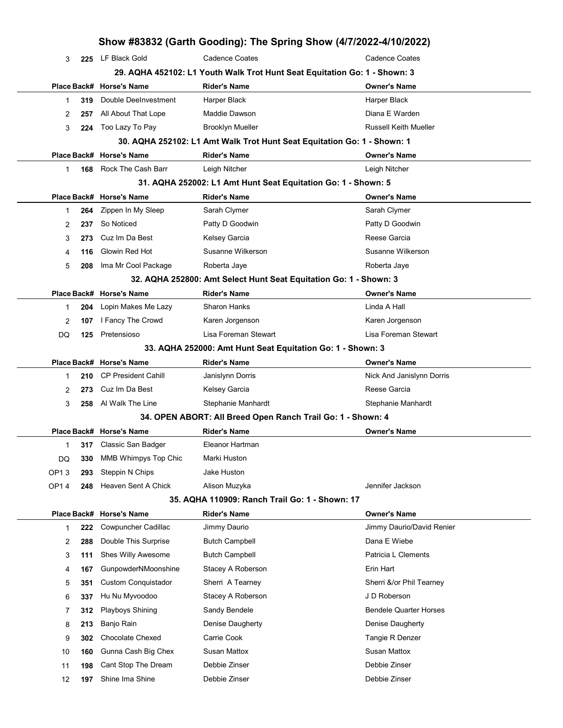| Place | Back# | Horse's Name | Rider's Name | Owner's Name |
|---|---|---|---|---|
| 3 | 225 | LF Black Gold | Cadence Coates | Cadence Coates |

### 29. AQHA 452102: L1 Youth Walk Trot Hunt Seat Equitation Go: 1 - Shown: 3

| Place | Back# | Horse's Name | Rider's Name | Owner's Name |
|---|---|---|---|---|
| 1 | 319 | Double DeeInvestment | Harper Black | Harper Black |
| 2 | 257 | All About That Lope | Maddie Dawson | Diana E Warden |
| 3 | 224 | Too Lazy To Pay | Brooklyn Mueller | Russell Keith Mueller |

### 30. AQHA 252102: L1 Amt Walk Trot Hunt Seat Equitation Go: 1 - Shown: 1

| Place | Back# | Horse's Name | Rider's Name | Owner's Name |
|---|---|---|---|---|
| 1 | 168 | Rock The Cash Barr | Leigh Nitcher | Leigh Nitcher |

### 31. AQHA 252002: L1 Amt Hunt Seat Equitation Go: 1 - Shown: 5

| Place | Back# | Horse's Name | Rider's Name | Owner's Name |
|---|---|---|---|---|
| 1 | 264 | Zippen In My Sleep | Sarah Clymer | Sarah Clymer |
| 2 | 237 | So Noticed | Patty D Goodwin | Patty D Goodwin |
| 3 | 273 | Cuz Im Da Best | Kelsey Garcia | Reese Garcia |
| 4 | 116 | Glowin Red Hot | Susanne Wilkerson | Susanne Wilkerson |
| 5 | 208 | Ima Mr Cool Package | Roberta Jaye | Roberta Jaye |

### 32. AQHA 252800: Amt Select Hunt Seat Equitation Go: 1 - Shown: 3

| Place | Back# | Horse's Name | Rider's Name | Owner's Name |
|---|---|---|---|---|
| 1 | 204 | Lopin Makes Me Lazy | Sharon Hanks | Linda A Hall |
| 2 | 107 | I Fancy The Crowd | Karen Jorgenson | Karen Jorgenson |
| DQ | 125 | Pretensioso | Lisa Foreman Stewart | Lisa Foreman Stewart |

### 33. AQHA 252000: Amt Hunt Seat Equitation Go: 1 - Shown: 3

| Place | Back# | Horse's Name | Rider's Name | Owner's Name |
|---|---|---|---|---|
| 1 | 210 | CP President Cahill | Janislynn Dorris | Nick And Janislynn Dorris |
| 2 | 273 | Cuz Im Da Best | Kelsey Garcia | Reese Garcia |
| 3 | 258 | Al Walk The Line | Stephanie Manhardt | Stephanie Manhardt |

### 34. OPEN ABORT: All Breed Open Ranch Trail Go: 1 - Shown: 4

| Place | Back# | Horse's Name | Rider's Name | Owner's Name |
|---|---|---|---|---|
| 1 | 317 | Classic San Badger | Eleanor Hartman | |
| DQ | 330 | MMB Whimpys Top Chic | Marki Huston | |
| OP1 3 | 293 | Steppin N Chips | Jake Huston | |
| OP1 4 | 248 | Heaven Sent A Chick | Alison Muzyka | Jennifer Jackson |

### 35. AQHA 110909: Ranch Trail Go: 1 - Shown: 17

| Place | Back# | Horse's Name | Rider's Name | Owner's Name |
|---|---|---|---|---|
| 1 | 222 | Cowpuncher Cadillac | Jimmy Daurio | Jimmy Daurio/David Renier |
| 2 | 288 | Double This Surprise | Butch Campbell | Dana E Wiebe |
| 3 | 111 | Shes Willy Awesome | Butch Campbell | Patricia L Clements |
| 4 | 167 | GunpowderNMoonshine | Stacey A Roberson | Erin Hart |
| 5 | 351 | Custom Conquistador | Sherri A Tearney | Sherri &/or Phil Tearney |
| 6 | 337 | Hu Nu Myvoodoo | Stacey A Roberson | J D Roberson |
| 7 | 312 | Playboys Shining | Sandy Bendele | Bendele Quarter Horses |
| 8 | 213 | Banjo Rain | Denise Daugherty | Denise Daugherty |
| 9 | 302 | Chocolate Chexed | Carrie Cook | Tangie R Denzer |
| 10 | 160 | Gunna Cash Big Chex | Susan Mattox | Susan Mattox |
| 11 | 198 | Cant Stop The Dream | Debbie Zinser | Debbie Zinser |
| 12 | 197 | Shine Ima Shine | Debbie Zinser | Debbie Zinser |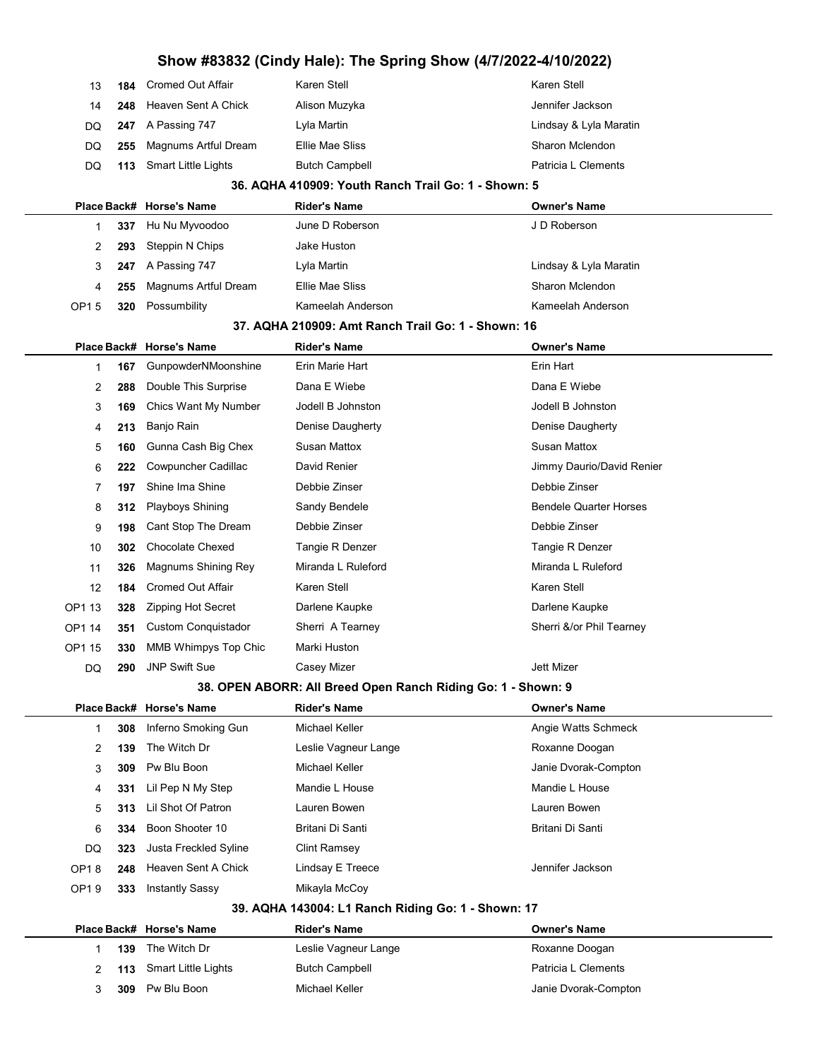| Place | Back# | Horse's Name | Rider's Name | Owner's Name |
|---|---|---|---|---|
| 13 | 184 | Cromed Out Affair | Karen Stell | Karen Stell |
| 14 | 248 | Heaven Sent A Chick | Alison Muzyka | Jennifer Jackson |
| DQ | 247 | A Passing 747 | Lyla Martin | Lindsay & Lyla Maratin |
| DQ | 255 | Magnums Artful Dream | Ellie Mae Sliss | Sharon Mclendon |
| DQ | 113 | Smart Little Lights | Butch Campbell | Patricia L Clements |

### 36. AQHA 410909: Youth Ranch Trail Go: 1 - Shown: 5

| Place | Back# | Horse's Name | Rider's Name | Owner's Name |
|---|---|---|---|---|
| 1 | 337 | Hu Nu Myvoodoo | June D Roberson | J D Roberson |
| 2 | 293 | Steppin N Chips | Jake Huston | |
| 3 | 247 | A Passing 747 | Lyla Martin | Lindsay & Lyla Maratin |
| 4 | 255 | Magnums Artful Dream | Ellie Mae Sliss | Sharon Mclendon |
| OP1 5 | 320 | Possumbility | Kameelah Anderson | Kameelah Anderson |

### 37. AQHA 210909: Amt Ranch Trail Go: 1 - Shown: 16

| Place | Back# | Horse's Name | Rider's Name | Owner's Name |
|---|---|---|---|---|
| 1 | 167 | GunpowderNMoonshine | Erin Marie Hart | Erin Hart |
| 2 | 288 | Double This Surprise | Dana E Wiebe | Dana E Wiebe |
| 3 | 169 | Chics Want My Number | Jodell B Johnston | Jodell B Johnston |
| 4 | 213 | Banjo Rain | Denise Daugherty | Denise Daugherty |
| 5 | 160 | Gunna Cash Big Chex | Susan Mattox | Susan Mattox |
| 6 | 222 | Cowpuncher Cadillac | David Renier | Jimmy Daurio/David Renier |
| 7 | 197 | Shine Ima Shine | Debbie Zinser | Debbie Zinser |
| 8 | 312 | Playboys Shining | Sandy Bendele | Bendele Quarter Horses |
| 9 | 198 | Cant Stop The Dream | Debbie Zinser | Debbie Zinser |
| 10 | 302 | Chocolate Chexed | Tangie R Denzer | Tangie R Denzer |
| 11 | 326 | Magnums Shining Rey | Miranda L Ruleford | Miranda L Ruleford |
| 12 | 184 | Cromed Out Affair | Karen Stell | Karen Stell |
| OP1 13 | 328 | Zipping Hot Secret | Darlene Kaupke | Darlene Kaupke |
| OP1 14 | 351 | Custom Conquistador | Sherri A Tearney | Sherri &/or Phil Tearney |
| OP1 15 | 330 | MMB Whimpys Top Chic | Marki Huston | |
| DQ | 290 | JNP Swift Sue | Casey Mizer | Jett Mizer |

### 38. OPEN ABORR: All Breed Open Ranch Riding Go: 1 - Shown: 9

| Place | Back# | Horse's Name | Rider's Name | Owner's Name |
|---|---|---|---|---|
| 1 | 308 | Inferno Smoking Gun | Michael Keller | Angie Watts Schmeck |
| 2 | 139 | The Witch Dr | Leslie Vagneur Lange | Roxanne Doogan |
| 3 | 309 | Pw Blu Boon | Michael Keller | Janie Dvorak-Compton |
| 4 | 331 | Lil Pep N My Step | Mandie L House | Mandie L House |
| 5 | 313 | Lil Shot Of Patron | Lauren Bowen | Lauren Bowen |
| 6 | 334 | Boon Shooter 10 | Britani Di Santi | Britani Di Santi |
| DQ | 323 | Justa Freckled Syline | Clint Ramsey | |
| OP1 8 | 248 | Heaven Sent A Chick | Lindsay E Treece | Jennifer Jackson |
| OP1 9 | 333 | Instantly Sassy | Mikayla McCoy | |

### 39. AQHA 143004: L1 Ranch Riding Go: 1 - Shown: 17

| Place | Back# | Horse's Name | Rider's Name | Owner's Name |
|---|---|---|---|---|
| 1 | 139 | The Witch Dr | Leslie Vagneur Lange | Roxanne Doogan |
| 2 | 113 | Smart Little Lights | Butch Campbell | Patricia L Clements |
| 3 | 309 | Pw Blu Boon | Michael Keller | Janie Dvorak-Compton |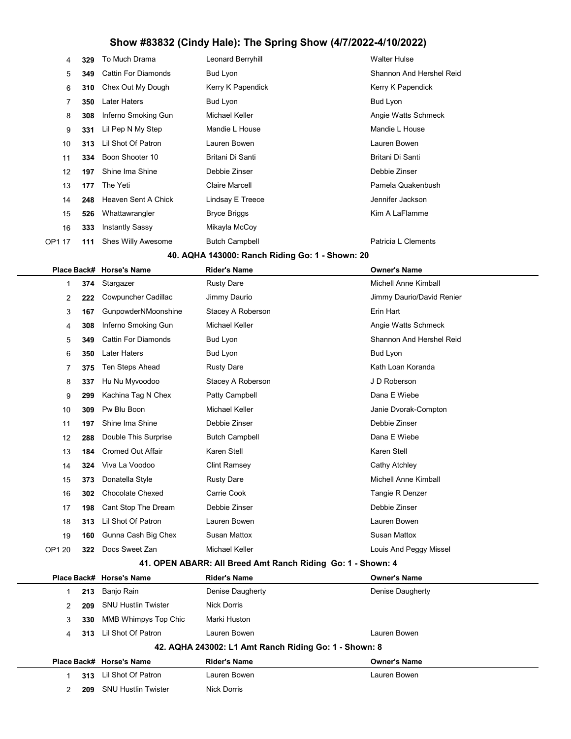# Show #83832 (Cindy Hale): The Spring Show (4/7/2022-4/10/2022)

| Place | Back# | Horse's Name | Rider's Name | Owner's Name |
|---|---|---|---|---|
| 4 | 329 | To Much Drama | Leonard Berryhill | Walter Hulse |
| 5 | 349 | Cattin For Diamonds | Bud Lyon | Shannon And Hershel Reid |
| 6 | 310 | Chex Out My Dough | Kerry K Papendick | Kerry K Papendick |
| 7 | 350 | Later Haters | Bud Lyon | Bud Lyon |
| 8 | 308 | Inferno Smoking Gun | Michael Keller | Angie Watts Schmeck |
| 9 | 331 | Lil Pep N My Step | Mandie L House | Mandie L House |
| 10 | 313 | Lil Shot Of Patron | Lauren Bowen | Lauren Bowen |
| 11 | 334 | Boon Shooter 10 | Britani Di Santi | Britani Di Santi |
| 12 | 197 | Shine Ima Shine | Debbie Zinser | Debbie Zinser |
| 13 | 177 | The Yeti | Claire Marcell | Pamela Quakenbush |
| 14 | 248 | Heaven Sent A Chick | Lindsay E Treece | Jennifer Jackson |
| 15 | 526 | Whattawrangler | Bryce Briggs | Kim A LaFlamme |
| 16 | 333 | Instantly Sassy | Mikayla McCoy | |
| OP1 17 | 111 | Shes Willy Awesome | Butch Campbell | Patricia L Clements |

### 40. AQHA 143000: Ranch Riding Go: 1 - Shown: 20

| Place | Back# | Horse's Name | Rider's Name | Owner's Name |
|---|---|---|---|---|
| 1 | 374 | Stargazer | Rusty Dare | Michell Anne Kimball |
| 2 | 222 | Cowpuncher Cadillac | Jimmy Daurio | Jimmy Daurio/David Renier |
| 3 | 167 | GunpowderNMoonshine | Stacey A Roberson | Erin Hart |
| 4 | 308 | Inferno Smoking Gun | Michael Keller | Angie Watts Schmeck |
| 5 | 349 | Cattin For Diamonds | Bud Lyon | Shannon And Hershel Reid |
| 6 | 350 | Later Haters | Bud Lyon | Bud Lyon |
| 7 | 375 | Ten Steps Ahead | Rusty Dare | Kath Loan Koranda |
| 8 | 337 | Hu Nu Myvoodoo | Stacey A Roberson | J D Roberson |
| 9 | 299 | Kachina Tag N Chex | Patty Campbell | Dana E Wiebe |
| 10 | 309 | Pw Blu Boon | Michael Keller | Janie Dvorak-Compton |
| 11 | 197 | Shine Ima Shine | Debbie Zinser | Debbie Zinser |
| 12 | 288 | Double This Surprise | Butch Campbell | Dana E Wiebe |
| 13 | 184 | Cromed Out Affair | Karen Stell | Karen Stell |
| 14 | 324 | Viva La Voodoo | Clint Ramsey | Cathy Atchley |
| 15 | 373 | Donatella Style | Rusty Dare | Michell Anne Kimball |
| 16 | 302 | Chocolate Chexed | Carrie Cook | Tangie R Denzer |
| 17 | 198 | Cant Stop The Dream | Debbie Zinser | Debbie Zinser |
| 18 | 313 | Lil Shot Of Patron | Lauren Bowen | Lauren Bowen |
| 19 | 160 | Gunna Cash Big Chex | Susan Mattox | Susan Mattox |
| OP1 20 | 322 | Docs Sweet Zan | Michael Keller | Louis And Peggy Missel |

### 41. OPEN ABARR: All Breed Amt Ranch Riding Go: 1 - Shown: 4

| Place | Back# | Horse's Name | Rider's Name | Owner's Name |
|---|---|---|---|---|
| 1 | 213 | Banjo Rain | Denise Daugherty | Denise Daugherty |
| 2 | 209 | SNU Hustlin Twister | Nick Dorris | |
| 3 | 330 | MMB Whimpys Top Chic | Marki Huston | |
| 4 | 313 | Lil Shot Of Patron | Lauren Bowen | Lauren Bowen |

### 42. AQHA 243002: L1 Amt Ranch Riding Go: 1 - Shown: 8

| Place | Back# | Horse's Name | Rider's Name | Owner's Name |
|---|---|---|---|---|
| 1 | 313 | Lil Shot Of Patron | Lauren Bowen | Lauren Bowen |
| 2 | 209 | SNU Hustlin Twister | Nick Dorris | |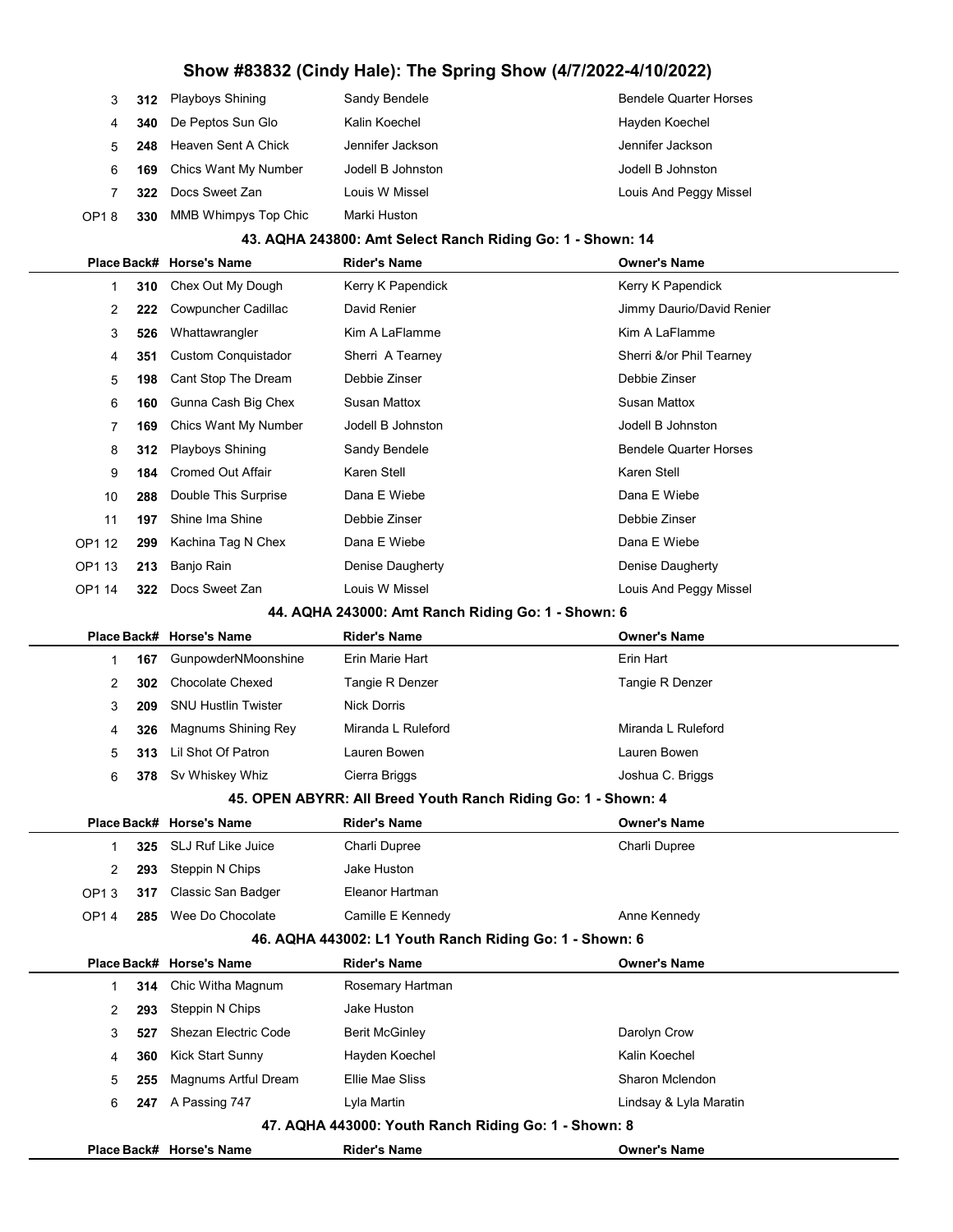# Show #83832 (Cindy Hale): The Spring Show (4/7/2022-4/10/2022)

| Place | Back# | Horse's Name | Rider's Name | Owner's Name |
|---|---|---|---|---|
| 3 | 312 | Playboys Shining | Sandy Bendele | Bendele Quarter Horses |
| 4 | 340 | De Peptos Sun Glo | Kalin Koechel | Hayden Koechel |
| 5 | 248 | Heaven Sent A Chick | Jennifer Jackson | Jennifer Jackson |
| 6 | 169 | Chics Want My Number | Jodell B Johnston | Jodell B Johnston |
| 7 | 322 | Docs Sweet Zan | Louis W Missel | Louis And Peggy Missel |
| OP1 8 | 330 | MMB Whimpys Top Chic | Marki Huston | |

### 43. AQHA 243800: Amt Select Ranch Riding Go: 1 - Shown: 14

| Place | Back# | Horse's Name | Rider's Name | Owner's Name |
|---|---|---|---|---|
| 1 | 310 | Chex Out My Dough | Kerry K Papendick | Kerry K Papendick |
| 2 | 222 | Cowpuncher Cadillac | David Renier | Jimmy Daurio/David Renier |
| 3 | 526 | Whattawrangler | Kim A LaFlamme | Kim A LaFlamme |
| 4 | 351 | Custom Conquistador | Sherri A Tearney | Sherri &/or Phil Tearney |
| 5 | 198 | Cant Stop The Dream | Debbie Zinser | Debbie Zinser |
| 6 | 160 | Gunna Cash Big Chex | Susan Mattox | Susan Mattox |
| 7 | 169 | Chics Want My Number | Jodell B Johnston | Jodell B Johnston |
| 8 | 312 | Playboys Shining | Sandy Bendele | Bendele Quarter Horses |
| 9 | 184 | Cromed Out Affair | Karen Stell | Karen Stell |
| 10 | 288 | Double This Surprise | Dana E Wiebe | Dana E Wiebe |
| 11 | 197 | Shine Ima Shine | Debbie Zinser | Debbie Zinser |
| OP1 12 | 299 | Kachina Tag N Chex | Dana E Wiebe | Dana E Wiebe |
| OP1 13 | 213 | Banjo Rain | Denise Daugherty | Denise Daugherty |
| OP1 14 | 322 | Docs Sweet Zan | Louis W Missel | Louis And Peggy Missel |

### 44. AQHA 243000: Amt Ranch Riding Go: 1 - Shown: 6

| Place | Back# | Horse's Name | Rider's Name | Owner's Name |
|---|---|---|---|---|
| 1 | 167 | GunpowderNMoonshine | Erin Marie Hart | Erin Hart |
| 2 | 302 | Chocolate Chexed | Tangie R Denzer | Tangie R Denzer |
| 3 | 209 | SNU Hustlin Twister | Nick Dorris | |
| 4 | 326 | Magnums Shining Rey | Miranda L Ruleford | Miranda L Ruleford |
| 5 | 313 | Lil Shot Of Patron | Lauren Bowen | Lauren Bowen |
| 6 | 378 | Sv Whiskey Whiz | Cierra Briggs | Joshua C. Briggs |

### 45. OPEN ABYRR: All Breed Youth Ranch Riding Go: 1 - Shown: 4

| Place | Back# | Horse's Name | Rider's Name | Owner's Name |
|---|---|---|---|---|
| 1 | 325 | SLJ Ruf Like Juice | Charli Dupree | Charli Dupree |
| 2 | 293 | Steppin N Chips | Jake Huston | |
| OP1 3 | 317 | Classic San Badger | Eleanor Hartman | |
| OP1 4 | 285 | Wee Do Chocolate | Camille E Kennedy | Anne Kennedy |

### 46. AQHA 443002: L1 Youth Ranch Riding Go: 1 - Shown: 6

| Place | Back# | Horse's Name | Rider's Name | Owner's Name |
|---|---|---|---|---|
| 1 | 314 | Chic Witha Magnum | Rosemary Hartman | |
| 2 | 293 | Steppin N Chips | Jake Huston | |
| 3 | 527 | Shezan Electric Code | Berit McGinley | Darolyn Crow |
| 4 | 360 | Kick Start Sunny | Hayden Koechel | Kalin Koechel |
| 5 | 255 | Magnums Artful Dream | Ellie Mae Sliss | Sharon Mclendon |
| 6 | 247 | A Passing 747 | Lyla Martin | Lindsay & Lyla Maratin |

### 47. AQHA 443000: Youth Ranch Riding Go: 1 - Shown: 8

| Place | Back# | Horse's Name | Rider's Name | Owner's Name |
|---|---|---|---|---|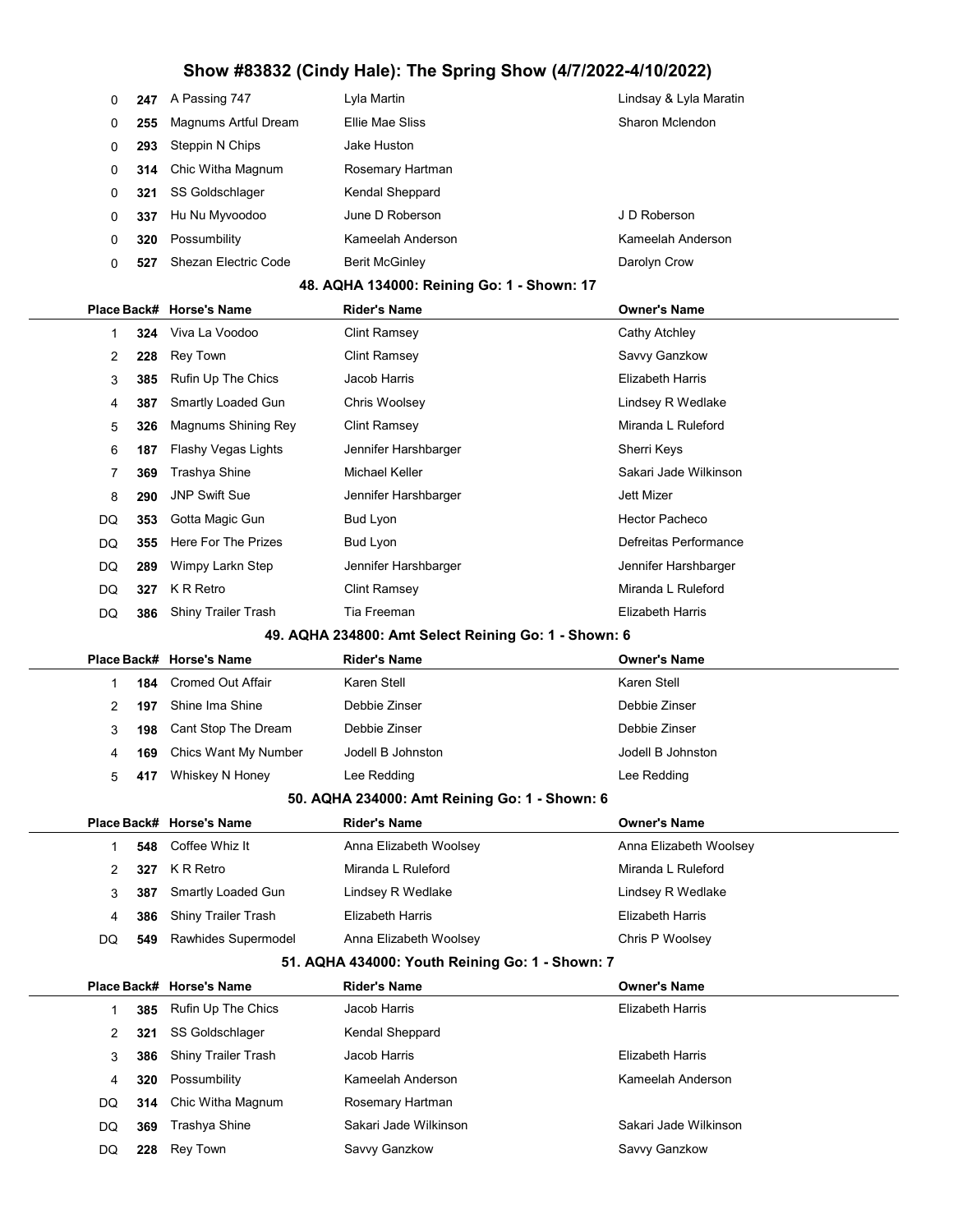| Place | Back# | Horse's Name | Rider's Name | Owner's Name |
|---|---|---|---|---|
| 0 | 247 | A Passing 747 | Lyla Martin | Lindsay & Lyla Maratin |
| 0 | 255 | Magnums Artful Dream | Ellie Mae Sliss | Sharon Mclendon |
| 0 | 293 | Steppin N Chips | Jake Huston | |
| 0 | 314 | Chic Witha Magnum | Rosemary Hartman | |
| 0 | 321 | SS Goldschlager | Kendal Sheppard | |
| 0 | 337 | Hu Nu Myvoodoo | June D Roberson | J D Roberson |
| 0 | 320 | Possumbility | Kameelah Anderson | Kameelah Anderson |
| 0 | 527 | Shezan Electric Code | Berit McGinley | Darolyn Crow |

### 48. AQHA 134000: Reining Go: 1 - Shown: 17

| Place | Back# | Horse's Name | Rider's Name | Owner's Name |
|---|---|---|---|---|
| 1 | 324 | Viva La Voodoo | Clint Ramsey | Cathy Atchley |
| 2 | 228 | Rey Town | Clint Ramsey | Savvy Ganzkow |
| 3 | 385 | Rufin Up The Chics | Jacob Harris | Elizabeth Harris |
| 4 | 387 | Smartly Loaded Gun | Chris Woolsey | Lindsey R Wedlake |
| 5 | 326 | Magnums Shining Rey | Clint Ramsey | Miranda L Ruleford |
| 6 | 187 | Flashy Vegas Lights | Jennifer Harshbarger | Sherri Keys |
| 7 | 369 | Trashya Shine | Michael Keller | Sakari Jade Wilkinson |
| 8 | 290 | JNP Swift Sue | Jennifer Harshbarger | Jett Mizer |
| DQ | 353 | Gotta Magic Gun | Bud Lyon | Hector Pacheco |
| DQ | 355 | Here For The Prizes | Bud Lyon | Defreitas Performance |
| DQ | 289 | Wimpy Larkn Step | Jennifer Harshbarger | Jennifer Harshbarger |
| DQ | 327 | K R Retro | Clint Ramsey | Miranda L Ruleford |
| DQ | 386 | Shiny Trailer Trash | Tia Freeman | Elizabeth Harris |

### 49. AQHA 234800: Amt Select Reining Go: 1 - Shown: 6

| Place | Back# | Horse's Name | Rider's Name | Owner's Name |
|---|---|---|---|---|
| 1 | 184 | Cromed Out Affair | Karen Stell | Karen Stell |
| 2 | 197 | Shine Ima Shine | Debbie Zinser | Debbie Zinser |
| 3 | 198 | Cant Stop The Dream | Debbie Zinser | Debbie Zinser |
| 4 | 169 | Chics Want My Number | Jodell B Johnston | Jodell B Johnston |
| 5 | 417 | Whiskey N Honey | Lee Redding | Lee Redding |

### 50. AQHA 234000: Amt Reining Go: 1 - Shown: 6

| Place | Back# | Horse's Name | Rider's Name | Owner's Name |
|---|---|---|---|---|
| 1 | 548 | Coffee Whiz It | Anna Elizabeth Woolsey | Anna Elizabeth Woolsey |
| 2 | 327 | K R Retro | Miranda L Ruleford | Miranda L Ruleford |
| 3 | 387 | Smartly Loaded Gun | Lindsey R Wedlake | Lindsey R Wedlake |
| 4 | 386 | Shiny Trailer Trash | Elizabeth Harris | Elizabeth Harris |
| DQ | 549 | Rawhides Supermodel | Anna Elizabeth Woolsey | Chris P Woolsey |

### 51. AQHA 434000: Youth Reining Go: 1 - Shown: 7

| Place | Back# | Horse's Name | Rider's Name | Owner's Name |
|---|---|---|---|---|
| 1 | 385 | Rufin Up The Chics | Jacob Harris | Elizabeth Harris |
| 2 | 321 | SS Goldschlager | Kendal Sheppard | |
| 3 | 386 | Shiny Trailer Trash | Jacob Harris | Elizabeth Harris |
| 4 | 320 | Possumbility | Kameelah Anderson | Kameelah Anderson |
| DQ | 314 | Chic Witha Magnum | Rosemary Hartman | |
| DQ | 369 | Trashya Shine | Sakari Jade Wilkinson | Sakari Jade Wilkinson |
| DQ | 228 | Rey Town | Savvy Ganzkow | Savvy Ganzkow |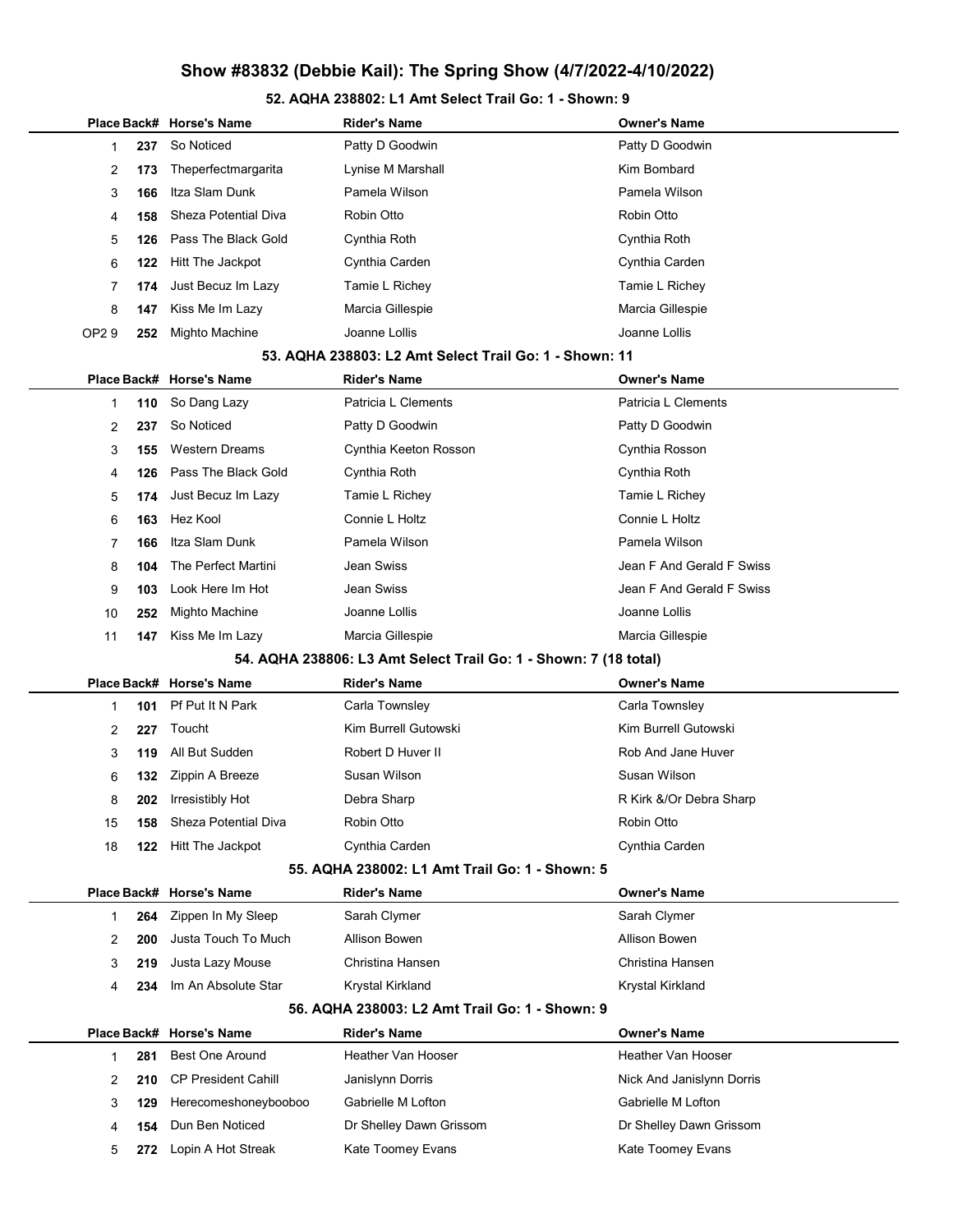# Show #83832 (Debbie Kail): The Spring Show (4/7/2022-4/10/2022)

## 52. AQHA 238802: L1 Amt Select Trail Go: 1 - Shown: 9

| Place | Back# | Horse's Name | Rider's Name | Owner's Name |
|---|---|---|---|---|
| 1 | 237 | So Noticed | Patty D Goodwin | Patty D Goodwin |
| 2 | 173 | Theperfectmargarita | Lynise M Marshall | Kim Bombard |
| 3 | 166 | Itza Slam Dunk | Pamela Wilson | Pamela Wilson |
| 4 | 158 | Sheza Potential Diva | Robin Otto | Robin Otto |
| 5 | 126 | Pass The Black Gold | Cynthia Roth | Cynthia Roth |
| 6 | 122 | Hitt The Jackpot | Cynthia Carden | Cynthia Carden |
| 7 | 174 | Just Becuz Im Lazy | Tamie L Richey | Tamie L Richey |
| 8 | 147 | Kiss Me Im Lazy | Marcia Gillespie | Marcia Gillespie |
| OP2 9 | 252 | Mighto Machine | Joanne Lollis | Joanne Lollis |

## 53. AQHA 238803: L2 Amt Select Trail Go: 1 - Shown: 11

| Place | Back# | Horse's Name | Rider's Name | Owner's Name |
|---|---|---|---|---|
| 1 | 110 | So Dang Lazy | Patricia L Clements | Patricia L Clements |
| 2 | 237 | So Noticed | Patty D Goodwin | Patty D Goodwin |
| 3 | 155 | Western Dreams | Cynthia Keeton Rosson | Cynthia Rosson |
| 4 | 126 | Pass The Black Gold | Cynthia Roth | Cynthia Roth |
| 5 | 174 | Just Becuz Im Lazy | Tamie L Richey | Tamie L Richey |
| 6 | 163 | Hez Kool | Connie L Holtz | Connie L Holtz |
| 7 | 166 | Itza Slam Dunk | Pamela Wilson | Pamela Wilson |
| 8 | 104 | The Perfect Martini | Jean Swiss | Jean F And Gerald F Swiss |
| 9 | 103 | Look Here Im Hot | Jean Swiss | Jean F And Gerald F Swiss |
| 10 | 252 | Mighto Machine | Joanne Lollis | Joanne Lollis |
| 11 | 147 | Kiss Me Im Lazy | Marcia Gillespie | Marcia Gillespie |

## 54. AQHA 238806: L3 Amt Select Trail Go: 1 - Shown: 7 (18 total)

| Place | Back# | Horse's Name | Rider's Name | Owner's Name |
|---|---|---|---|---|
| 1 | 101 | Pf Put It N Park | Carla Townsley | Carla Townsley |
| 2 | 227 | Toucht | Kim Burrell Gutowski | Kim Burrell Gutowski |
| 3 | 119 | All But Sudden | Robert D Huver II | Rob And Jane Huver |
| 6 | 132 | Zippin A Breeze | Susan Wilson | Susan Wilson |
| 8 | 202 | Irresistibly Hot | Debra Sharp | R Kirk &/Or Debra Sharp |
| 15 | 158 | Sheza Potential Diva | Robin Otto | Robin Otto |
| 18 | 122 | Hitt The Jackpot | Cynthia Carden | Cynthia Carden |

## 55. AQHA 238002: L1 Amt Trail Go: 1 - Shown: 5

| Place | Back# | Horse's Name | Rider's Name | Owner's Name |
|---|---|---|---|---|
| 1 | 264 | Zippen In My Sleep | Sarah Clymer | Sarah Clymer |
| 2 | 200 | Justa Touch To Much | Allison Bowen | Allison Bowen |
| 3 | 219 | Justa Lazy Mouse | Christina Hansen | Christina Hansen |
| 4 | 234 | Im An Absolute Star | Krystal Kirkland | Krystal Kirkland |

## 56. AQHA 238003: L2 Amt Trail Go: 1 - Shown: 9

| Place | Back# | Horse's Name | Rider's Name | Owner's Name |
|---|---|---|---|---|
| 1 | 281 | Best One Around | Heather Van Hooser | Heather Van Hooser |
| 2 | 210 | CP President Cahill | Janislynn Dorris | Nick And Janislynn Dorris |
| 3 | 129 | Herecomeshoneybooboo | Gabrielle M Lofton | Gabrielle M Lofton |
| 4 | 154 | Dun Ben Noticed | Dr Shelley Dawn Grissom | Dr Shelley Dawn Grissom |
| 5 | 272 | Lopin A Hot Streak | Kate Toomey Evans | Kate Toomey Evans |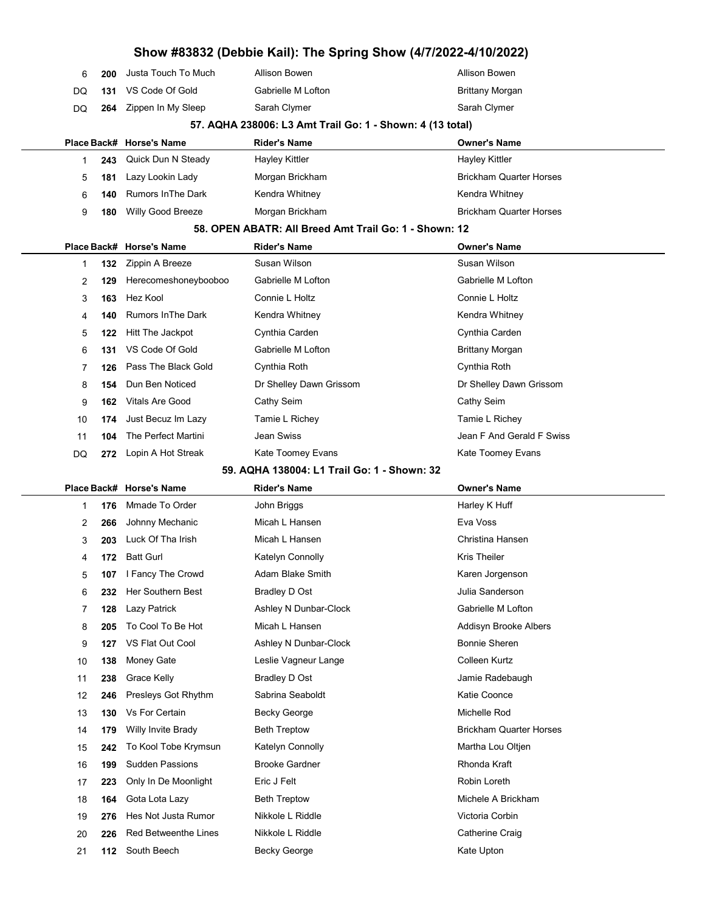# Show #83832 (Debbie Kail): The Spring Show (4/7/2022-4/10/2022)

| Place | Back# | Horse's Name | Rider's Name | Owner's Name |
|---|---|---|---|---|
| 6 | 200 | Justa Touch To Much | Allison Bowen | Allison Bowen |
| DQ | 131 | VS Code Of Gold | Gabrielle M Lofton | Brittany Morgan |
| DQ | 264 | Zippen In My Sleep | Sarah Clymer | Sarah Clymer |

### 57. AQHA 238006: L3 Amt Trail Go: 1 - Shown: 4 (13 total)

| Place | Back# | Horse's Name | Rider's Name | Owner's Name |
|---|---|---|---|---|
| 1 | 243 | Quick Dun N Steady | Hayley Kittler | Hayley Kittler |
| 5 | 181 | Lazy Lookin Lady | Morgan Brickham | Brickham Quarter Horses |
| 6 | 140 | Rumors InThe Dark | Kendra Whitney | Kendra Whitney |
| 9 | 180 | Willy Good Breeze | Morgan Brickham | Brickham Quarter Horses |

### 58. OPEN ABATR: All Breed Amt Trail Go: 1 - Shown: 12

| Place | Back# | Horse's Name | Rider's Name | Owner's Name |
|---|---|---|---|---|
| 1 | 132 | Zippin A Breeze | Susan Wilson | Susan Wilson |
| 2 | 129 | Herecomeshoneybooboo | Gabrielle M Lofton | Gabrielle M Lofton |
| 3 | 163 | Hez Kool | Connie L Holtz | Connie L Holtz |
| 4 | 140 | Rumors InThe Dark | Kendra Whitney | Kendra Whitney |
| 5 | 122 | Hitt The Jackpot | Cynthia Carden | Cynthia Carden |
| 6 | 131 | VS Code Of Gold | Gabrielle M Lofton | Brittany Morgan |
| 7 | 126 | Pass The Black Gold | Cynthia Roth | Cynthia Roth |
| 8 | 154 | Dun Ben Noticed | Dr Shelley Dawn Grissom | Dr Shelley Dawn Grissom |
| 9 | 162 | Vitals Are Good | Cathy Seim | Cathy Seim |
| 10 | 174 | Just Becuz Im Lazy | Tamie L Richey | Tamie L Richey |
| 11 | 104 | The Perfect Martini | Jean Swiss | Jean F And Gerald F Swiss |
| DQ | 272 | Lopin A Hot Streak | Kate Toomey Evans | Kate Toomey Evans |

### 59. AQHA 138004: L1 Trail Go: 1 - Shown: 32

| Place | Back# | Horse's Name | Rider's Name | Owner's Name |
|---|---|---|---|---|
| 1 | 176 | Mmade To Order | John Briggs | Harley K Huff |
| 2 | 266 | Johnny Mechanic | Micah L Hansen | Eva Voss |
| 3 | 203 | Luck Of Tha Irish | Micah L Hansen | Christina Hansen |
| 4 | 172 | Batt Gurl | Katelyn Connolly | Kris Theiler |
| 5 | 107 | I Fancy The Crowd | Adam Blake Smith | Karen Jorgenson |
| 6 | 232 | Her Southern Best | Bradley D Ost | Julia Sanderson |
| 7 | 128 | Lazy Patrick | Ashley N Dunbar-Clock | Gabrielle M Lofton |
| 8 | 205 | To Cool To Be Hot | Micah L Hansen | Addisyn Brooke Albers |
| 9 | 127 | VS Flat Out Cool | Ashley N Dunbar-Clock | Bonnie Sheren |
| 10 | 138 | Money Gate | Leslie Vagneur Lange | Colleen Kurtz |
| 11 | 238 | Grace Kelly | Bradley D Ost | Jamie Radebaugh |
| 12 | 246 | Presleys Got Rhythm | Sabrina Seaboldt | Katie Coonce |
| 13 | 130 | Vs For Certain | Becky George | Michelle Rod |
| 14 | 179 | Willy Invite Brady | Beth Treptow | Brickham Quarter Horses |
| 15 | 242 | To Kool Tobe Krymsun | Katelyn Connolly | Martha Lou Oltjen |
| 16 | 199 | Sudden Passions | Brooke Gardner | Rhonda Kraft |
| 17 | 223 | Only In De Moonlight | Eric J Felt | Robin Loreth |
| 18 | 164 | Gota Lota Lazy | Beth Treptow | Michele A Brickham |
| 19 | 276 | Hes Not Justa Rumor | Nikkole L Riddle | Victoria Corbin |
| 20 | 226 | Red Betweenthe Lines | Nikkole L Riddle | Catherine Craig |
| 21 | 112 | South Beech | Becky George | Kate Upton |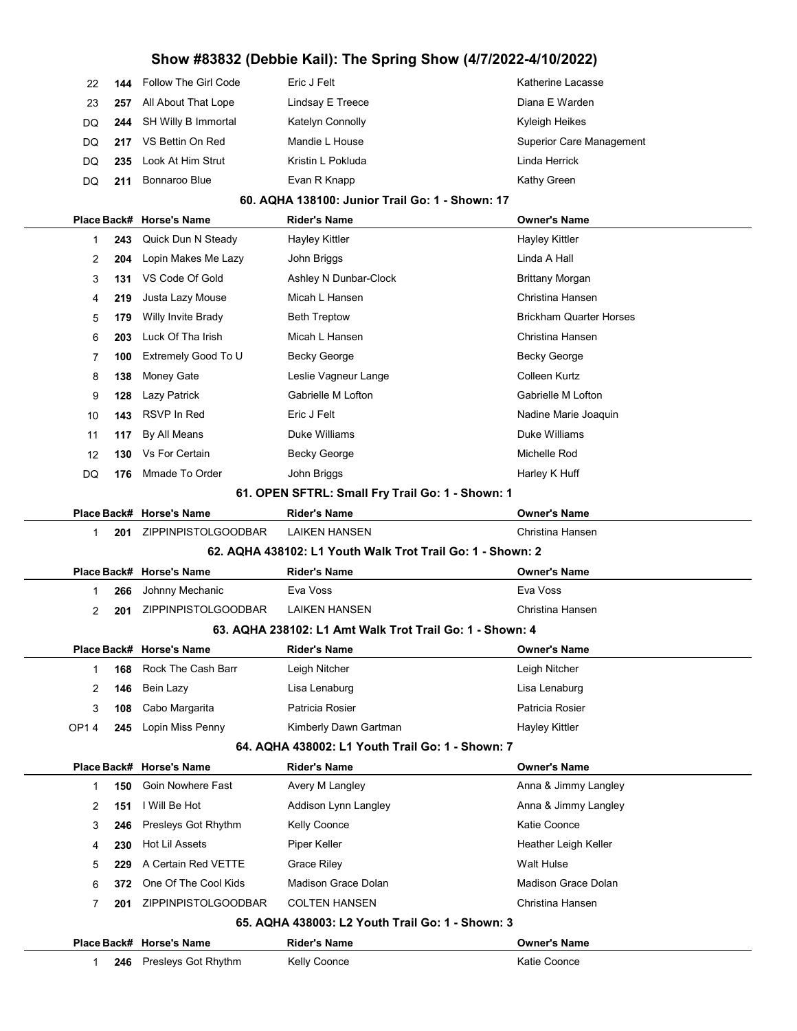| Place | Back# | Horse's Name | Rider's Name | Owner's Name |
|---|---|---|---|---|
| 22 | 144 | Follow The Girl Code | Eric J Felt | Katherine Lacasse |
| 23 | 257 | All About That Lope | Lindsay E Treece | Diana E Warden |
| DQ | 244 | SH Willy B Immortal | Katelyn Connolly | Kyleigh Heikes |
| DQ | 217 | VS Bettin On Red | Mandie L House | Superior Care Management |
| DQ | 235 | Look At Him Strut | Kristin L Pokluda | Linda Herrick |
| DQ | 211 | Bonnaroo Blue | Evan R Knapp | Kathy Green |

### 60. AQHA 138100: Junior Trail Go: 1 - Shown: 17

| Place | Back# | Horse's Name | Rider's Name | Owner's Name |
|---|---|---|---|---|
| 1 | 243 | Quick Dun N Steady | Hayley Kittler | Hayley Kittler |
| 2 | 204 | Lopin Makes Me Lazy | John Briggs | Linda A Hall |
| 3 | 131 | VS Code Of Gold | Ashley N Dunbar-Clock | Brittany Morgan |
| 4 | 219 | Justa Lazy Mouse | Micah L Hansen | Christina Hansen |
| 5 | 179 | Willy Invite Brady | Beth Treptow | Brickham Quarter Horses |
| 6 | 203 | Luck Of Tha Irish | Micah L Hansen | Christina Hansen |
| 7 | 100 | Extremely Good To U | Becky George | Becky George |
| 8 | 138 | Money Gate | Leslie Vagneur Lange | Colleen Kurtz |
| 9 | 128 | Lazy Patrick | Gabrielle M Lofton | Gabrielle M Lofton |
| 10 | 143 | RSVP In Red | Eric J Felt | Nadine Marie Joaquin |
| 11 | 117 | By All Means | Duke Williams | Duke Williams |
| 12 | 130 | Vs For Certain | Becky George | Michelle Rod |
| DQ | 176 | Mmade To Order | John Briggs | Harley K Huff |

### 61. OPEN SFTRL: Small Fry Trail Go: 1 - Shown: 1

| Place | Back# | Horse's Name | Rider's Name | Owner's Name |
|---|---|---|---|---|
| 1 | 201 | ZIPPINPISTOLGOODBAR | LAIKEN HANSEN | Christina Hansen |

### 62. AQHA 438102: L1 Youth Walk Trot Trail Go: 1 - Shown: 2

| Place | Back# | Horse's Name | Rider's Name | Owner's Name |
|---|---|---|---|---|
| 1 | 266 | Johnny Mechanic | Eva Voss | Eva Voss |
| 2 | 201 | ZIPPINPISTOLGOODBAR | LAIKEN HANSEN | Christina Hansen |

### 63. AQHA 238102: L1 Amt Walk Trot Trail Go: 1 - Shown: 4

| Place | Back# | Horse's Name | Rider's Name | Owner's Name |
|---|---|---|---|---|
| 1 | 168 | Rock The Cash Barr | Leigh Nitcher | Leigh Nitcher |
| 2 | 146 | Bein Lazy | Lisa Lenaburg | Lisa Lenaburg |
| 3 | 108 | Cabo Margarita | Patricia Rosier | Patricia Rosier |
| OP1 4 | 245 | Lopin Miss Penny | Kimberly Dawn Gartman | Hayley Kittler |

### 64. AQHA 438002: L1 Youth Trail Go: 1 - Shown: 7

| Place | Back# | Horse's Name | Rider's Name | Owner's Name |
|---|---|---|---|---|
| 1 | 150 | Goin Nowhere Fast | Avery M Langley | Anna & Jimmy Langley |
| 2 | 151 | I Will Be Hot | Addison Lynn Langley | Anna & Jimmy Langley |
| 3 | 246 | Presleys Got Rhythm | Kelly Coonce | Katie Coonce |
| 4 | 230 | Hot Lil Assets | Piper Keller | Heather Leigh Keller |
| 5 | 229 | A Certain Red VETTE | Grace Riley | Walt Hulse |
| 6 | 372 | One Of The Cool Kids | Madison Grace Dolan | Madison Grace Dolan |
| 7 | 201 | ZIPPINPISTOLGOODBAR | COLTEN HANSEN | Christina Hansen |

### 65. AQHA 438003: L2 Youth Trail Go: 1 - Shown: 3

| Place | Back# | Horse's Name | Rider's Name | Owner's Name |
|---|---|---|---|---|
| 1 | 246 | Presleys Got Rhythm | Kelly Coonce | Katie Coonce |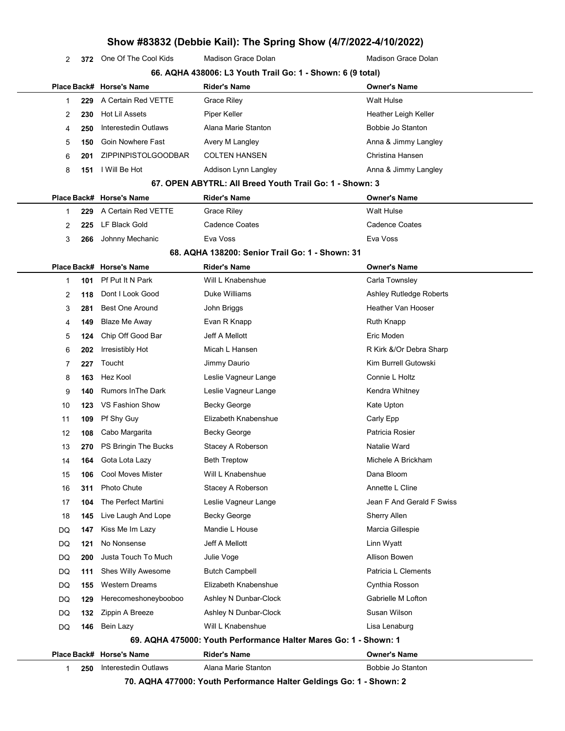| | | | | |
|---|---|---|---|---|
| 2 | **372** | One Of The Cool Kids | Madison Grace Dolan | Madison Grace Dolan |

### 66. AQHA 438006: L3 Youth Trail Go: 1 - Shown: 6 (9 total)

| Place | Back# | Horse's Name | Rider's Name | Owner's Name |
|---|---|---|---|---|
| 1 | **229** | A Certain Red VETTE | Grace Riley | Walt Hulse |
| 2 | **230** | Hot Lil Assets | Piper Keller | Heather Leigh Keller |
| 4 | **250** | Interestedin Outlaws | Alana Marie Stanton | Bobbie Jo Stanton |
| 5 | **150** | Goin Nowhere Fast | Avery M Langley | Anna & Jimmy Langley |
| 6 | **201** | ZIPPINPISTOLGOODBAR | COLTEN HANSEN | Christina Hansen |
| 8 | **151** | I Will Be Hot | Addison Lynn Langley | Anna & Jimmy Langley |

### 67. OPEN ABYTRL: All Breed Youth Trail Go: 1 - Shown: 3

| Place | Back# | Horse's Name | Rider's Name | Owner's Name |
|---|---|---|---|---|
| 1 | **229** | A Certain Red VETTE | Grace Riley | Walt Hulse |
| 2 | **225** | LF Black Gold | Cadence Coates | Cadence Coates |
| 3 | **266** | Johnny Mechanic | Eva Voss | Eva Voss |

### 68. AQHA 138200: Senior Trail Go: 1 - Shown: 31

| Place | Back# | Horse's Name | Rider's Name | Owner's Name |
|---|---|---|---|---|
| 1 | **101** | Pf Put It N Park | Will L Knabenshue | Carla Townsley |
| 2 | **118** | Dont I Look Good | Duke Williams | Ashley Rutledge Roberts |
| 3 | **281** | Best One Around | John Briggs | Heather Van Hooser |
| 4 | **149** | Blaze Me Away | Evan R Knapp | Ruth Knapp |
| 5 | **124** | Chip Off Good Bar | Jeff A Mellott | Eric Moden |
| 6 | **202** | Irresistibly Hot | Micah L Hansen | R Kirk &/Or Debra Sharp |
| 7 | **227** | Toucht | Jimmy Daurio | Kim Burrell Gutowski |
| 8 | **163** | Hez Kool | Leslie Vagneur Lange | Connie L Holtz |
| 9 | **140** | Rumors InThe Dark | Leslie Vagneur Lange | Kendra Whitney |
| 10 | **123** | VS Fashion Show | Becky George | Kate Upton |
| 11 | **109** | Pf Shy Guy | Elizabeth Knabenshue | Carly Epp |
| 12 | **108** | Cabo Margarita | Becky George | Patricia Rosier |
| 13 | **270** | PS Bringin The Bucks | Stacey A Roberson | Natalie Ward |
| 14 | **164** | Gota Lota Lazy | Beth Treptow | Michele A Brickham |
| 15 | **106** | Cool Moves Mister | Will L Knabenshue | Dana Bloom |
| 16 | **311** | Photo Chute | Stacey A Roberson | Annette L Cline |
| 17 | **104** | The Perfect Martini | Leslie Vagneur Lange | Jean F And Gerald F Swiss |
| 18 | **145** | Live Laugh And Lope | Becky George | Sherry Allen |
| DQ | **147** | Kiss Me Im Lazy | Mandie L House | Marcia Gillespie |
| DQ | **121** | No Nonsense | Jeff A Mellott | Linn Wyatt |
| DQ | **200** | Justa Touch To Much | Julie Voge | Allison Bowen |
| DQ | **111** | Shes Willy Awesome | Butch Campbell | Patricia L Clements |
| DQ | **155** | Western Dreams | Elizabeth Knabenshue | Cynthia Rosson |
| DQ | **129** | Herecomeshoneybooboo | Ashley N Dunbar-Clock | Gabrielle M Lofton |
| DQ | **132** | Zippin A Breeze | Ashley N Dunbar-Clock | Susan Wilson |
| DQ | **146** | Bein Lazy | Will L Knabenshue | Lisa Lenaburg |

### 69. AQHA 475000: Youth Performance Halter Mares Go: 1 - Shown: 1

| Place | Back# | Horse's Name | Rider's Name | Owner's Name |
|---|---|---|---|---|
| 1 | **250** | Interestedin Outlaws | Alana Marie Stanton | Bobbie Jo Stanton |

### 70. AQHA 477000: Youth Performance Halter Geldings Go: 1 - Shown: 2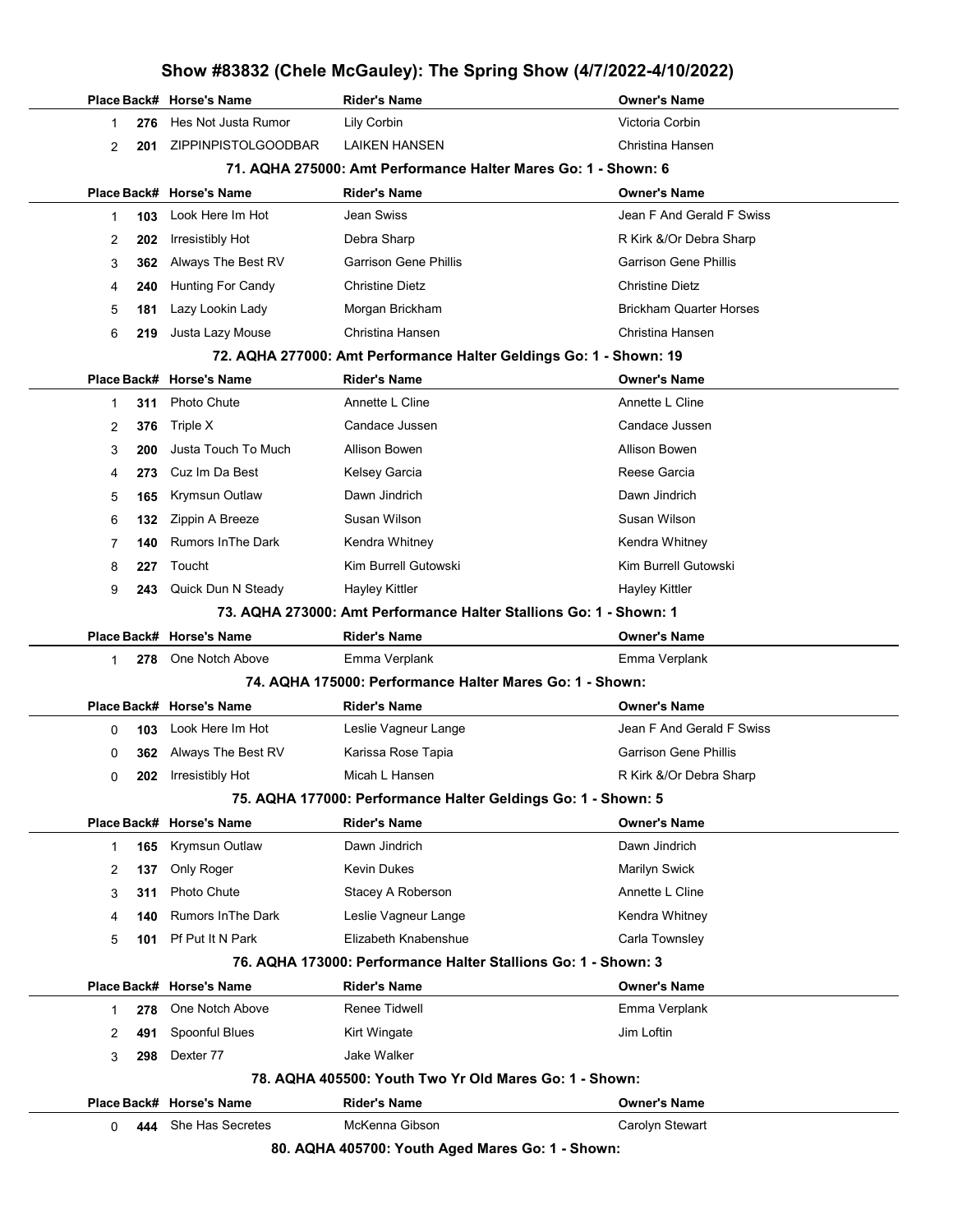# Show #83832 (Chele McGauley): The Spring Show (4/7/2022-4/10/2022)

| Place | Back# | Horse's Name | Rider's Name | Owner's Name |
|---|---|---|---|---|
| 1 | 276 | Hes Not Justa Rumor | Lily Corbin | Victoria Corbin |
| 2 | 201 | ZIPPINPISTOLGOODBAR | LAIKEN HANSEN | Christina Hansen |

### 71. AQHA 275000: Amt Performance Halter Mares Go: 1 - Shown: 6

| Place | Back# | Horse's Name | Rider's Name | Owner's Name |
|---|---|---|---|---|
| 1 | 103 | Look Here Im Hot | Jean Swiss | Jean F And Gerald F Swiss |
| 2 | 202 | Irresistibly Hot | Debra Sharp | R Kirk &/Or Debra Sharp |
| 3 | 362 | Always The Best RV | Garrison Gene Phillis | Garrison Gene Phillis |
| 4 | 240 | Hunting For Candy | Christine Dietz | Christine Dietz |
| 5 | 181 | Lazy Lookin Lady | Morgan Brickham | Brickham Quarter Horses |
| 6 | 219 | Justa Lazy Mouse | Christina Hansen | Christina Hansen |

### 72. AQHA 277000: Amt Performance Halter Geldings Go: 1 - Shown: 19

| Place | Back# | Horse's Name | Rider's Name | Owner's Name |
|---|---|---|---|---|
| 1 | 311 | Photo Chute | Annette L Cline | Annette L Cline |
| 2 | 376 | Triple X | Candace Jussen | Candace Jussen |
| 3 | 200 | Justa Touch To Much | Allison Bowen | Allison Bowen |
| 4 | 273 | Cuz Im Da Best | Kelsey Garcia | Reese Garcia |
| 5 | 165 | Krymsun Outlaw | Dawn Jindrich | Dawn Jindrich |
| 6 | 132 | Zippin A Breeze | Susan Wilson | Susan Wilson |
| 7 | 140 | Rumors InThe Dark | Kendra Whitney | Kendra Whitney |
| 8 | 227 | Toucht | Kim Burrell Gutowski | Kim Burrell Gutowski |
| 9 | 243 | Quick Dun N Steady | Hayley Kittler | Hayley Kittler |

### 73. AQHA 273000: Amt Performance Halter Stallions Go: 1 - Shown: 1

| Place | Back# | Horse's Name | Rider's Name | Owner's Name |
|---|---|---|---|---|
| 1 | 278 | One Notch Above | Emma Verplank | Emma Verplank |

### 74. AQHA 175000: Performance Halter Mares Go: 1 - Shown:

| Place | Back# | Horse's Name | Rider's Name | Owner's Name |
|---|---|---|---|---|
| 0 | 103 | Look Here Im Hot | Leslie Vagneur Lange | Jean F And Gerald F Swiss |
| 0 | 362 | Always The Best RV | Karissa Rose Tapia | Garrison Gene Phillis |
| 0 | 202 | Irresistibly Hot | Micah L Hansen | R Kirk &/Or Debra Sharp |

### 75. AQHA 177000: Performance Halter Geldings Go: 1 - Shown: 5

| Place | Back# | Horse's Name | Rider's Name | Owner's Name |
|---|---|---|---|---|
| 1 | 165 | Krymsun Outlaw | Dawn Jindrich | Dawn Jindrich |
| 2 | 137 | Only Roger | Kevin Dukes | Marilyn Swick |
| 3 | 311 | Photo Chute | Stacey A Roberson | Annette L Cline |
| 4 | 140 | Rumors InThe Dark | Leslie Vagneur Lange | Kendra Whitney |
| 5 | 101 | Pf Put It N Park | Elizabeth Knabenshue | Carla Townsley |

### 76. AQHA 173000: Performance Halter Stallions Go: 1 - Shown: 3

| Place | Back# | Horse's Name | Rider's Name | Owner's Name |
|---|---|---|---|---|
| 1 | 278 | One Notch Above | Renee Tidwell | Emma Verplank |
| 2 | 491 | Spoonful Blues | Kirt Wingate | Jim Loftin |
| 3 | 298 | Dexter 77 | Jake Walker | |

### 78. AQHA 405500: Youth Two Yr Old Mares Go: 1 - Shown:

| Place | Back# | Horse's Name | Rider's Name | Owner's Name |
|---|---|---|---|---|
| 0 | 444 | She Has Secretes | McKenna Gibson | Carolyn Stewart |

### 80. AQHA 405700: Youth Aged Mares Go: 1 - Shown: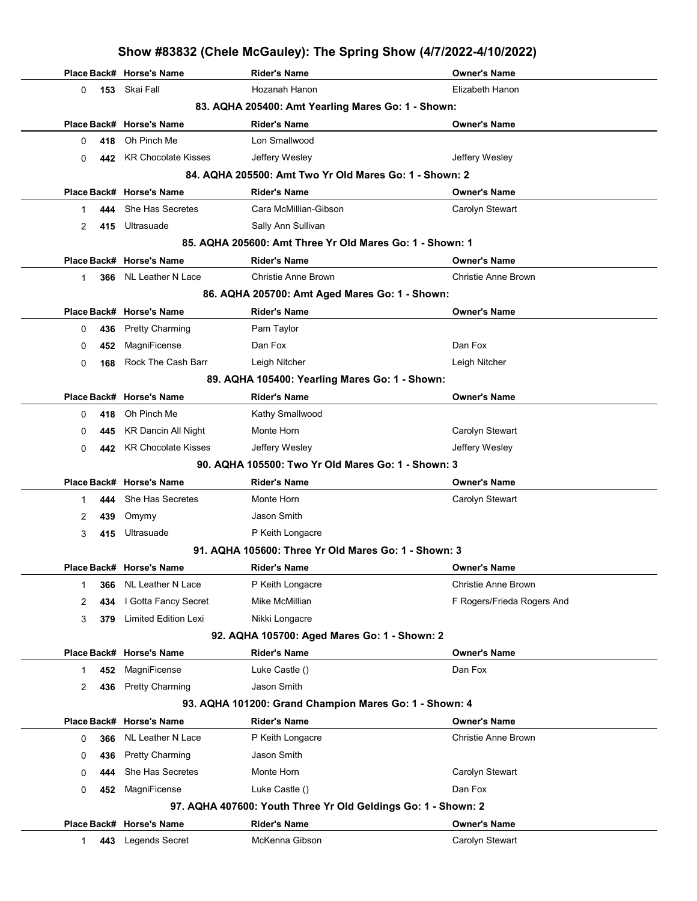# Show #83832 (Chele McGauley): The Spring Show (4/7/2022-4/10/2022)

| Place | Back# | Horse's Name | Rider's Name | Owner's Name |
|---|---|---|---|---|
| 0 | 153 | Skai Fall | Hozanah Hanon | Elizabeth Hanon |

### 83. AQHA 205400: Amt Yearling Mares Go: 1 - Shown:

| Place | Back# | Horse's Name | Rider's Name | Owner's Name |
|---|---|---|---|---|
| 0 | 418 | Oh Pinch Me | Lon Smallwood | |
| 0 | 442 | KR Chocolate Kisses | Jeffery Wesley | Jeffery Wesley |

### 84. AQHA 205500: Amt Two Yr Old Mares Go: 1 - Shown: 2

| Place | Back# | Horse's Name | Rider's Name | Owner's Name |
|---|---|---|---|---|
| 1 | 444 | She Has Secretes | Cara McMillian-Gibson | Carolyn Stewart |
| 2 | 415 | Ultrasuade | Sally Ann Sullivan | |

### 85. AQHA 205600: Amt Three Yr Old Mares Go: 1 - Shown: 1

| Place | Back# | Horse's Name | Rider's Name | Owner's Name |
|---|---|---|---|---|
| 1 | 366 | NL Leather N Lace | Christie Anne Brown | Christie Anne Brown |

### 86. AQHA 205700: Amt Aged Mares Go: 1 - Shown:

| Place | Back# | Horse's Name | Rider's Name | Owner's Name |
|---|---|---|---|---|
| 0 | 436 | Pretty Charming | Pam Taylor | |
| 0 | 452 | MagniFicense | Dan Fox | Dan Fox |
| 0 | 168 | Rock The Cash Barr | Leigh Nitcher | Leigh Nitcher |

### 89. AQHA 105400: Yearling Mares Go: 1 - Shown:

| Place | Back# | Horse's Name | Rider's Name | Owner's Name |
|---|---|---|---|---|
| 0 | 418 | Oh Pinch Me | Kathy Smallwood | |
| 0 | 445 | KR Dancin All Night | Monte Horn | Carolyn Stewart |
| 0 | 442 | KR Chocolate Kisses | Jeffery Wesley | Jeffery Wesley |

### 90. AQHA 105500: Two Yr Old Mares Go: 1 - Shown: 3

| Place | Back# | Horse's Name | Rider's Name | Owner's Name |
|---|---|---|---|---|
| 1 | 444 | She Has Secretes | Monte Horn | Carolyn Stewart |
| 2 | 439 | Omymy | Jason Smith | |
| 3 | 415 | Ultrasuade | P Keith Longacre | |

### 91. AQHA 105600: Three Yr Old Mares Go: 1 - Shown: 3

| Place | Back# | Horse's Name | Rider's Name | Owner's Name |
|---|---|---|---|---|
| 1 | 366 | NL Leather N Lace | P Keith Longacre | Christie Anne Brown |
| 2 | 434 | I Gotta Fancy Secret | Mike McMillian | F Rogers/Frieda Rogers And |
| 3 | 379 | Limited Edition Lexi | Nikki Longacre | |

### 92. AQHA 105700: Aged Mares Go: 1 - Shown: 2

| Place | Back# | Horse's Name | Rider's Name | Owner's Name |
|---|---|---|---|---|
| 1 | 452 | MagniFicense | Luke Castle () | Dan Fox |
| 2 | 436 | Pretty Charming | Jason Smith | |

### 93. AQHA 101200: Grand Champion Mares Go: 1 - Shown: 4

| Place | Back# | Horse's Name | Rider's Name | Owner's Name |
|---|---|---|---|---|
| 0 | 366 | NL Leather N Lace | P Keith Longacre | Christie Anne Brown |
| 0 | 436 | Pretty Charming | Jason Smith | |
| 0 | 444 | She Has Secretes | Monte Horn | Carolyn Stewart |
| 0 | 452 | MagniFicense | Luke Castle () | Dan Fox |

### 97. AQHA 407600: Youth Three Yr Old Geldings Go: 1 - Shown: 2

| Place | Back# | Horse's Name | Rider's Name | Owner's Name |
|---|---|---|---|---|
| 1 | 443 | Legends Secret | McKenna Gibson | Carolyn Stewart |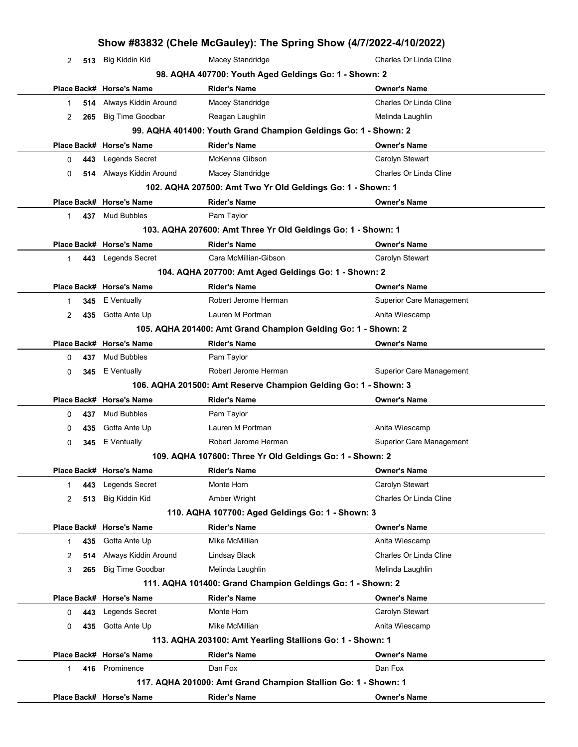| Place | Back# | Horse's Name | Rider's Name | Owner's Name |
|---|---|---|---|---|
| 2 | 513 | Big Kiddin Kid | Macey Standridge | Charles Or Linda Cline |

### 98. AQHA 407700: Youth Aged Geldings Go: 1 - Shown: 2

| Place | Back# | Horse's Name | Rider's Name | Owner's Name |
|---|---|---|---|---|
| 1 | 514 | Always Kiddin Around | Macey Standridge | Charles Or Linda Cline |
| 2 | 265 | Big Time Goodbar | Reagan Laughlin | Melinda Laughlin |

### 99. AQHA 401400: Youth Grand Champion Geldings Go: 1 - Shown: 2

| Place | Back# | Horse's Name | Rider's Name | Owner's Name |
|---|---|---|---|---|
| 0 | 443 | Legends Secret | McKenna Gibson | Carolyn Stewart |
| 0 | 514 | Always Kiddin Around | Macey Standridge | Charles Or Linda Cline |

### 102. AQHA 207500: Amt Two Yr Old Geldings Go: 1 - Shown: 1

| Place | Back# | Horse's Name | Rider's Name | Owner's Name |
|---|---|---|---|---|
| 1 | 437 | Mud Bubbles | Pam Taylor | |

### 103. AQHA 207600: Amt Three Yr Old Geldings Go: 1 - Shown: 1

| Place | Back# | Horse's Name | Rider's Name | Owner's Name |
|---|---|---|---|---|
| 1 | 443 | Legends Secret | Cara McMillian-Gibson | Carolyn Stewart |

### 104. AQHA 207700: Amt Aged Geldings Go: 1 - Shown: 2

| Place | Back# | Horse's Name | Rider's Name | Owner's Name |
|---|---|---|---|---|
| 1 | 345 | E Ventually | Robert Jerome Herman | Superior Care Management |
| 2 | 435 | Gotta Ante Up | Lauren M Portman | Anita Wiescamp |

### 105. AQHA 201400: Amt Grand Champion Gelding Go: 1 - Shown: 2

| Place | Back# | Horse's Name | Rider's Name | Owner's Name |
|---|---|---|---|---|
| 0 | 437 | Mud Bubbles | Pam Taylor | |
| 0 | 345 | E Ventually | Robert Jerome Herman | Superior Care Management |

### 106. AQHA 201500: Amt Reserve Champion Gelding Go: 1 - Shown: 3

| Place | Back# | Horse's Name | Rider's Name | Owner's Name |
|---|---|---|---|---|
| 0 | 437 | Mud Bubbles | Pam Taylor | |
| 0 | 435 | Gotta Ante Up | Lauren M Portman | Anita Wiescamp |
| 0 | 345 | E Ventually | Robert Jerome Herman | Superior Care Management |

### 109. AQHA 107600: Three Yr Old Geldings Go: 1 - Shown: 2

| Place | Back# | Horse's Name | Rider's Name | Owner's Name |
|---|---|---|---|---|
| 1 | 443 | Legends Secret | Monte Horn | Carolyn Stewart |
| 2 | 513 | Big Kiddin Kid | Amber Wright | Charles Or Linda Cline |

### 110. AQHA 107700: Aged Geldings Go: 1 - Shown: 3

| Place | Back# | Horse's Name | Rider's Name | Owner's Name |
|---|---|---|---|---|
| 1 | 435 | Gotta Ante Up | Mike McMillian | Anita Wiescamp |
| 2 | 514 | Always Kiddin Around | Lindsay Black | Charles Or Linda Cline |
| 3 | 265 | Big Time Goodbar | Melinda Laughlin | Melinda Laughlin |

### 111. AQHA 101400: Grand Champion Geldings Go: 1 - Shown: 2

| Place | Back# | Horse's Name | Rider's Name | Owner's Name |
|---|---|---|---|---|
| 0 | 443 | Legends Secret | Monte Horn | Carolyn Stewart |
| 0 | 435 | Gotta Ante Up | Mike McMillian | Anita Wiescamp |

### 113. AQHA 203100: Amt Yearling Stallions Go: 1 - Shown: 1

| Place | Back# | Horse's Name | Rider's Name | Owner's Name |
|---|---|---|---|---|
| 1 | 416 | Prominence | Dan Fox | Dan Fox |

### 117. AQHA 201000: Amt Grand Champion Stallion Go: 1 - Shown: 1

| Place | Back# | Horse's Name | Rider's Name | Owner's Name |
|---|---|---|---|---|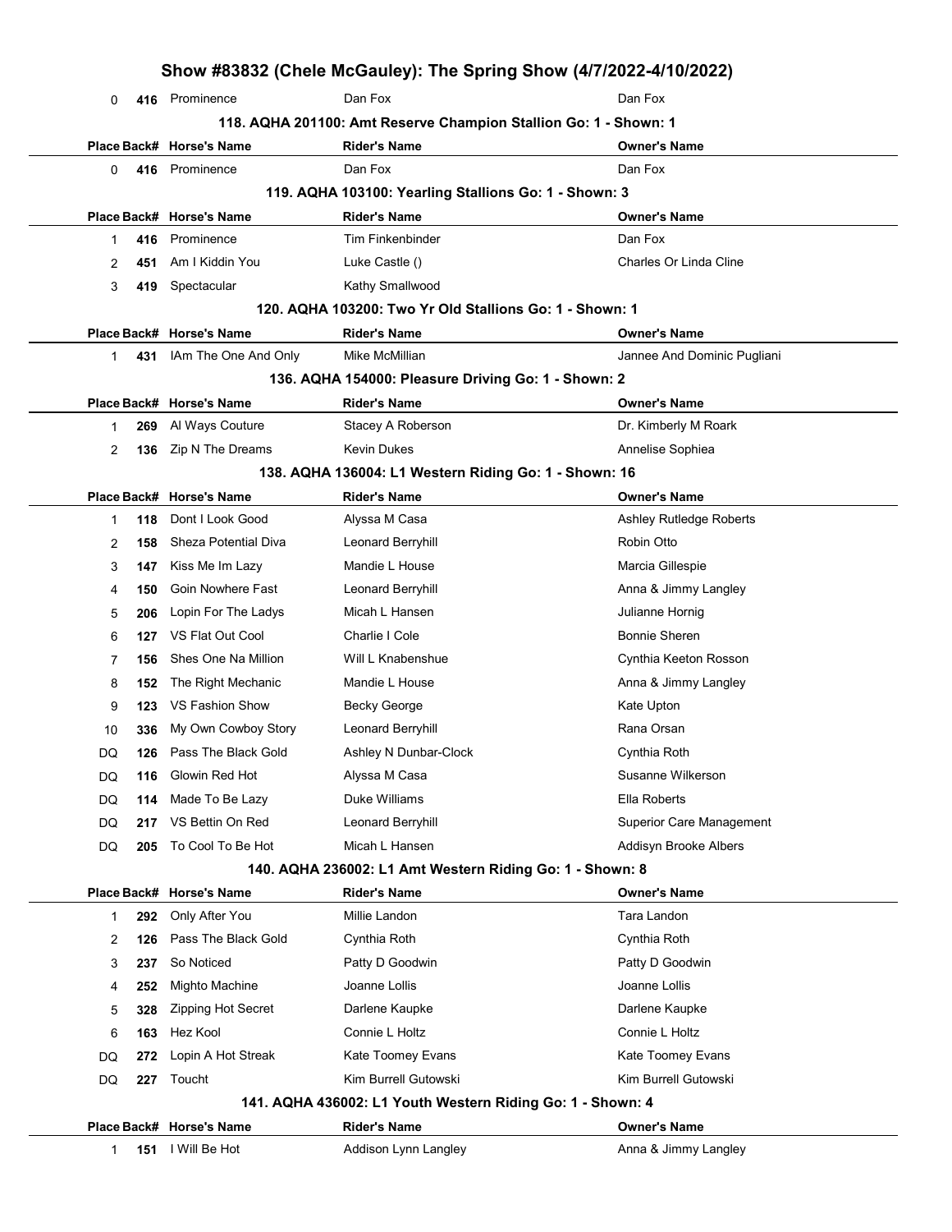## Show #83832 (Chele McGauley): The Spring Show (4/7/2022-4/10/2022)

| Place | Back# | Horse's Name | Rider's Name | Owner's Name |
|---|---|---|---|---|
| 0 | 416 | Prominence | Dan Fox | Dan Fox |

### 118. AQHA 201100: Amt Reserve Champion Stallion Go: 1 - Shown: 1

| Place | Back# | Horse's Name | Rider's Name | Owner's Name |
|---|---|---|---|---|
| 0 | 416 | Prominence | Dan Fox | Dan Fox |

### 119. AQHA 103100: Yearling Stallions Go: 1 - Shown: 3

| Place | Back# | Horse's Name | Rider's Name | Owner's Name |
|---|---|---|---|---|
| 1 | 416 | Prominence | Tim Finkenbinder | Dan Fox |
| 2 | 451 | Am I Kiddin You | Luke Castle () | Charles Or Linda Cline |
| 3 | 419 | Spectacular | Kathy Smallwood | |

### 120. AQHA 103200: Two Yr Old Stallions Go: 1 - Shown: 1

| Place | Back# | Horse's Name | Rider's Name | Owner's Name |
|---|---|---|---|---|
| 1 | 431 | IAm The One And Only | Mike McMillian | Jannee And Dominic Pugliani |

### 136. AQHA 154000: Pleasure Driving Go: 1 - Shown: 2

| Place | Back# | Horse's Name | Rider's Name | Owner's Name |
|---|---|---|---|---|
| 1 | 269 | Al Ways Couture | Stacey A Roberson | Dr. Kimberly M Roark |
| 2 | 136 | Zip N The Dreams | Kevin Dukes | Annelise Sophiea |

### 138. AQHA 136004: L1 Western Riding Go: 1 - Shown: 16

| Place | Back# | Horse's Name | Rider's Name | Owner's Name |
|---|---|---|---|---|
| 1 | 118 | Dont I Look Good | Alyssa M Casa | Ashley Rutledge Roberts |
| 2 | 158 | Sheza Potential Diva | Leonard Berryhill | Robin Otto |
| 3 | 147 | Kiss Me Im Lazy | Mandie L House | Marcia Gillespie |
| 4 | 150 | Goin Nowhere Fast | Leonard Berryhill | Anna & Jimmy Langley |
| 5 | 206 | Lopin For The Ladys | Micah L Hansen | Julianne Hornig |
| 6 | 127 | VS Flat Out Cool | Charlie I Cole | Bonnie Sheren |
| 7 | 156 | Shes One Na Million | Will L Knabenshue | Cynthia Keeton Rosson |
| 8 | 152 | The Right Mechanic | Mandie L House | Anna & Jimmy Langley |
| 9 | 123 | VS Fashion Show | Becky George | Kate Upton |
| 10 | 336 | My Own Cowboy Story | Leonard Berryhill | Rana Orsan |
| DQ | 126 | Pass The Black Gold | Ashley N Dunbar-Clock | Cynthia Roth |
| DQ | 116 | Glowin Red Hot | Alyssa M Casa | Susanne Wilkerson |
| DQ | 114 | Made To Be Lazy | Duke Williams | Ella Roberts |
| DQ | 217 | VS Bettin On Red | Leonard Berryhill | Superior Care Management |
| DQ | 205 | To Cool To Be Hot | Micah L Hansen | Addisyn Brooke Albers |

### 140. AQHA 236002: L1 Amt Western Riding Go: 1 - Shown: 8

| Place | Back# | Horse's Name | Rider's Name | Owner's Name |
|---|---|---|---|---|
| 1 | 292 | Only After You | Millie Landon | Tara Landon |
| 2 | 126 | Pass The Black Gold | Cynthia Roth | Cynthia Roth |
| 3 | 237 | So Noticed | Patty D Goodwin | Patty D Goodwin |
| 4 | 252 | Mighto Machine | Joanne Lollis | Joanne Lollis |
| 5 | 328 | Zipping Hot Secret | Darlene Kaupke | Darlene Kaupke |
| 6 | 163 | Hez Kool | Connie L Holtz | Connie L Holtz |
| DQ | 272 | Lopin A Hot Streak | Kate Toomey Evans | Kate Toomey Evans |
| DQ | 227 | Toucht | Kim Burrell Gutowski | Kim Burrell Gutowski |

### 141. AQHA 436002: L1 Youth Western Riding Go: 1 - Shown: 4

| Place | Back# | Horse's Name | Rider's Name | Owner's Name |
|---|---|---|---|---|
| 1 | 151 | I Will Be Hot | Addison Lynn Langley | Anna & Jimmy Langley |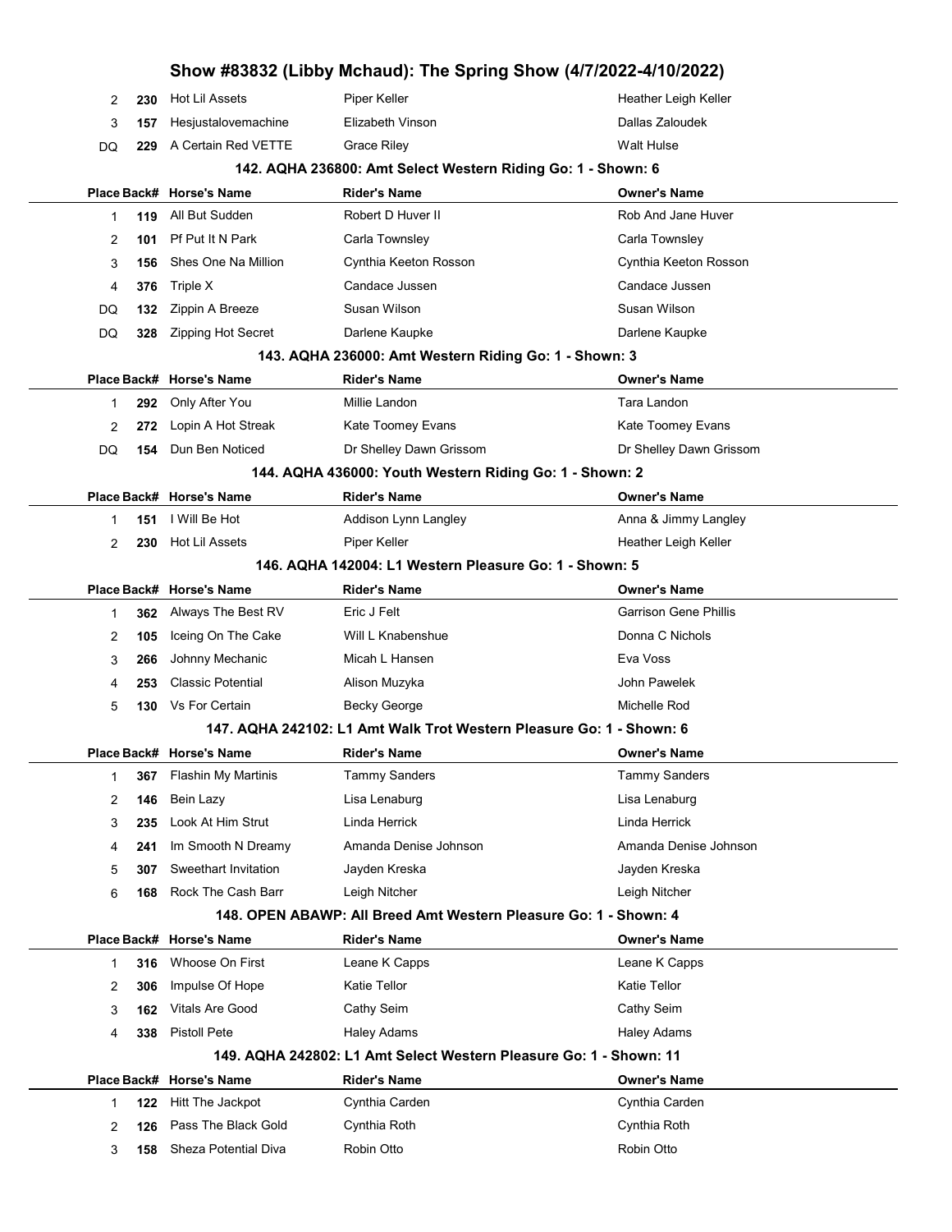| Place | Back# | Horse's Name | Rider's Name | Owner's Name |
|---|---|---|---|---|
| 2 | 230 | Hot Lil Assets | Piper Keller | Heather Leigh Keller |
| 3 | 157 | Hesjustalovemachine | Elizabeth Vinson | Dallas Zaloudek |
| DQ | 229 | A Certain Red VETTE | Grace Riley | Walt Hulse |

### 142. AQHA 236800: Amt Select Western Riding Go: 1 - Shown: 6

| Place | Back# | Horse's Name | Rider's Name | Owner's Name |
|---|---|---|---|---|
| 1 | 119 | All But Sudden | Robert D Huver II | Rob And Jane Huver |
| 2 | 101 | Pf Put It N Park | Carla Townsley | Carla Townsley |
| 3 | 156 | Shes One Na Million | Cynthia Keeton Rosson | Cynthia Keeton Rosson |
| 4 | 376 | Triple X | Candace Jussen | Candace Jussen |
| DQ | 132 | Zippin A Breeze | Susan Wilson | Susan Wilson |
| DQ | 328 | Zipping Hot Secret | Darlene Kaupke | Darlene Kaupke |

### 143. AQHA 236000: Amt Western Riding Go: 1 - Shown: 3

| Place | Back# | Horse's Name | Rider's Name | Owner's Name |
|---|---|---|---|---|
| 1 | 292 | Only After You | Millie Landon | Tara Landon |
| 2 | 272 | Lopin A Hot Streak | Kate Toomey Evans | Kate Toomey Evans |
| DQ | 154 | Dun Ben Noticed | Dr Shelley Dawn Grissom | Dr Shelley Dawn Grissom |

### 144. AQHA 436000: Youth Western Riding Go: 1 - Shown: 2

| Place | Back# | Horse's Name | Rider's Name | Owner's Name |
|---|---|---|---|---|
| 1 | 151 | I Will Be Hot | Addison Lynn Langley | Anna & Jimmy Langley |
| 2 | 230 | Hot Lil Assets | Piper Keller | Heather Leigh Keller |

### 146. AQHA 142004: L1 Western Pleasure Go: 1 - Shown: 5

| Place | Back# | Horse's Name | Rider's Name | Owner's Name |
|---|---|---|---|---|
| 1 | 362 | Always The Best RV | Eric J Felt | Garrison Gene Phillis |
| 2 | 105 | Iceing On The Cake | Will L Knabenshue | Donna C Nichols |
| 3 | 266 | Johnny Mechanic | Micah L Hansen | Eva Voss |
| 4 | 253 | Classic Potential | Alison Muzyka | John Pawelek |
| 5 | 130 | Vs For Certain | Becky George | Michelle Rod |

### 147. AQHA 242102: L1 Amt Walk Trot Western Pleasure Go: 1 - Shown: 6

| Place | Back# | Horse's Name | Rider's Name | Owner's Name |
|---|---|---|---|---|
| 1 | 367 | Flashin My Martinis | Tammy Sanders | Tammy Sanders |
| 2 | 146 | Bein Lazy | Lisa Lenaburg | Lisa Lenaburg |
| 3 | 235 | Look At Him Strut | Linda Herrick | Linda Herrick |
| 4 | 241 | Im Smooth N Dreamy | Amanda Denise Johnson | Amanda Denise Johnson |
| 5 | 307 | Sweethart Invitation | Jayden Kreska | Jayden Kreska |
| 6 | 168 | Rock The Cash Barr | Leigh Nitcher | Leigh Nitcher |

### 148. OPEN ABAWP: All Breed Amt Western Pleasure Go: 1 - Shown: 4

| Place | Back# | Horse's Name | Rider's Name | Owner's Name |
|---|---|---|---|---|
| 1 | 316 | Whoose On First | Leane K Capps | Leane K Capps |
| 2 | 306 | Impulse Of Hope | Katie Tellor | Katie Tellor |
| 3 | 162 | Vitals Are Good | Cathy Seim | Cathy Seim |
| 4 | 338 | Pistoll Pete | Haley Adams | Haley Adams |

### 149. AQHA 242802: L1 Amt Select Western Pleasure Go: 1 - Shown: 11

| Place | Back# | Horse's Name | Rider's Name | Owner's Name |
|---|---|---|---|---|
| 1 | 122 | Hitt The Jackpot | Cynthia Carden | Cynthia Carden |
| 2 | 126 | Pass The Black Gold | Cynthia Roth | Cynthia Roth |
| 3 | 158 | Sheza Potential Diva | Robin Otto | Robin Otto |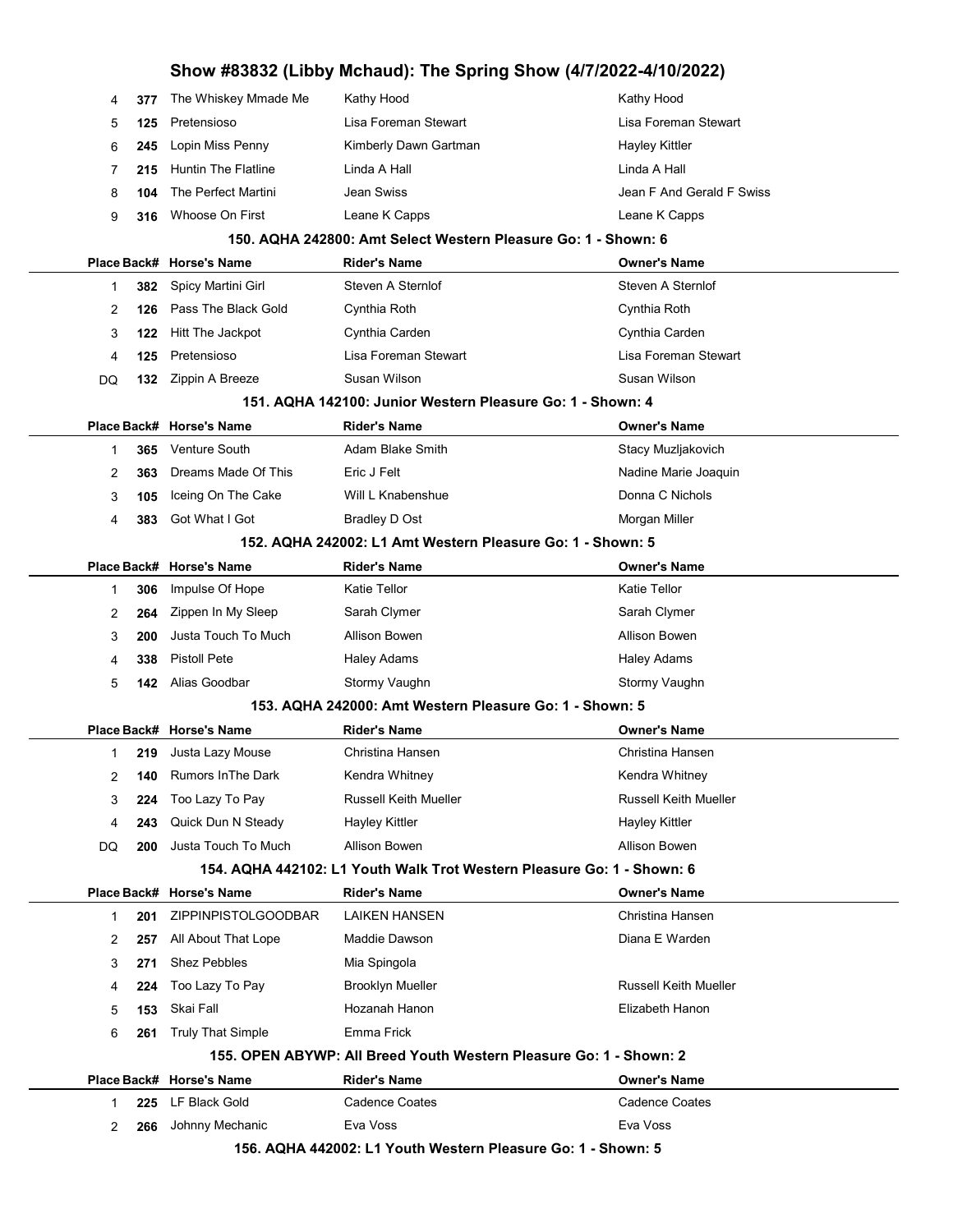| Place | Back# | Horse's Name | Rider's Name | Owner's Name |
|---|---|---|---|---|
| 4 | 377 | The Whiskey Mmade Me | Kathy Hood | Kathy Hood |
| 5 | 125 | Pretensioso | Lisa Foreman Stewart | Lisa Foreman Stewart |
| 6 | 245 | Lopin Miss Penny | Kimberly Dawn Gartman | Hayley Kittler |
| 7 | 215 | Huntin The Flatline | Linda A Hall | Linda A Hall |
| 8 | 104 | The Perfect Martini | Jean Swiss | Jean F And Gerald F Swiss |
| 9 | 316 | Whoose On First | Leane K Capps | Leane K Capps |

### 150. AQHA 242800: Amt Select Western Pleasure Go: 1 - Shown: 6

| Place | Back# | Horse's Name | Rider's Name | Owner's Name |
|---|---|---|---|---|
| 1 | 382 | Spicy Martini Girl | Steven A Sternlof | Steven A Sternlof |
| 2 | 126 | Pass The Black Gold | Cynthia Roth | Cynthia Roth |
| 3 | 122 | Hitt The Jackpot | Cynthia Carden | Cynthia Carden |
| 4 | 125 | Pretensioso | Lisa Foreman Stewart | Lisa Foreman Stewart |
| DQ | 132 | Zippin A Breeze | Susan Wilson | Susan Wilson |

### 151. AQHA 142100: Junior Western Pleasure Go: 1 - Shown: 4

| Place | Back# | Horse's Name | Rider's Name | Owner's Name |
|---|---|---|---|---|
| 1 | 365 | Venture South | Adam Blake Smith | Stacy Muzljakovich |
| 2 | 363 | Dreams Made Of This | Eric J Felt | Nadine Marie Joaquin |
| 3 | 105 | Iceing On The Cake | Will L Knabenshue | Donna C Nichols |
| 4 | 383 | Got What I Got | Bradley D Ost | Morgan Miller |

### 152. AQHA 242002: L1 Amt Western Pleasure Go: 1 - Shown: 5

| Place | Back# | Horse's Name | Rider's Name | Owner's Name |
|---|---|---|---|---|
| 1 | 306 | Impulse Of Hope | Katie Tellor | Katie Tellor |
| 2 | 264 | Zippen In My Sleep | Sarah Clymer | Sarah Clymer |
| 3 | 200 | Justa Touch To Much | Allison Bowen | Allison Bowen |
| 4 | 338 | Pistoll Pete | Haley Adams | Haley Adams |
| 5 | 142 | Alias Goodbar | Stormy Vaughn | Stormy Vaughn |

### 153. AQHA 242000: Amt Western Pleasure Go: 1 - Shown: 5

| Place | Back# | Horse's Name | Rider's Name | Owner's Name |
|---|---|---|---|---|
| 1 | 219 | Justa Lazy Mouse | Christina Hansen | Christina Hansen |
| 2 | 140 | Rumors InThe Dark | Kendra Whitney | Kendra Whitney |
| 3 | 224 | Too Lazy To Pay | Russell Keith Mueller | Russell Keith Mueller |
| 4 | 243 | Quick Dun N Steady | Hayley Kittler | Hayley Kittler |
| DQ | 200 | Justa Touch To Much | Allison Bowen | Allison Bowen |

### 154. AQHA 442102: L1 Youth Walk Trot Western Pleasure Go: 1 - Shown: 6

| Place | Back# | Horse's Name | Rider's Name | Owner's Name |
|---|---|---|---|---|
| 1 | 201 | ZIPPINPISTOLGOODBAR | LAIKEN HANSEN | Christina Hansen |
| 2 | 257 | All About That Lope | Maddie Dawson | Diana E Warden |
| 3 | 271 | Shez Pebbles | Mia Spingola | |
| 4 | 224 | Too Lazy To Pay | Brooklyn Mueller | Russell Keith Mueller |
| 5 | 153 | Skai Fall | Hozanah Hanon | Elizabeth Hanon |
| 6 | 261 | Truly That Simple | Emma Frick | |

### 155. OPEN ABYWP: All Breed Youth Western Pleasure Go: 1 - Shown: 2

| Place | Back# | Horse's Name | Rider's Name | Owner's Name |
|---|---|---|---|---|
| 1 | 225 | LF Black Gold | Cadence Coates | Cadence Coates |
| 2 | 266 | Johnny Mechanic | Eva Voss | Eva Voss |

### 156. AQHA 442002: L1 Youth Western Pleasure Go: 1 - Shown: 5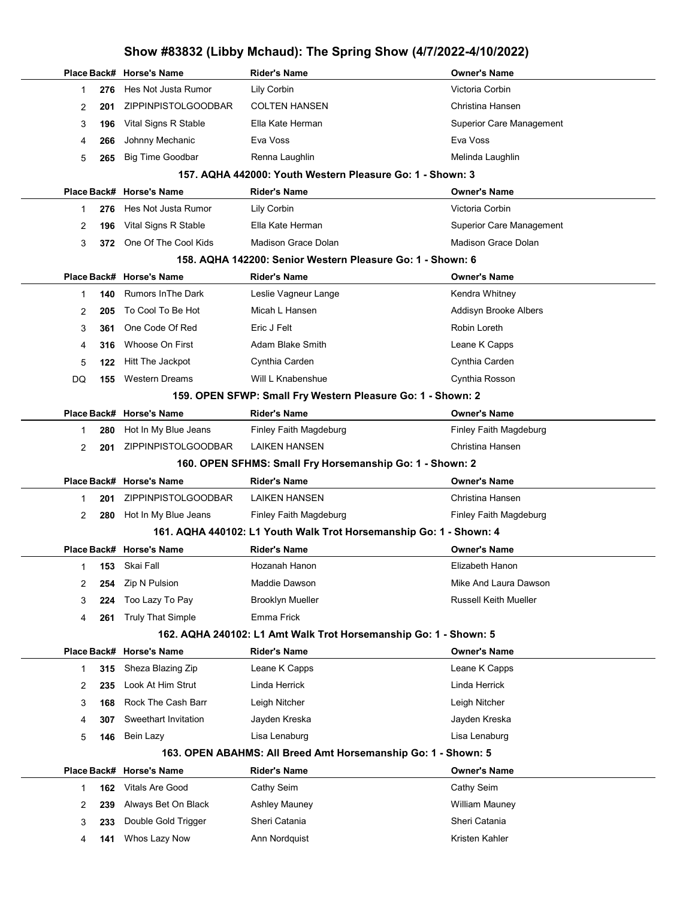# Show #83832 (Libby Mchaud): The Spring Show (4/7/2022-4/10/2022)

| Place | Back# | Horse's Name | Rider's Name | Owner's Name |
|---|---|---|---|---|
| 1 | 276 | Hes Not Justa Rumor | Lily Corbin | Victoria Corbin |
| 2 | 201 | ZIPPINPISTOLGOODBAR | COLTEN HANSEN | Christina Hansen |
| 3 | 196 | Vital Signs R Stable | Ella Kate Herman | Superior Care Management |
| 4 | 266 | Johnny Mechanic | Eva Voss | Eva Voss |
| 5 | 265 | Big Time Goodbar | Renna Laughlin | Melinda Laughlin |

## 157. AQHA 442000: Youth Western Pleasure Go: 1 - Shown: 3

| Place | Back# | Horse's Name | Rider's Name | Owner's Name |
|---|---|---|---|---|
| 1 | 276 | Hes Not Justa Rumor | Lily Corbin | Victoria Corbin |
| 2 | 196 | Vital Signs R Stable | Ella Kate Herman | Superior Care Management |
| 3 | 372 | One Of The Cool Kids | Madison Grace Dolan | Madison Grace Dolan |

## 158. AQHA 142200: Senior Western Pleasure Go: 1 - Shown: 6

| Place | Back# | Horse's Name | Rider's Name | Owner's Name |
|---|---|---|---|---|
| 1 | 140 | Rumors InThe Dark | Leslie Vagneur Lange | Kendra Whitney |
| 2 | 205 | To Cool To Be Hot | Micah L Hansen | Addisyn Brooke Albers |
| 3 | 361 | One Code Of Red | Eric J Felt | Robin Loreth |
| 4 | 316 | Whoose On First | Adam Blake Smith | Leane K Capps |
| 5 | 122 | Hitt The Jackpot | Cynthia Carden | Cynthia Carden |
| DQ | 155 | Western Dreams | Will L Knabenshue | Cynthia Rosson |

## 159. OPEN SFWP: Small Fry Western Pleasure Go: 1 - Shown: 2

| Place | Back# | Horse's Name | Rider's Name | Owner's Name |
|---|---|---|---|---|
| 1 | 280 | Hot In My Blue Jeans | Finley Faith Magdeburg | Finley Faith Magdeburg |
| 2 | 201 | ZIPPINPISTOLGOODBAR | LAIKEN HANSEN | Christina Hansen |

## 160. OPEN SFHMS: Small Fry Horsemanship Go: 1 - Shown: 2

| Place | Back# | Horse's Name | Rider's Name | Owner's Name |
|---|---|---|---|---|
| 1 | 201 | ZIPPINPISTOLGOODBAR | LAIKEN HANSEN | Christina Hansen |
| 2 | 280 | Hot In My Blue Jeans | Finley Faith Magdeburg | Finley Faith Magdeburg |

## 161. AQHA 440102: L1 Youth Walk Trot Horsemanship Go: 1 - Shown: 4

| Place | Back# | Horse's Name | Rider's Name | Owner's Name |
|---|---|---|---|---|
| 1 | 153 | Skai Fall | Hozanah Hanon | Elizabeth Hanon |
| 2 | 254 | Zip N Pulsion | Maddie Dawson | Mike And Laura Dawson |
| 3 | 224 | Too Lazy To Pay | Brooklyn Mueller | Russell Keith Mueller |
| 4 | 261 | Truly That Simple | Emma Frick | |

## 162. AQHA 240102: L1 Amt Walk Trot Horsemanship Go: 1 - Shown: 5

| Place | Back# | Horse's Name | Rider's Name | Owner's Name |
|---|---|---|---|---|
| 1 | 315 | Sheza Blazing Zip | Leane K Capps | Leane K Capps |
| 2 | 235 | Look At Him Strut | Linda Herrick | Linda Herrick |
| 3 | 168 | Rock The Cash Barr | Leigh Nitcher | Leigh Nitcher |
| 4 | 307 | Sweethart Invitation | Jayden Kreska | Jayden Kreska |
| 5 | 146 | Bein Lazy | Lisa Lenaburg | Lisa Lenaburg |

## 163. OPEN ABAHMS: All Breed Amt Horsemanship Go: 1 - Shown: 5

| Place | Back# | Horse's Name | Rider's Name | Owner's Name |
|---|---|---|---|---|
| 1 | 162 | Vitals Are Good | Cathy Seim | Cathy Seim |
| 2 | 239 | Always Bet On Black | Ashley Mauney | William Mauney |
| 3 | 233 | Double Gold Trigger | Sheri Catania | Sheri Catania |
| 4 | 141 | Whos Lazy Now | Ann Nordquist | Kristen Kahler |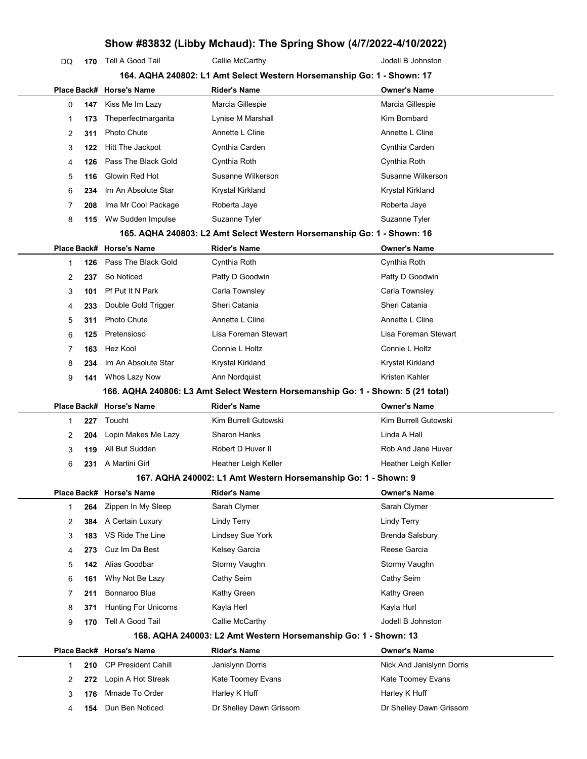| DQ | 170 | Tell A Good Tail | Callie McCarthy | Jodell B Johnston |
|---|---|---|---|---|

### 164. AQHA 240802: L1 Amt Select Western Horsemanship Go: 1 - Shown: 17

| Place | Back# | Horse's Name | Rider's Name | Owner's Name |
|---|---|---|---|---|
| 0 | 147 | Kiss Me Im Lazy | Marcia Gillespie | Marcia Gillespie |
| 1 | 173 | Theperfectmargarita | Lynise M Marshall | Kim Bombard |
| 2 | 311 | Photo Chute | Annette L Cline | Annette L Cline |
| 3 | 122 | Hitt The Jackpot | Cynthia Carden | Cynthia Carden |
| 4 | 126 | Pass The Black Gold | Cynthia Roth | Cynthia Roth |
| 5 | 116 | Glowin Red Hot | Susanne Wilkerson | Susanne Wilkerson |
| 6 | 234 | Im An Absolute Star | Krystal Kirkland | Krystal Kirkland |
| 7 | 208 | Ima Mr Cool Package | Roberta Jaye | Roberta Jaye |
| 8 | 115 | Ww Sudden Impulse | Suzanne Tyler | Suzanne Tyler |

### 165. AQHA 240803: L2 Amt Select Western Horsemanship Go: 1 - Shown: 16

| Place | Back# | Horse's Name | Rider's Name | Owner's Name |
|---|---|---|---|---|
| 1 | 126 | Pass The Black Gold | Cynthia Roth | Cynthia Roth |
| 2 | 237 | So Noticed | Patty D Goodwin | Patty D Goodwin |
| 3 | 101 | Pf Put It N Park | Carla Townsley | Carla Townsley |
| 4 | 233 | Double Gold Trigger | Sheri Catania | Sheri Catania |
| 5 | 311 | Photo Chute | Annette L Cline | Annette L Cline |
| 6 | 125 | Pretensioso | Lisa Foreman Stewart | Lisa Foreman Stewart |
| 7 | 163 | Hez Kool | Connie L Holtz | Connie L Holtz |
| 8 | 234 | Im An Absolute Star | Krystal Kirkland | Krystal Kirkland |
| 9 | 141 | Whos Lazy Now | Ann Nordquist | Kristen Kahler |

### 166. AQHA 240806: L3 Amt Select Western Horsemanship Go: 1 - Shown: 5 (21 total)

| Place | Back# | Horse's Name | Rider's Name | Owner's Name |
|---|---|---|---|---|
| 1 | 227 | Toucht | Kim Burrell Gutowski | Kim Burrell Gutowski |
| 2 | 204 | Lopin Makes Me Lazy | Sharon Hanks | Linda A Hall |
| 3 | 119 | All But Sudden | Robert D Huver II | Rob And Jane Huver |
| 6 | 231 | A Martini Girl | Heather Leigh Keller | Heather Leigh Keller |

### 167. AQHA 240002: L1 Amt Western Horsemanship Go: 1 - Shown: 9

| Place | Back# | Horse's Name | Rider's Name | Owner's Name |
|---|---|---|---|---|
| 1 | 264 | Zippen In My Sleep | Sarah Clymer | Sarah Clymer |
| 2 | 384 | A Certain Luxury | Lindy Terry | Lindy Terry |
| 3 | 183 | VS Ride The Line | Lindsey Sue York | Brenda Salsbury |
| 4 | 273 | Cuz Im Da Best | Kelsey Garcia | Reese Garcia |
| 5 | 142 | Alias Goodbar | Stormy Vaughn | Stormy Vaughn |
| 6 | 161 | Why Not Be Lazy | Cathy Seim | Cathy Seim |
| 7 | 211 | Bonnaroo Blue | Kathy Green | Kathy Green |
| 8 | 371 | Hunting For Unicorns | Kayla Herl | Kayla Hurl |
| 9 | 170 | Tell A Good Tail | Callie McCarthy | Jodell B Johnston |

### 168. AQHA 240003: L2 Amt Western Horsemanship Go: 1 - Shown: 13

| Place | Back# | Horse's Name | Rider's Name | Owner's Name |
|---|---|---|---|---|
| 1 | 210 | CP President Cahill | Janislynn Dorris | Nick And Janislynn Dorris |
| 2 | 272 | Lopin A Hot Streak | Kate Toomey Evans | Kate Toomey Evans |
| 3 | 176 | Mmade To Order | Harley K Huff | Harley K Huff |
| 4 | 154 | Dun Ben Noticed | Dr Shelley Dawn Grissom | Dr Shelley Dawn Grissom |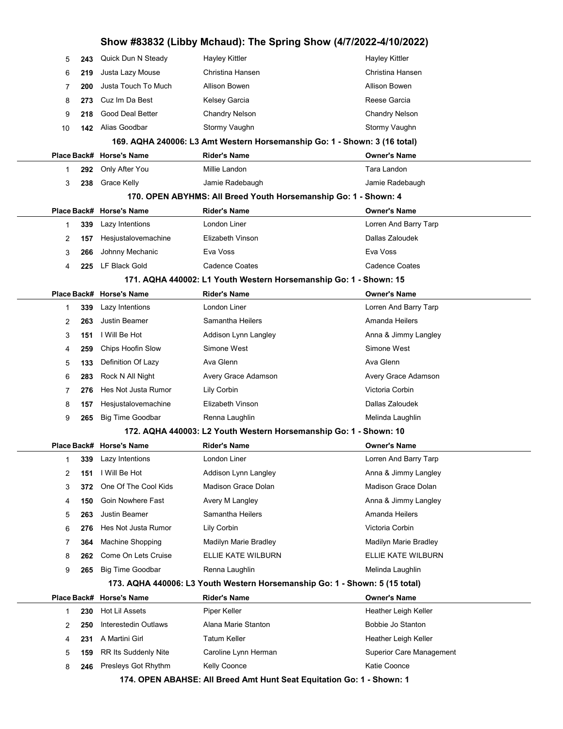# Show #83832 (Libby Mchaud): The Spring Show (4/7/2022-4/10/2022)

| Place | Back# | Horse's Name | Rider's Name | Owner's Name |
|---|---|---|---|---|
| 5 | 243 | Quick Dun N Steady | Hayley Kittler | Hayley Kittler |
| 6 | 219 | Justa Lazy Mouse | Christina Hansen | Christina Hansen |
| 7 | 200 | Justa Touch To Much | Allison Bowen | Allison Bowen |
| 8 | 273 | Cuz Im Da Best | Kelsey Garcia | Reese Garcia |
| 9 | 218 | Good Deal Better | Chandry Nelson | Chandry Nelson |
| 10 | 142 | Alias Goodbar | Stormy Vaughn | Stormy Vaughn |

### 169. AQHA 240006: L3 Amt Western Horsemanship Go: 1 - Shown: 3 (16 total)

| Place | Back# | Horse's Name | Rider's Name | Owner's Name |
|---|---|---|---|---|
| 1 | 292 | Only After You | Millie Landon | Tara Landon |
| 3 | 238 | Grace Kelly | Jamie Radebaugh | Jamie Radebaugh |

### 170. OPEN ABYHMS: All Breed Youth Horsemanship Go: 1 - Shown: 4

| Place | Back# | Horse's Name | Rider's Name | Owner's Name |
|---|---|---|---|---|
| 1 | 339 | Lazy Intentions | London Liner | Lorren And Barry Tarp |
| 2 | 157 | Hesjustalovemachine | Elizabeth Vinson | Dallas Zaloudek |
| 3 | 266 | Johnny Mechanic | Eva Voss | Eva Voss |
| 4 | 225 | LF Black Gold | Cadence Coates | Cadence Coates |

### 171. AQHA 440002: L1 Youth Western Horsemanship Go: 1 - Shown: 15

| Place | Back# | Horse's Name | Rider's Name | Owner's Name |
|---|---|---|---|---|
| 1 | 339 | Lazy Intentions | London Liner | Lorren And Barry Tarp |
| 2 | 263 | Justin Beamer | Samantha Heilers | Amanda Heilers |
| 3 | 151 | I Will Be Hot | Addison Lynn Langley | Anna & Jimmy Langley |
| 4 | 259 | Chips Hoofin Slow | Simone West | Simone West |
| 5 | 133 | Definition Of Lazy | Ava Glenn | Ava Glenn |
| 6 | 283 | Rock N All Night | Avery Grace Adamson | Avery Grace Adamson |
| 7 | 276 | Hes Not Justa Rumor | Lily Corbin | Victoria Corbin |
| 8 | 157 | Hesjustalovemachine | Elizabeth Vinson | Dallas Zaloudek |
| 9 | 265 | Big Time Goodbar | Renna Laughlin | Melinda Laughlin |

### 172. AQHA 440003: L2 Youth Western Horsemanship Go: 1 - Shown: 10

| Place | Back# | Horse's Name | Rider's Name | Owner's Name |
|---|---|---|---|---|
| 1 | 339 | Lazy Intentions | London Liner | Lorren And Barry Tarp |
| 2 | 151 | I Will Be Hot | Addison Lynn Langley | Anna & Jimmy Langley |
| 3 | 372 | One Of The Cool Kids | Madison Grace Dolan | Madison Grace Dolan |
| 4 | 150 | Goin Nowhere Fast | Avery M Langley | Anna & Jimmy Langley |
| 5 | 263 | Justin Beamer | Samantha Heilers | Amanda Heilers |
| 6 | 276 | Hes Not Justa Rumor | Lily Corbin | Victoria Corbin |
| 7 | 364 | Machine Shopping | Madilyn Marie Bradley | Madilyn Marie Bradley |
| 8 | 262 | Come On Lets Cruise | ELLIE KATE WILBURN | ELLIE KATE WILBURN |
| 9 | 265 | Big Time Goodbar | Renna Laughlin | Melinda Laughlin |

### 173. AQHA 440006: L3 Youth Western Horsemanship Go: 1 - Shown: 5 (15 total)

| Place | Back# | Horse's Name | Rider's Name | Owner's Name |
|---|---|---|---|---|
| 1 | 230 | Hot Lil Assets | Piper Keller | Heather Leigh Keller |
| 2 | 250 | Interestedin Outlaws | Alana Marie Stanton | Bobbie Jo Stanton |
| 4 | 231 | A Martini Girl | Tatum Keller | Heather Leigh Keller |
| 5 | 159 | RR Its Suddenly Nite | Caroline Lynn Herman | Superior Care Management |
| 8 | 246 | Presleys Got Rhythm | Kelly Coonce | Katie Coonce |

### 174. OPEN ABAHSE: All Breed Amt Hunt Seat Equitation Go: 1 - Shown: 1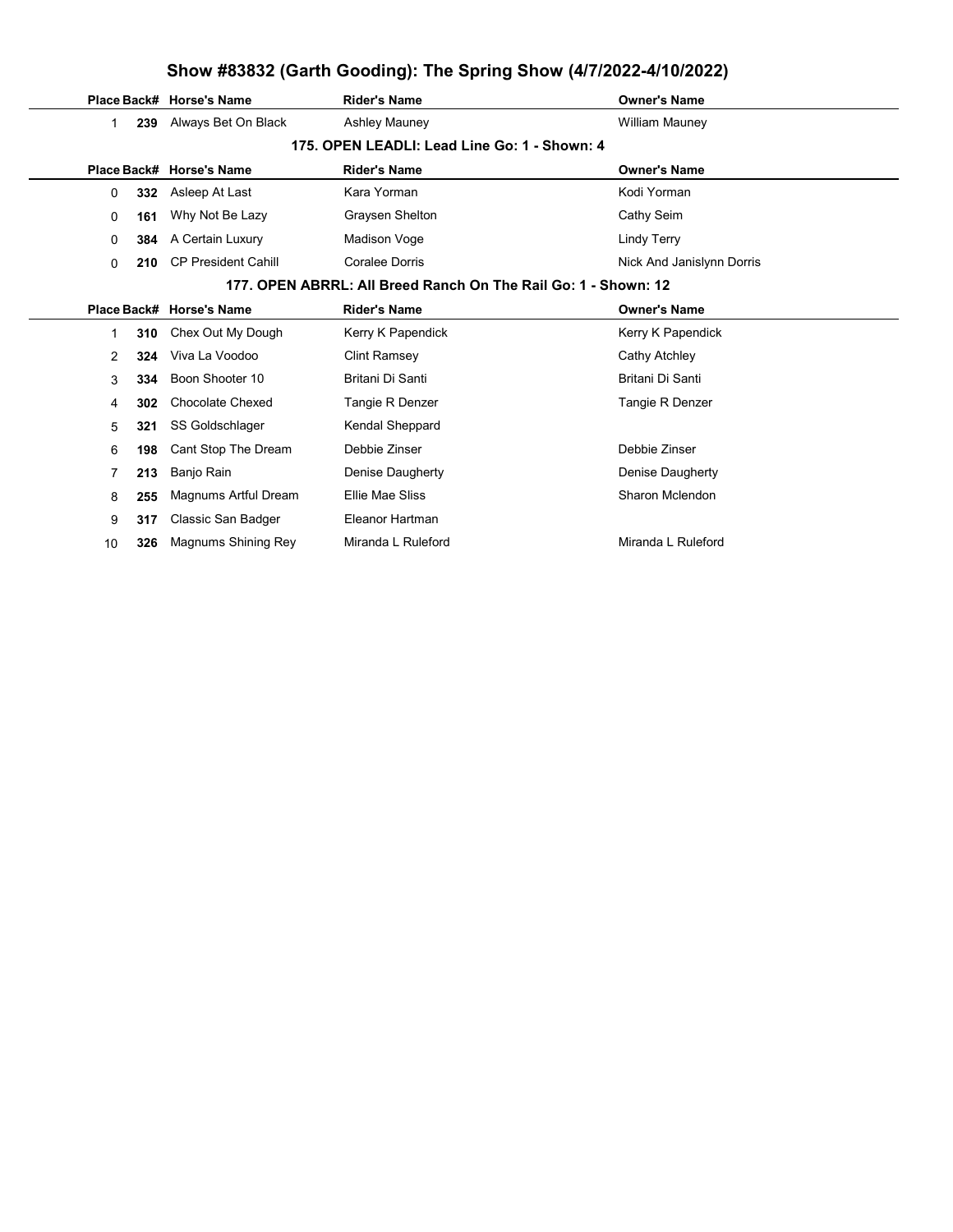# Show #83832 (Garth Gooding): The Spring Show (4/7/2022-4/10/2022)

| Place | Back# | Horse's Name | Rider's Name | Owner's Name |
|---|---|---|---|---|
| 1 | 239 | Always Bet On Black | Ashley Mauney | William Mauney |

## 175. OPEN LEADLI: Lead Line Go: 1 - Shown: 4

| Place | Back# | Horse's Name | Rider's Name | Owner's Name |
|---|---|---|---|---|
| 0 | 332 | Asleep At Last | Kara Yorman | Kodi Yorman |
| 0 | 161 | Why Not Be Lazy | Graysen Shelton | Cathy Seim |
| 0 | 384 | A Certain Luxury | Madison Voge | Lindy Terry |
| 0 | 210 | CP President Cahill | Coralee Dorris | Nick And Janislynn Dorris |

## 177. OPEN ABRRL: All Breed Ranch On The Rail Go: 1 - Shown: 12

| Place | Back# | Horse's Name | Rider's Name | Owner's Name |
|---|---|---|---|---|
| 1 | 310 | Chex Out My Dough | Kerry K Papendick | Kerry K Papendick |
| 2 | 324 | Viva La Voodoo | Clint Ramsey | Cathy Atchley |
| 3 | 334 | Boon Shooter 10 | Britani Di Santi | Britani Di Santi |
| 4 | 302 | Chocolate Chexed | Tangie R Denzer | Tangie R Denzer |
| 5 | 321 | SS Goldschlager | Kendal Sheppard | |
| 6 | 198 | Cant Stop The Dream | Debbie Zinser | Debbie Zinser |
| 7 | 213 | Banjo Rain | Denise Daugherty | Denise Daugherty |
| 8 | 255 | Magnums Artful Dream | Ellie Mae Sliss | Sharon Mclendon |
| 9 | 317 | Classic San Badger | Eleanor Hartman | |
| 10 | 326 | Magnums Shining Rey | Miranda L Ruleford | Miranda L Ruleford |